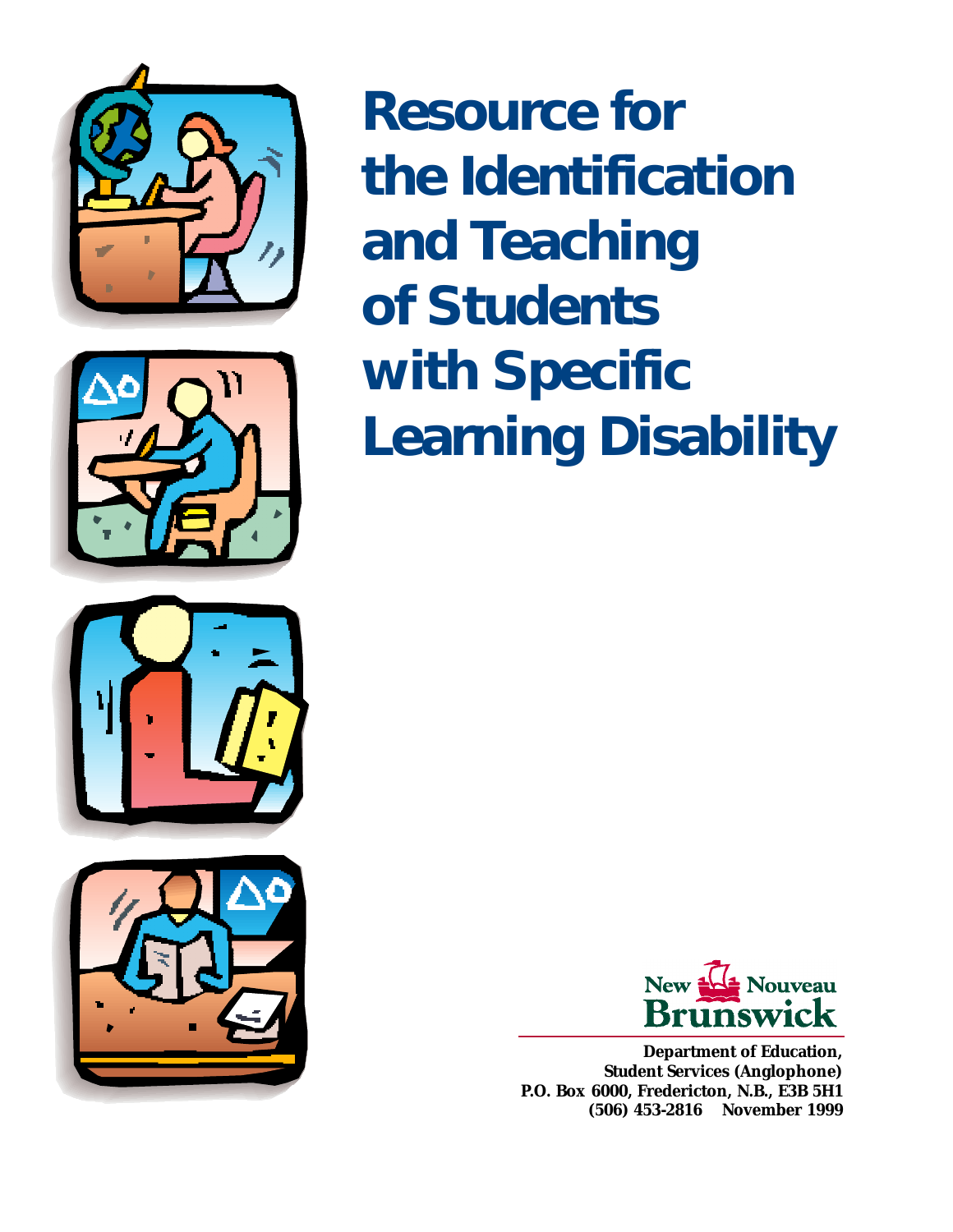# Resource for the Identification and Teaching of Students with Specific Learning Disability

New Nouveau Brunswick

**Department of Education,**
**Student Services (Anglophone)**
**P.O. Box 6000, Fredericton, N.B., E3B 5H1**
**(506) 453-2816 November 1999**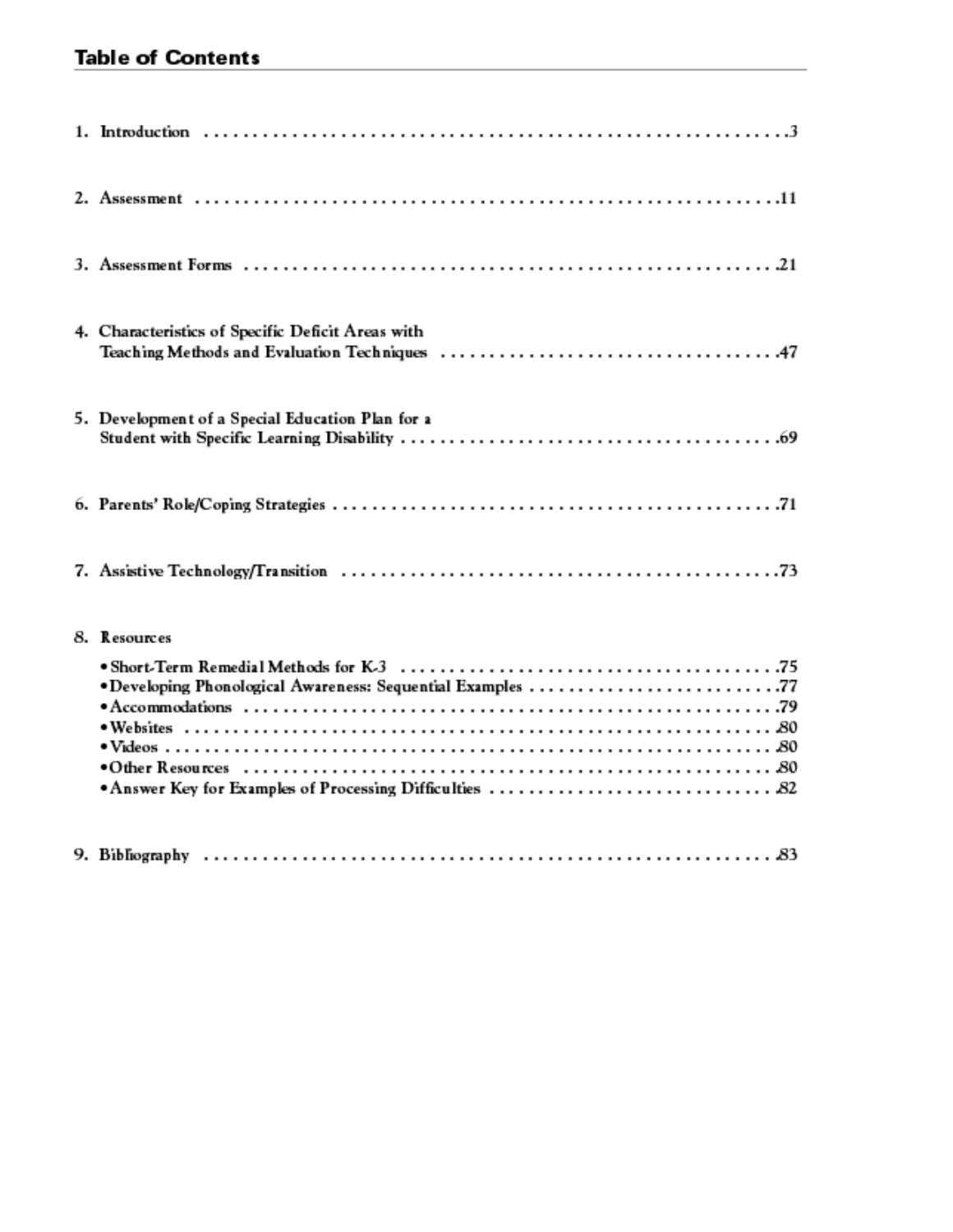## Table of Contents

1. Introduction . . . . . . . . . . . . . . . . . . . . . . . . . . . . . . . . . . . . . . . . . . . . . . . . . . . . . . . . . . . . .3

2. Assessment . . . . . . . . . . . . . . . . . . . . . . . . . . . . . . . . . . . . . . . . . . . . . . . . . . . . . . . . . . . . .11

3. Assessment Forms . . . . . . . . . . . . . . . . . . . . . . . . . . . . . . . . . . . . . . . . . . . . . . . . . . . . . . .21

4. Characteristics of Specific Deficit Areas with Teaching Methods and Evaluation Techniques . . . . . . . . . . . . . . . . . . . . . . . . . . . . . . . . . .47

5. Development of a Special Education Plan for a Student with Specific Learning Disability . . . . . . . . . . . . . . . . . . . . . . . . . . . . . . . . . . . . . . . .69

6. Parents' Role/Coping Strategies . . . . . . . . . . . . . . . . . . . . . . . . . . . . . . . . . . . . . . . . . . . . . .71

7. Assistive Technology/Transition . . . . . . . . . . . . . . . . . . . . . . . . . . . . . . . . . . . . . . . . . . . . .73

8. Resources
   - Short-Term Remedial Methods for K-3 . . . . . . . . . . . . . . . . . . . . . . . . . . . . . . . . . . . . . . .75
   - Developing Phonological Awareness: Sequential Examples . . . . . . . . . . . . . . . . . . . . . . . . . .77
   - Accommodations . . . . . . . . . . . . . . . . . . . . . . . . . . . . . . . . . . . . . . . . . . . . . . . . . . . . . .79
   - Websites . . . . . . . . . . . . . . . . . . . . . . . . . . . . . . . . . . . . . . . . . . . . . . . . . . . . . . . . . . .80
   - Videos . . . . . . . . . . . . . . . . . . . . . . . . . . . . . . . . . . . . . . . . . . . . . . . . . . . . . . . . . . . . .80
   - Other Resources . . . . . . . . . . . . . . . . . . . . . . . . . . . . . . . . . . . . . . . . . . . . . . . . . . . . . .80
   - Answer Key for Examples of Processing Difficulties . . . . . . . . . . . . . . . . . . . . . . . . . . . . . .82

9. Bibliography . . . . . . . . . . . . . . . . . . . . . . . . . . . . . . . . . . . . . . . . . . . . . . . . . . . . . . . . . . . .83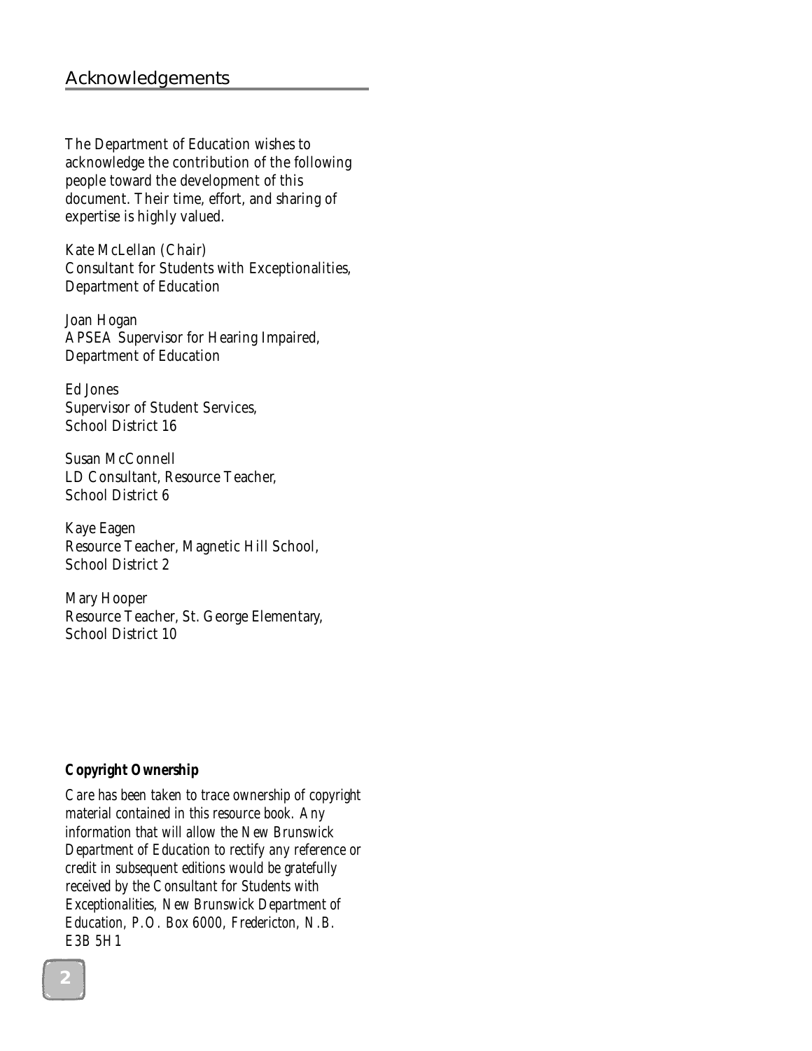## Acknowledgements

The Department of Education wishes to acknowledge the contribution of the following people toward the development of this document. Their time, effort, and sharing of expertise is highly valued.

Kate McLellan (Chair)
Consultant for Students with Exceptionalities,
Department of Education

Joan Hogan
APSEA Supervisor for Hearing Impaired,
Department of Education

Ed Jones
Supervisor of Student Services,
School District 16

Susan McConnell
LD Consultant, Resource Teacher,
School District 6

Kaye Eagen
Resource Teacher, Magnetic Hill School,
School District 2

Mary Hooper
Resource Teacher, St. George Elementary,
School District 10

**Copyright Ownership**

*Care has been taken to trace ownership of copyright material contained in this resource book. Any information that will allow the New Brunswick Department of Education to rectify any reference or credit in subsequent editions would be gratefully received by the Consultant for Students with Exceptionalities, New Brunswick Department of Education, P.O. Box 6000, Fredericton, N.B. E3B 5H1*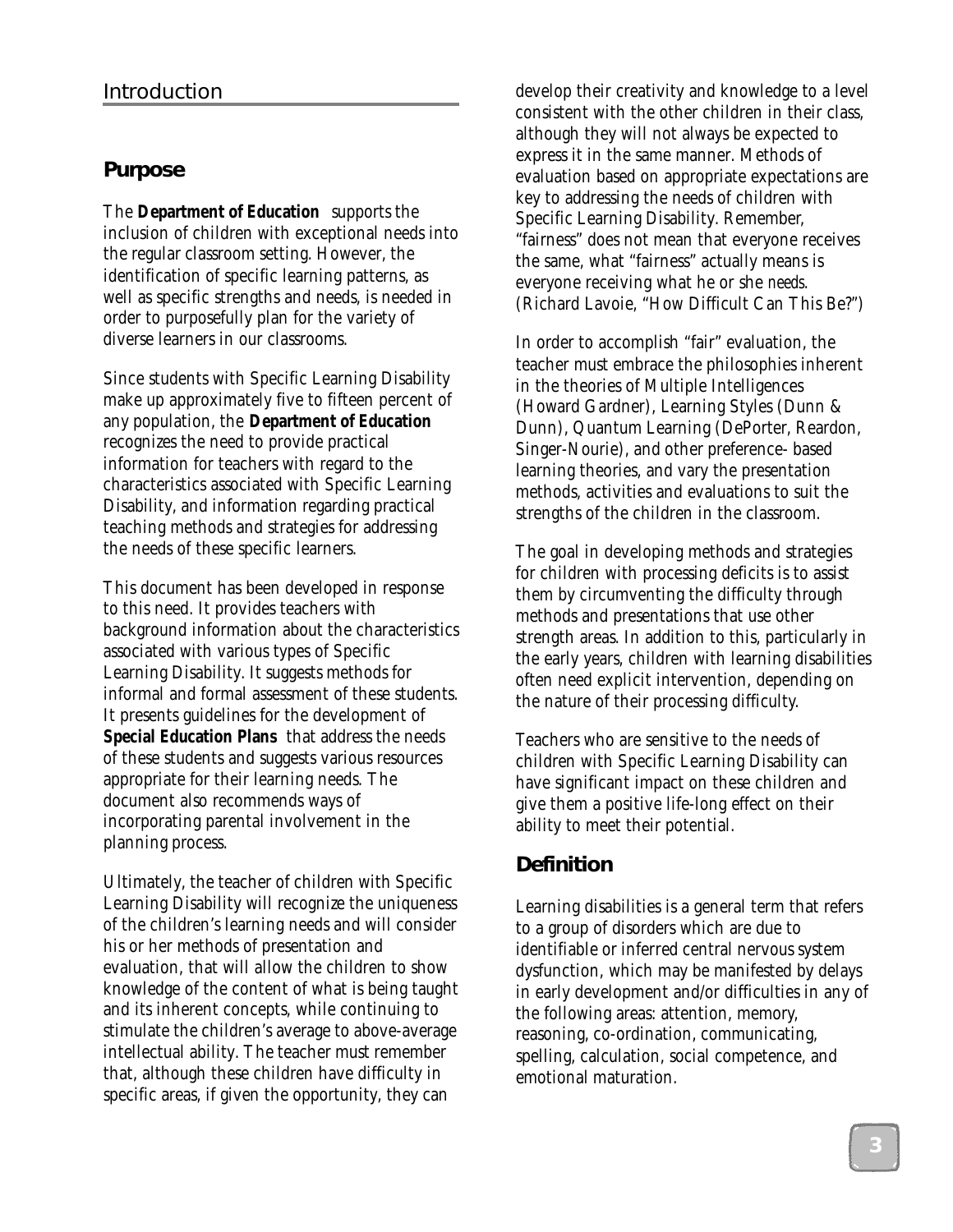## Introduction

### Purpose

The **Department of Education** supports the inclusion of children with exceptional needs into the regular classroom setting. However, the identification of specific learning patterns, as well as specific strengths and needs, is needed in order to purposefully plan for the variety of diverse learners in our classrooms.

Since students with Specific Learning Disability make up approximately five to fifteen percent of any population, the **Department of Education** recognizes the need to provide practical information for teachers with regard to the characteristics associated with Specific Learning Disability, and information regarding practical teaching methods and strategies for addressing the needs of these specific learners.

This document has been developed in response to this need. It provides teachers with background information about the characteristics associated with various types of Specific Learning Disability. It suggests methods for informal and formal assessment of these students. It presents guidelines for the development of **Special Education Plans** that address the needs of these students and suggests various resources appropriate for their learning needs. The document also recommends ways of incorporating parental involvement in the planning process.

Ultimately, the teacher of children with Specific Learning Disability will recognize the uniqueness of the children's learning needs and will consider his or her methods of presentation and evaluation, that will allow the children to show knowledge of the content of what is being taught and its inherent concepts, while continuing to stimulate the children's average to above-average intellectual ability. The teacher must remember that, although these children have difficulty in specific areas, if given the opportunity, they can develop their creativity and knowledge to a level consistent with the other children in their class, although they will not always be expected to express it in the same manner. Methods of evaluation based on appropriate expectations are key to addressing the needs of children with Specific Learning Disability. Remember, "fairness" does not mean that everyone receives the same, what "fairness" actually means is everyone receiving what he or she *needs*. (Richard Lavoie, "How Difficult Can This Be?")

In order to accomplish "fair" evaluation, the teacher must embrace the philosophies inherent in the theories of Multiple Intelligences (Howard Gardner), Learning Styles (Dunn & Dunn), Quantum Learning (DePorter, Reardon, Singer-Nourie), and other preference- based learning theories, and vary the presentation methods, activities and evaluations to suit the strengths of the children in the classroom.

The goal in developing methods and strategies for children with processing deficits is to assist them by circumventing the difficulty through methods and presentations that use other strength areas. In addition to this, particularly in the early years, children with learning disabilities often need explicit intervention, depending on the nature of their processing difficulty.

Teachers who are sensitive to the needs of children with Specific Learning Disability can have significant impact on these children and give them a positive life-long effect on their ability to meet their potential.

### Definition

Learning disabilities is a general term that refers to a group of disorders which are due to identifiable or inferred central nervous system dysfunction, which may be manifested by delays in early development and/or difficulties in any of the following areas: attention, memory, reasoning, co-ordination, communicating, spelling, calculation, social competence, and emotional maturation.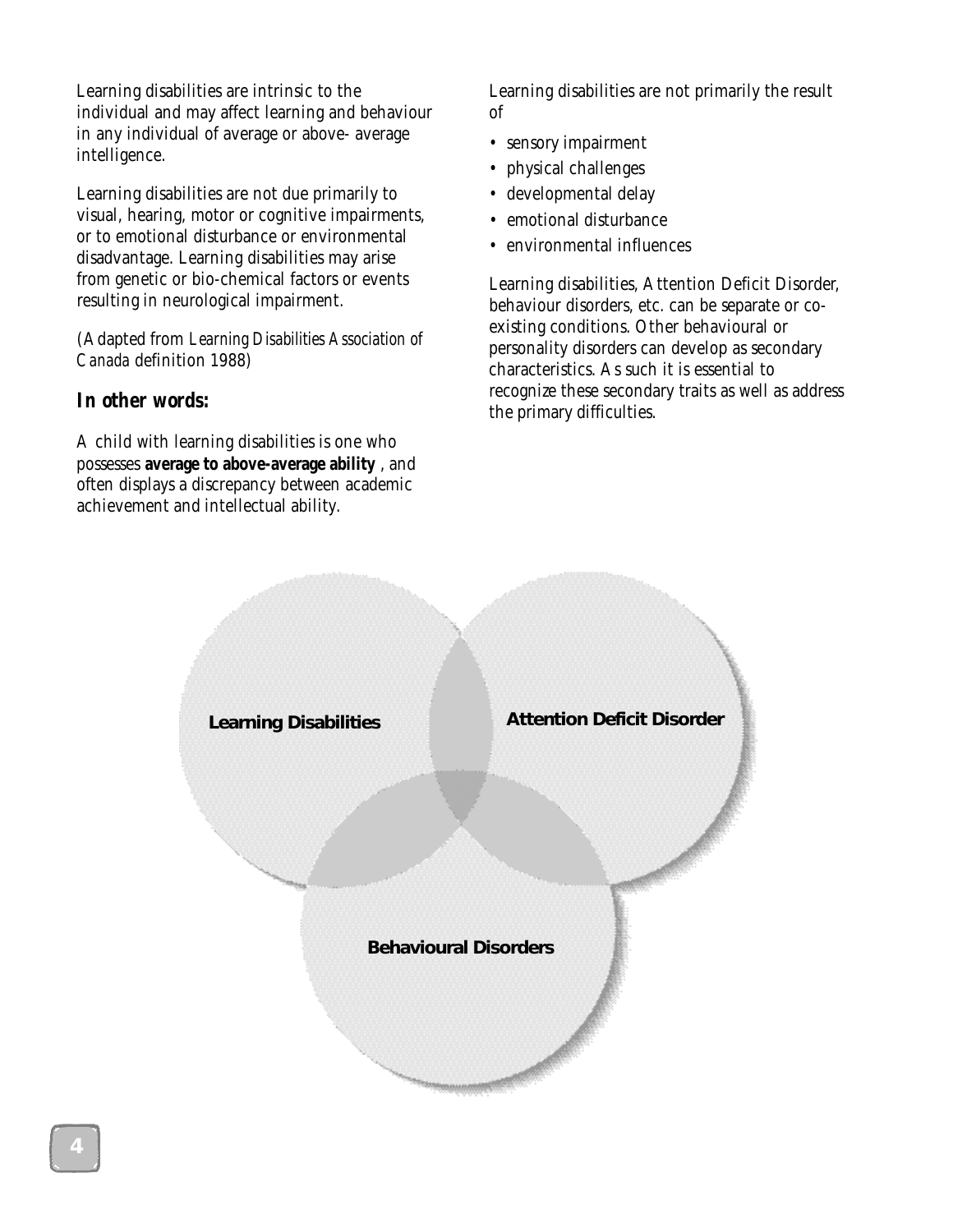Learning disabilities are intrinsic to the individual and may affect learning and behaviour in any individual of average or above- average intelligence.

Learning disabilities are not due primarily to visual, hearing, motor or cognitive impairments, or to emotional disturbance or environmental disadvantage. Learning disabilities may arise from genetic or bio-chemical factors or events resulting in neurological impairment.

(Adapted from *Learning Disabilities Association of Canada* definition 1988)

### *In other words:*

A child with learning disabilities is one who possesses **average to above-average ability** , and often displays a discrepancy between academic achievement and intellectual ability.

Learning disabilities are not primarily the result of

- sensory impairment
- physical challenges
- developmental delay
- emotional disturbance
- environmental influences

Learning disabilities, Attention Deficit Disorder, behaviour disorders, etc. can be separate or co-existing conditions. Other behavioural or personality disorders can develop as secondary characteristics. As such it is essential to recognize these secondary traits as well as address the primary difficulties.

Learning Disabilities

Attention Deficit Disorder

Behavioural Disorders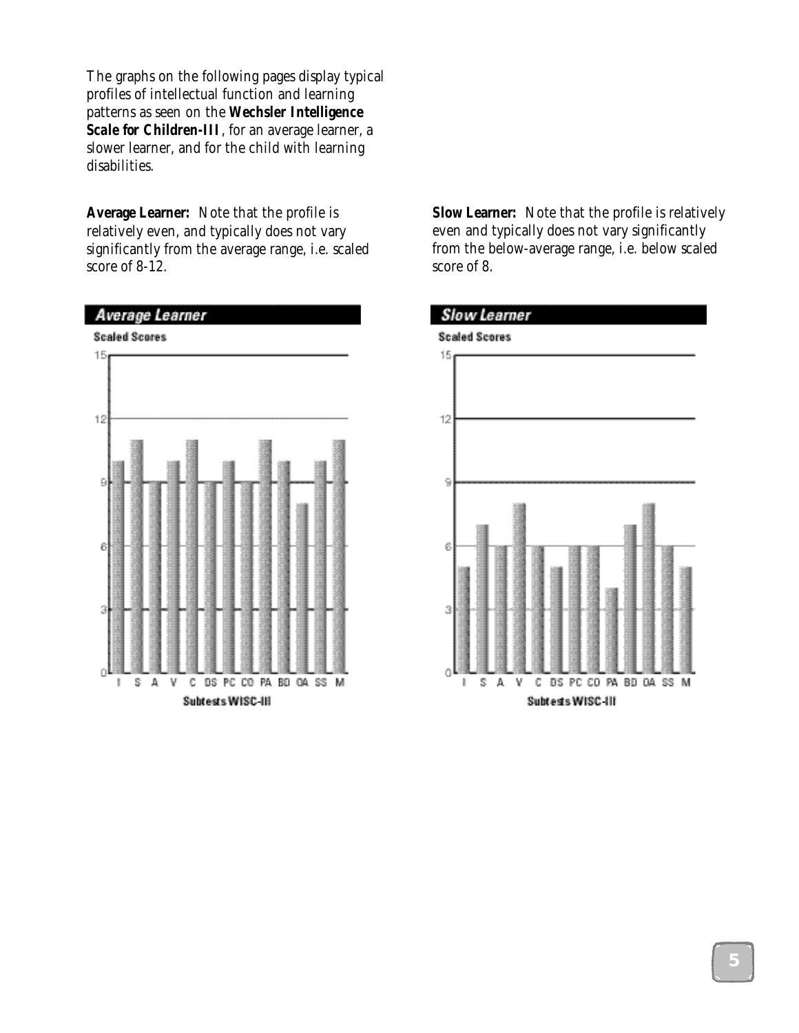The graphs on the following pages display typical profiles of intellectual function and learning patterns as seen on the **Wechsler Intelligence Scale for Children-III**, for an average learner, a slower learner, and for the child with learning disabilities.

**Average Learner:** Note that the profile is relatively even, and typically does not vary significantly from the average range, i.e. scaled score of 8-12.

**Slow Learner:** Note that the profile is relatively even and typically does not vary significantly from the below-average range, i.e. below scaled score of 8.

Average Learner

Scaled Scores

15
12
9
6
3
0

I S A V C DS PC CO PA BD OA SS M

Subtests WISC-III

Slow Learner

Scaled Scores

15
12
9
6
3
0

I S A V C DS PC CO PA BD OA SS M

Subtests WISC-III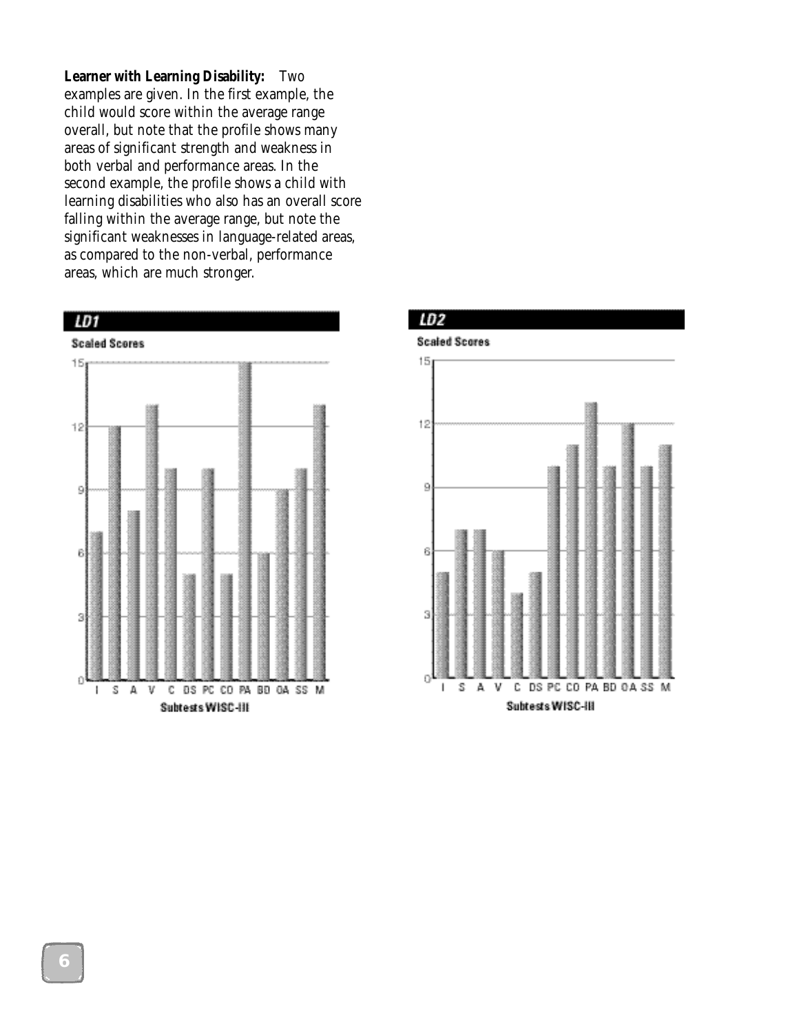**Learner with Learning Disability:** Two examples are given. In the first example, the child would score within the average range overall, but note that the profile shows many areas of significant strength and weakness in both verbal and performance areas. In the second example, the profile shows a child with learning disabilities who also has an overall score falling within the average range, but note the significant weaknesses in language-related areas, as compared to the non-verbal, performance areas, which are much stronger.

***LD1***

Scaled Scores

15
12
9
6
3
0

I S A V C DS PC CO PA BD OA SS M

Subtests WISC-III

***LD2***

Scaled Scores

15
12
9
6
3
0

I S A V C DS PC CO PA BD OA SS M

Subtests WISC-III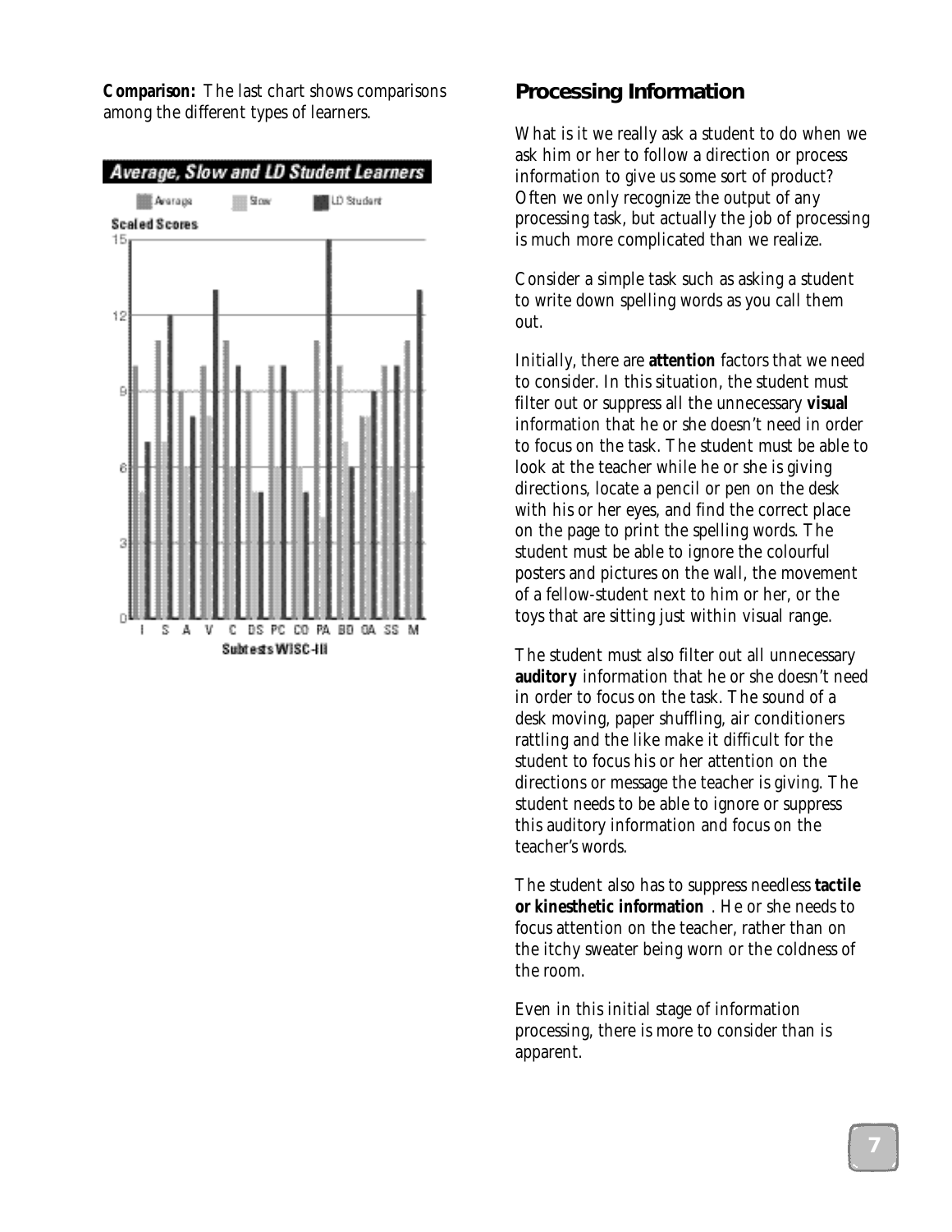**Comparison:** The last chart shows comparisons among the different types of learners.

Average, Slow and LD Student Learners

Average
Slow
LD Student

Scaled Scores

15
12
9
6
3
0

I S A V C DS PC CO PA BD OA SS M

Subtests WISC-III

## Processing Information

What is it we really ask a student to do when we ask him or her to follow a direction or process information to give us some sort of product? Often we only recognize the output of any processing task, but actually the job of processing is much more complicated than we realize.

Consider a simple task such as asking a student to write down spelling words as you call them out.

Initially, there are **attention** factors that we need to consider. In this situation, the student must filter out or suppress all the unnecessary **visual** information that he or she doesn't need in order to focus on the task. The student must be able to look at the teacher while he or she is giving directions, locate a pencil or pen on the desk with his or her eyes, and find the correct place on the page to print the spelling words. The student must be able to ignore the colourful posters and pictures on the wall, the movement of a fellow-student next to him or her, or the toys that are sitting just within visual range.

The student must also filter out all unnecessary **auditory** information that he or she doesn't need in order to focus on the task. The sound of a desk moving, paper shuffling, air conditioners rattling and the like make it difficult for the student to focus his or her attention on the directions or message the teacher is giving. The student needs to be able to ignore or suppress this auditory information and focus on the teacher's words.

The student also has to suppress needless **tactile or kinesthetic information**. He or she needs to focus attention on the teacher, rather than on the itchy sweater being worn or the coldness of the room.

Even in this initial stage of information processing, there is more to consider than is apparent.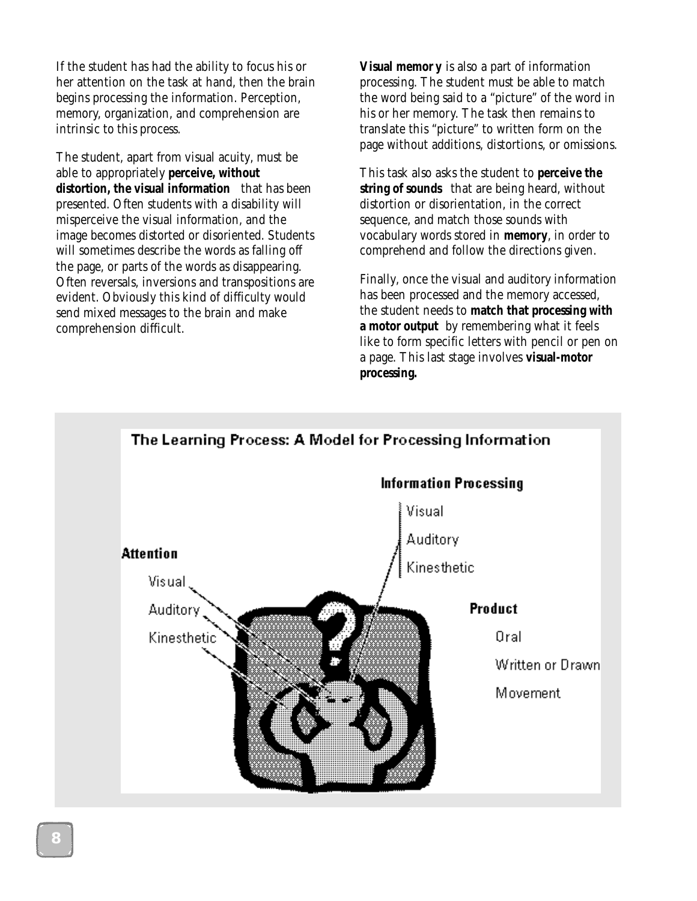If the student has had the ability to focus his or her attention on the task at hand, then the brain begins processing the information. Perception, memory, organization, and comprehension are intrinsic to this process.

The student, apart from visual acuity, must be able to appropriately **perceive, without distortion, the visual information** that has been presented. Often students with a disability will misperceive the visual information, and the image becomes distorted or disoriented. Students will sometimes describe the words as falling off the page, or parts of the words as disappearing. Often reversals, inversions and transpositions are evident. Obviously this kind of difficulty would send mixed messages to the brain and make comprehension difficult.

**Visual memory** is also a part of information processing. The student must be able to match the word being said to a "picture" of the word in his or her memory. The task then remains to translate this "picture" to written form on the page without additions, distortions, or omissions.

This task also asks the student to **perceive the string of sounds** that are being heard, without distortion or disorientation, in the correct sequence, and match those sounds with vocabulary words stored in **memory**, in order to comprehend and follow the directions given.

Finally, once the visual and auditory information has been processed and the memory accessed, the student needs to **match that processing with a motor output** by remembering what it feels like to form specific letters with pencil or pen on a page. This last stage involves **visual-motor processing.**

The Learning Process: A Model for Processing Information

Information Processing
Visual
Auditory
Kinesthetic

Attention
Visual
Auditory
Kinesthetic

Product
Oral
Written or Drawn
Movement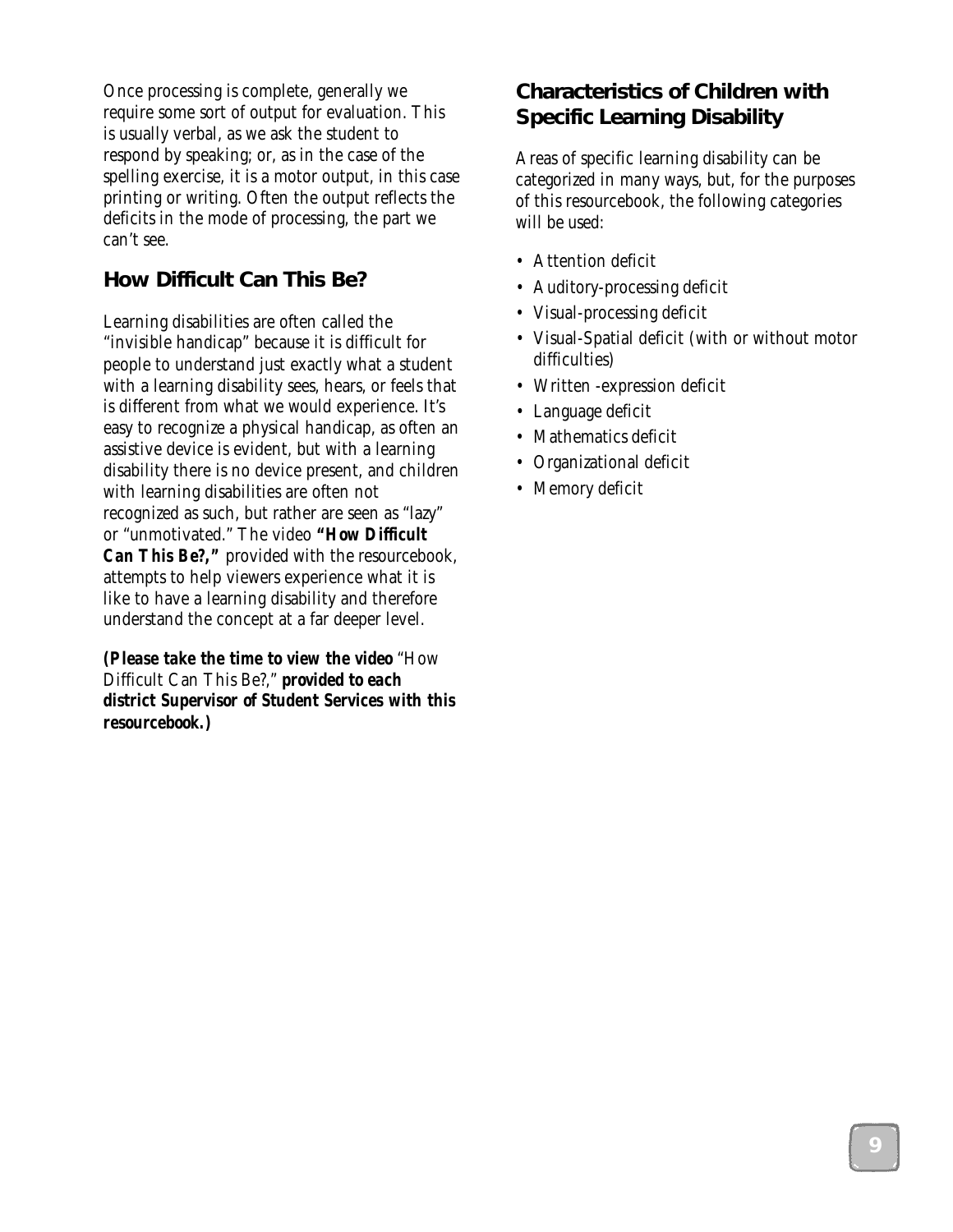Once processing is complete, generally we require some sort of output for evaluation. This is usually verbal, as we ask the student to respond by speaking; or, as in the case of the spelling exercise, it is a motor output, in this case printing or writing. Often the output reflects the deficits in the mode of processing, the part we can't see.

## How Difficult Can This Be?

Learning disabilities are often called the "invisible handicap" because it is difficult for people to understand just exactly what a student with a learning disability sees, hears, or feels that is different from what we would experience. It's easy to recognize a physical handicap, as often an assistive device is evident, but with a learning disability there is no device present, and children with learning disabilities are often not recognized as such, but rather are seen as "lazy" or "unmotivated." The video **"How Difficult Can This Be?,"** provided with the resourcebook, attempts to help viewers experience what it is like to have a learning disability and therefore understand the concept at a far deeper level.

**(Please take the time to view the video** "How Difficult Can This Be?," **provided to each district Supervisor of Student Services with this resourcebook.)**

## Characteristics of Children with Specific Learning Disability

Areas of specific learning disability can be categorized in many ways, but, for the purposes of this resourcebook, the following categories will be used:

- Attention deficit
- Auditory-processing deficit
- Visual-processing deficit
- Visual-Spatial deficit (with or without motor difficulties)
- Written -expression deficit
- Language deficit
- Mathematics deficit
- Organizational deficit
- Memory deficit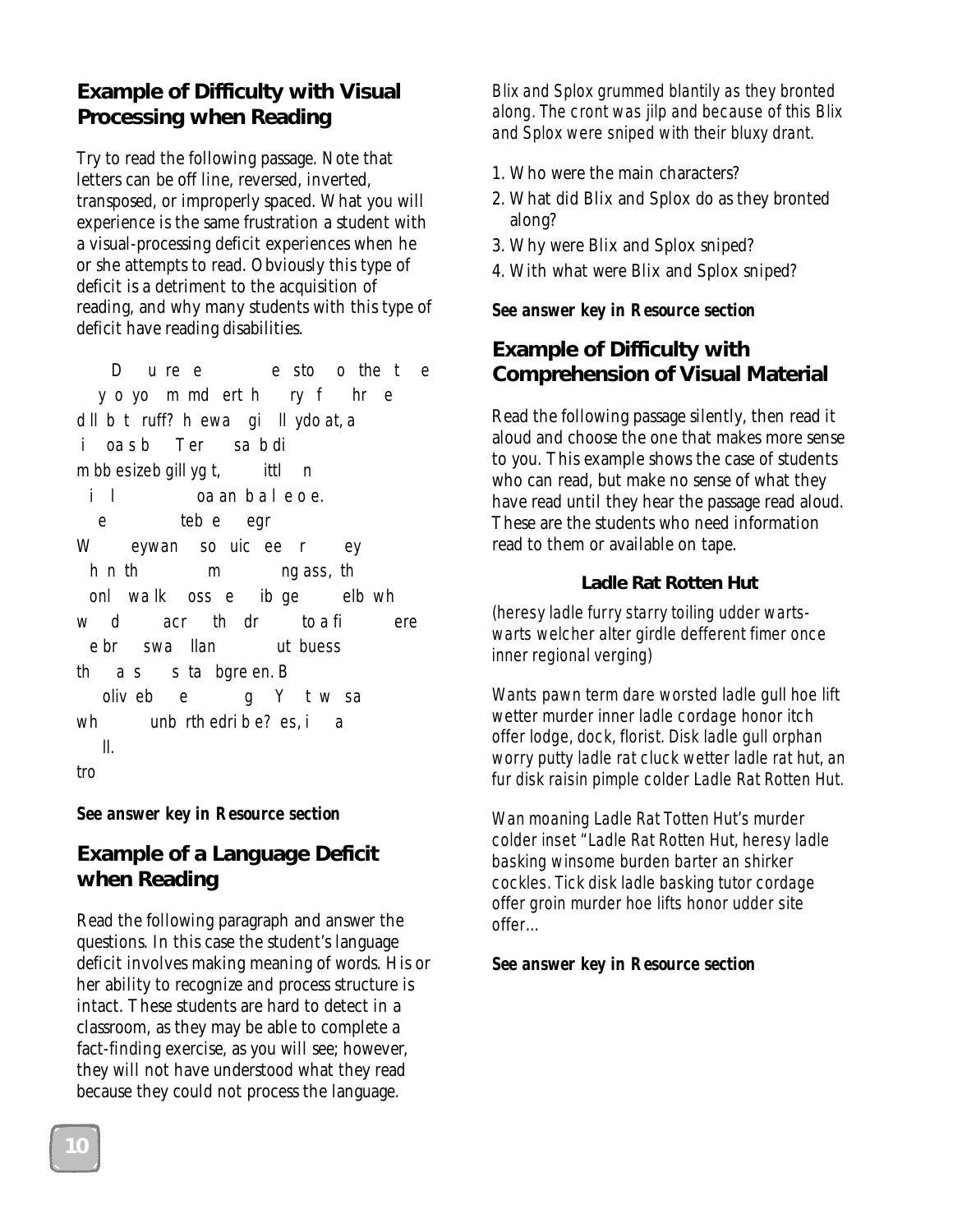## Example of Difficulty with Visual Processing when Reading

Try to read the following passage. Note that letters can be off line, reversed, inverted, transposed, or improperly spaced. What you will experience is the same frustration a student with a visual-processing deficit experiences when he or she attempts to read. Obviously this type of deficit is a detriment to the acquisition of reading, and why many students with this type of deficit have reading disabilities.

D u re e e sto o the t e
y o yo m md ert h ry f hr e
d ll b t ruff? h ewa gi ll ydo at, a
i oa s b Ter sa b di
m bb esize b gill y g t, ittl n
i l oa an b a l e o e.
e teb e egr
W eywan so uic ee r ey
h n th m ng ass, th
onl wa lk oss e ib ge elb wh
w d acr th dr to a fi ere
e br swa llan ut buess
th a s s ta bgre en. B
oliv eb e g Y t w sa
wh unb rth edri b e? es, i a
ll.
tro

***See answer key in Resource section***

## Example of a Language Deficit when Reading

Read the following paragraph and answer the questions. In this case the student's language deficit involves making meaning of words. His or her ability to recognize and process structure is intact. These students are hard to detect in a classroom, as they may be able to complete a fact-finding exercise, as you will see; however, they will not have understood what they read because they could not process the language.

*Blix and Splox grummed blantily as they bronted along. The cront was jilp and because of this Blix and Splox were sniped with their bluxy drant.*

1. Who were the main characters?
2. What did Blix and Splox do as they bronted along?
3. Why were Blix and Splox sniped?
4. With what were Blix and Splox sniped?

***See answer key in Resource section***

## Example of Difficulty with Comprehension of Visual Material

Read the following passage silently, then read it aloud and choose the one that makes more sense to you. This example shows the case of students who can read, but make no sense of what they have read until they hear the passage read aloud. These are the students who need information read to them or available on tape.

### Ladle Rat Rotten Hut

*(heresy ladle furry starry toiling udder warts-warts welcher alter girdle defferent fimer once inner regional verging)*

*Wants pawn term dare worsted ladle gull hoe lift wetter murder inner ladle cordage honor itch offer lodge, dock, florist. Disk ladle gull orphan worry putty ladle rat cluck wetter ladle rat hut, an fur disk raisin pimple colder Ladle Rat Rotten Hut.*

*Wan moaning Ladle Rat Totten Hut's murder colder inset "Ladle Rat Rotten Hut, heresy ladle basking winsome burden barter an shirker cockles. Tick disk ladle basking tutor cordage offer groin murder hoe lifts honor udder site offer...*

***See answer key in Resource section***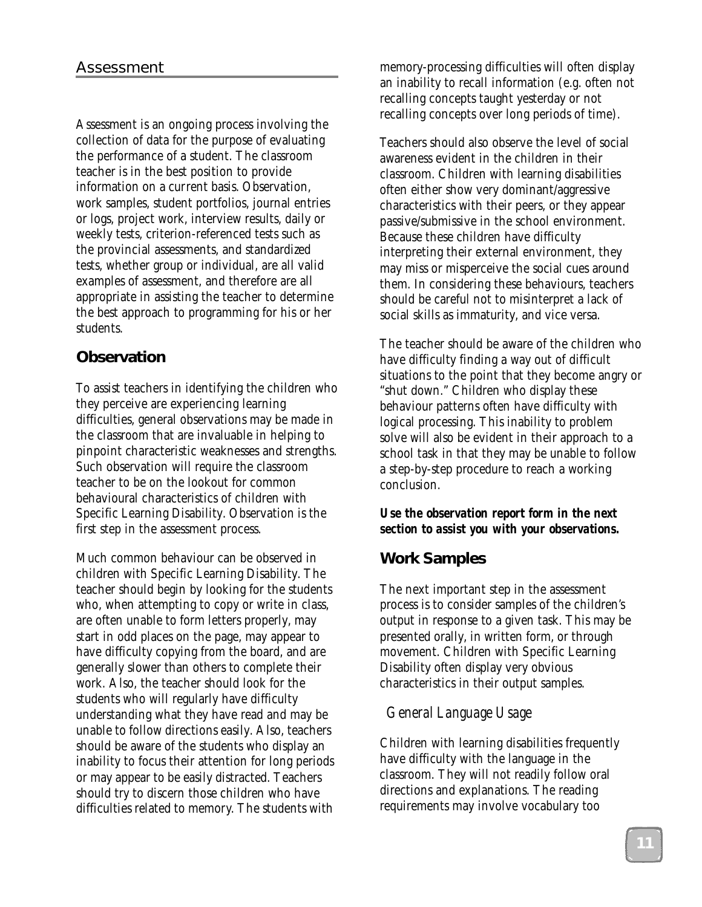## Assessment

Assessment is an ongoing process involving the collection of data for the purpose of evaluating the performance of a student. The classroom teacher is in the best position to provide information on a current basis. Observation, work samples, student portfolios, journal entries or logs, project work, interview results, daily or weekly tests, criterion-referenced tests such as the provincial assessments, and standardized tests, whether group or individual, are all valid examples of assessment, and therefore are all appropriate in assisting the teacher to determine the best approach to programming for his or her students.

### Observation

To assist teachers in identifying the children who they perceive are experiencing learning difficulties, general observations may be made in the classroom that are invaluable in helping to pinpoint characteristic weaknesses and strengths. Such observation will require the classroom teacher to be on the lookout for common behavioural characteristics of children with Specific Learning Disability. Observation is the first step in the assessment process.

Much common behaviour can be observed in children with Specific Learning Disability. The teacher should begin by looking for the students who, when attempting to copy or write in class, are often unable to form letters properly, may start in odd places on the page, may appear to have difficulty copying from the board, and are generally slower than others to complete their work. Also, the teacher should look for the students who will regularly have difficulty understanding what they have read and may be unable to follow directions easily. Also, teachers should be aware of the students who display an inability to focus their attention for long periods or may appear to be easily distracted. Teachers should try to discern those children who have difficulties related to memory. The students with memory-processing difficulties will often display an inability to recall information (e.g. often not recalling concepts taught yesterday or not recalling concepts over long periods of time).

Teachers should also observe the level of social awareness evident in the children in their classroom. Children with learning disabilities often either show very dominant/aggressive characteristics with their peers, or they appear passive/submissive in the school environment. Because these children have difficulty interpreting their external environment, they may miss or misperceive the social cues around them. In considering these behaviours, teachers should be careful not to misinterpret a lack of social skills as immaturity, and vice versa.

The teacher should be aware of the children who have difficulty finding a way out of difficult situations to the point that they become angry or "shut down." Children who display these behaviour patterns often have difficulty with logical processing. This inability to problem solve will also be evident in their approach to a school task in that they may be unable to follow a step-by-step procedure to reach a working conclusion.

***Use the observation report form in the next section to assist you with your observations.***

### Work Samples

The next important step in the assessment process is to consider samples of the children's output in response to a given task. This may be presented orally, in written form, or through movement. Children with Specific Learning Disability often display very obvious characteristics in their output samples.

#### *General Language Usage*

Children with learning disabilities frequently have difficulty with the language in the classroom. They will not readily follow oral directions and explanations. The reading requirements may involve vocabulary too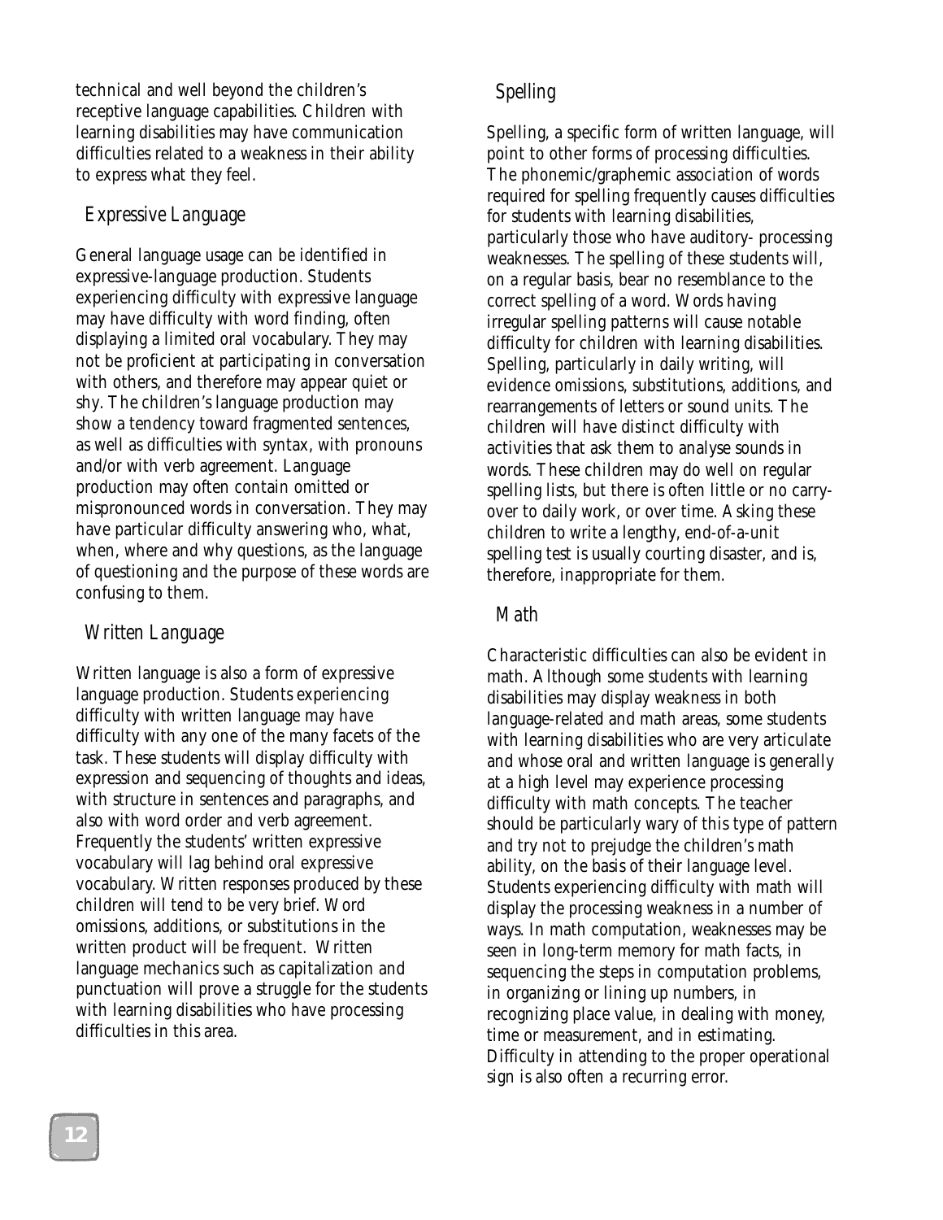technical and well beyond the children's receptive language capabilities. Children with learning disabilities may have communication difficulties related to a weakness in their ability to express what they feel.

### Expressive Language

General language usage can be identified in expressive-language production. Students experiencing difficulty with expressive language may have difficulty with word finding, often displaying a limited oral vocabulary. They may not be proficient at participating in conversation with others, and therefore may appear quiet or shy. The children's language production may show a tendency toward fragmented sentences, as well as difficulties with syntax, with pronouns and/or with verb agreement. Language production may often contain omitted or mispronounced words in conversation. They may have particular difficulty answering who, what, when, where and why questions, as the language of questioning and the purpose of these words are confusing to them.

### Written Language

Written language is also a form of expressive language production. Students experiencing difficulty with written language may have difficulty with any one of the many facets of the task. These students will display difficulty with expression and sequencing of thoughts and ideas, with structure in sentences and paragraphs, and also with word order and verb agreement. Frequently the students' written expressive vocabulary will lag behind oral expressive vocabulary. Written responses produced by these children will tend to be very brief. Word omissions, additions, or substitutions in the written product will be frequent. Written language mechanics such as capitalization and punctuation will prove a struggle for the students with learning disabilities who have processing difficulties in this area.

### Spelling

Spelling, a specific form of written language, will point to other forms of processing difficulties. The phonemic/graphemic association of words required for spelling frequently causes difficulties for students with learning disabilities, particularly those who have auditory- processing weaknesses. The spelling of these students will, on a regular basis, bear no resemblance to the correct spelling of a word. Words having irregular spelling patterns will cause notable difficulty for children with learning disabilities. Spelling, particularly in daily writing, will evidence omissions, substitutions, additions, and rearrangements of letters or sound units. The children will have distinct difficulty with activities that ask them to analyse sounds in words. These children may do well on regular spelling lists, but there is often little or no carry-over to daily work, or over time. Asking these children to write a lengthy, end-of-a-unit spelling test is usually courting disaster, and is, therefore, inappropriate for them.

### Math

Characteristic difficulties can also be evident in math. Although some students with learning disabilities may display weakness in both language-related and math areas, some students with learning disabilities who are very articulate and whose oral and written language is generally at a high level may experience processing difficulty with math concepts. The teacher should be particularly wary of this type of pattern and try not to prejudge the children's math ability, on the basis of their language level. Students experiencing difficulty with math will display the processing weakness in a number of ways. In math computation, weaknesses may be seen in long-term memory for math facts, in sequencing the steps in computation problems, in organizing or lining up numbers, in recognizing place value, in dealing with money, time or measurement, and in estimating. Difficulty in attending to the proper operational sign is also often a recurring error.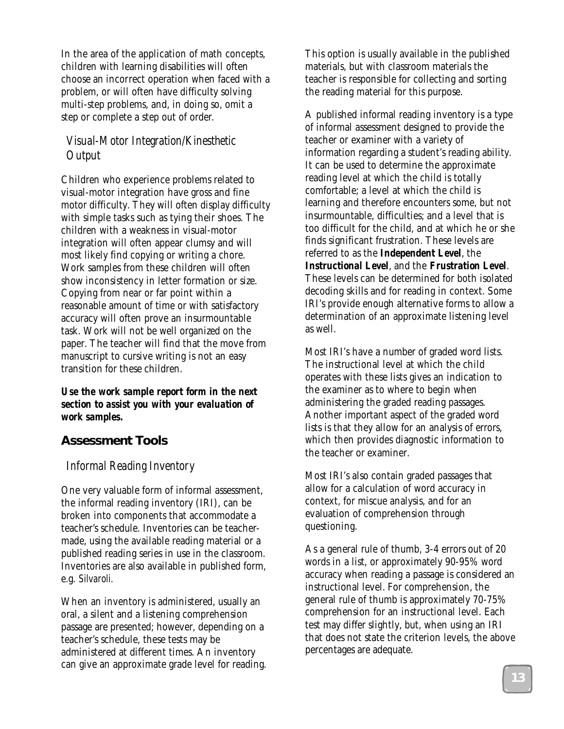In the area of the application of math concepts, children with learning disabilities will often choose an incorrect operation when faced with a problem, or will often have difficulty solving multi-step problems, and, in doing so, omit a step or complete a step out of order.

### Visual-Motor Integration/Kinesthetic Output

Children who experience problems related to visual-motor integration have gross and fine motor difficulty. They will often display difficulty with simple tasks such as tying their shoes. The children with a weakness in visual-motor integration will often appear clumsy and will most likely find copying or writing a chore. Work samples from these children will often show inconsistency in letter formation or size. Copying from near or far point within a reasonable amount of time or with satisfactory accuracy will often prove an insurmountable task. Work will not be well organized on the paper. The teacher will find that the move from manuscript to cursive writing is not an easy transition for these children.

***Use the work sample report form in the next section to assist you with your evaluation of work samples.***

## Assessment Tools

### Informal Reading Inventory

One very valuable form of informal assessment, the informal reading inventory (IRI), can be broken into components that accommodate a teacher's schedule. Inventories can be teacher-made, using the available reading material or a published reading series in use in the classroom. Inventories are also available in published form, e.g. Silvaroli.

When an inventory is administered, usually an oral, a silent and a listening comprehension passage are presented; however, depending on a teacher's schedule, these tests may be administered at different times. An inventory can give an approximate grade level for reading. This option is usually available in the published materials, but with classroom materials the teacher is responsible for collecting and sorting the reading material for this purpose.

A published informal reading inventory is a type of informal assessment designed to provide the teacher or examiner with a variety of information regarding a student's reading ability. It can be used to determine the approximate reading level at which the child is totally comfortable; a level at which the child is learning and therefore encounters some, but not insurmountable, difficulties; and a level that is too difficult for the child, and at which he or she finds significant frustration. These levels are referred to as the ***Independent Level***, the ***Instructional Level***, and the ***Frustration Level***. These levels can be determined for both isolated decoding skills and for reading in context. Some IRI's provide enough alternative forms to allow a determination of an approximate listening level as well.

Most IRI's have a number of graded word lists. The instructional level at which the child operates with these lists gives an indication to the examiner as to where to begin when administering the graded reading passages. Another important aspect of the graded word lists is that they allow for an analysis of errors, which then provides diagnostic information to the teacher or examiner.

Most IRI's also contain graded passages that allow for a calculation of word accuracy in context, for miscue analysis, and for an evaluation of comprehension through questioning.

As a general rule of thumb, 3-4 errors out of 20 words in a list, or approximately 90-95% word accuracy when reading a passage is considered an instructional level. For comprehension, the general rule of thumb is approximately 70-75% comprehension for an instructional level. Each test may differ slightly, but, when using an IRI that does not state the criterion levels, the above percentages are adequate.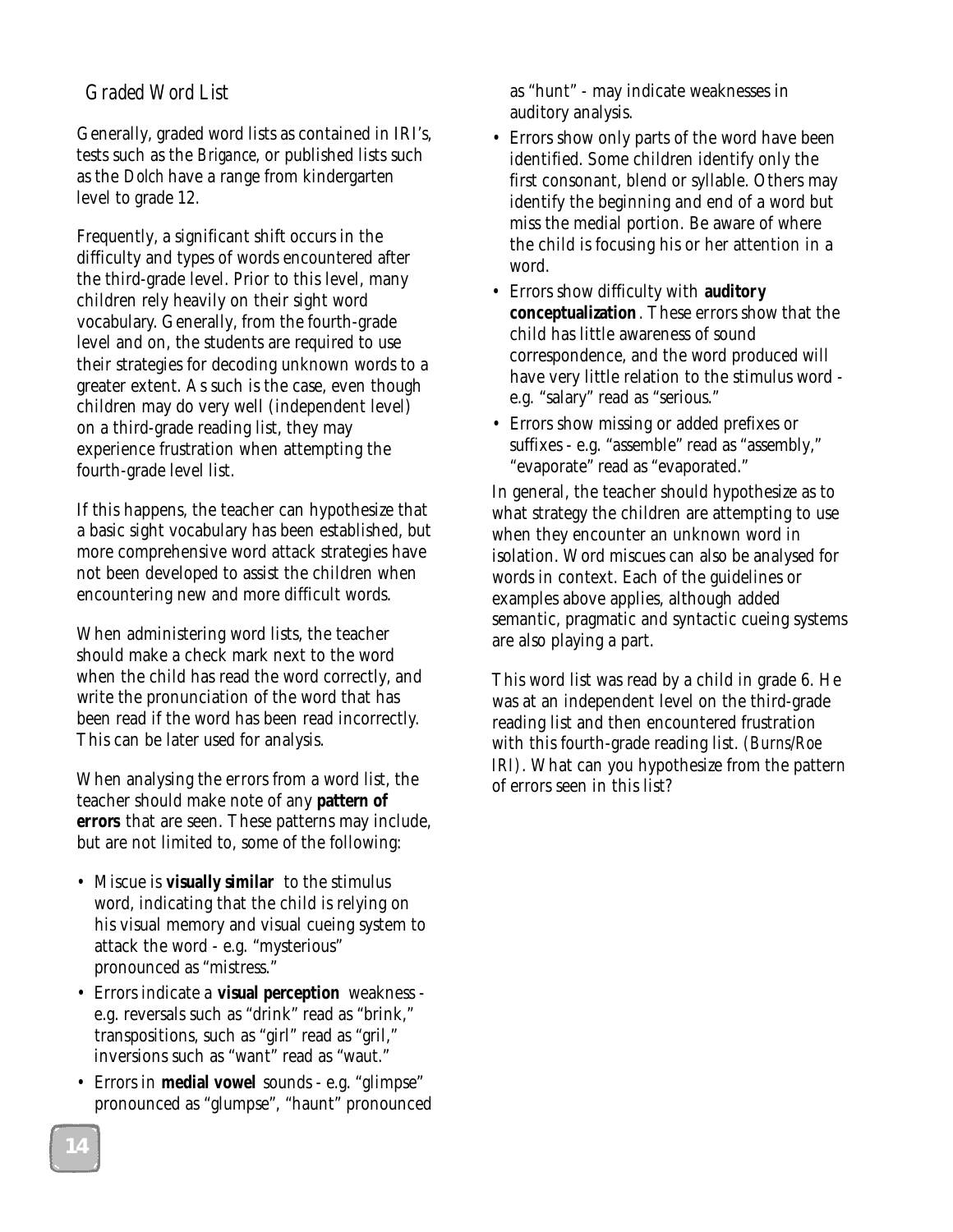## Graded Word List

Generally, graded word lists as contained in IRI's, tests such as the *Brigance*, or published lists such as the *Dolch* have a range from kindergarten level to grade 12.

Frequently, a significant shift occurs in the difficulty and types of words encountered after the third-grade level. Prior to this level, many children rely heavily on their sight word vocabulary. Generally, from the fourth-grade level and on, the students are required to use their strategies for decoding unknown words to a greater extent. As such is the case, even though children may do very well (independent level) on a third-grade reading list, they may experience frustration when attempting the fourth-grade level list.

If this happens, the teacher can hypothesize that a basic sight vocabulary has been established, but more comprehensive word attack strategies have not been developed to assist the children when encountering new and more difficult words.

When administering word lists, the teacher should make a check mark next to the word when the child has read the word correctly, and write the pronunciation of the word that has been read if the word has been read incorrectly. This can be later used for analysis.

When analysing the errors from a word list, the teacher should make note of any **pattern of errors** that are seen. These patterns may include, but are not limited to, some of the following:

- Miscue is **visually similar** to the stimulus word, indicating that the child is relying on his visual memory and visual cueing system to attack the word - e.g. "mysterious" pronounced as "mistress."
- Errors indicate a **visual perception** weakness - e.g. reversals such as "drink" read as "brink," transpositions, such as "girl" read as "gril," inversions such as "want" read as "waut."
- Errors in **medial vowel** sounds - e.g. "glimpse" pronounced as "glumpse", "haunt" pronounced as "hunt" - may indicate weaknesses in auditory analysis.
- Errors show only parts of the word have been identified. Some children identify only the first consonant, blend or syllable. Others may identify the beginning and end of a word but miss the medial portion. Be aware of where the child is focusing his or her attention in a word.
- Errors show difficulty with **auditory conceptualization**. These errors show that the child has little awareness of sound correspondence, and the word produced will have very little relation to the stimulus word - e.g. "salary" read as "serious."
- Errors show missing or added prefixes or suffixes - e.g. "assemble" read as "assembly," "evaporate" read as "evaporated."

In general, the teacher should hypothesize as to what strategy the children are attempting to use when they encounter an unknown word in isolation. Word miscues can also be analysed for words in context. Each of the guidelines or examples above applies, although added semantic, pragmatic and syntactic cueing systems are also playing a part.

This word list was read by a child in grade 6. He was at an independent level on the third-grade reading list and then encountered frustration with this fourth-grade reading list. (*Burns/Roe IRI*). What can you hypothesize from the pattern of errors seen in this list?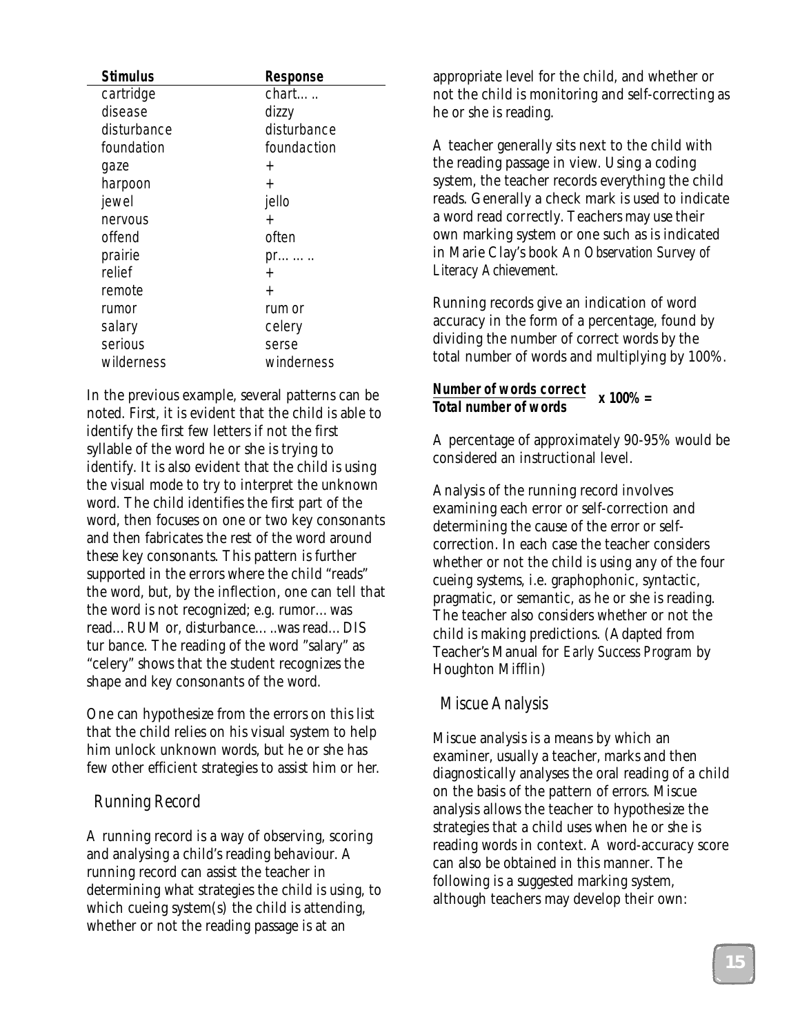| Stimulus | Response |
|---|---|
| cartridge | chart….. |
| disease | dizzy |
| disturbance | disturbance |
| foundation | foundaction |
| gaze | + |
| harpoon | + |
| jewel | jello |
| nervous | + |
| offend | often |
| prairie | pr……… |
| relief | + |
| remote | + |
| rumor | rum or |
| salary | celery |
| serious | serse |
| wilderness | winderness |

In the previous example, several patterns can be noted. First, it is evident that the child is able to identify the first few letters if not the first syllable of the word he or she is trying to identify. It is also evident that the child is using the visual mode to try to interpret the unknown word. The child identifies the first part of the word, then focuses on one or two key consonants and then fabricates the rest of the word around these key consonants. This pattern is further supported in the errors where the child "reads" the word, but, by the inflection, one can tell that the word is not recognized; e.g. rumor…was read…RUM or, disturbance…..was read…DIS tur bance. The reading of the word "salary" as "celery" shows that the student recognizes the shape and key consonants of the word.

One can hypothesize from the errors on this list that the child relies on his visual system to help him unlock unknown words, but he or she has few other efficient strategies to assist him or her.

## Running Record

A running record is a way of observing, scoring and analysing a child's reading behaviour. A running record can assist the teacher in determining what strategies the child is using, to which cueing system(s) the child is attending, whether or not the reading passage is at an appropriate level for the child, and whether or not the child is monitoring and self-correcting as he or she is reading.

A teacher generally sits next to the child with the reading passage in view. Using a coding system, the teacher records everything the child reads. Generally a check mark is used to indicate a word read correctly. Teachers may use their own marking system or one such as is indicated in Marie Clay's book *An Observation Survey of Literacy Achievement.*

Running records give an indication of word accuracy in the form of a percentage, found by dividing the number of correct words by the total number of words and multiplying by 100%.

$$\frac{\textbf{Number of words correct}}{\textbf{Total number of words}} \times 100\% =$$

A percentage of approximately 90-95% would be considered an instructional level.

Analysis of the running record involves examining each error or self-correction and determining the cause of the error or self-correction. In each case the teacher considers whether or not the child is using any of the four cueing systems, i.e. graphophonic, syntactic, pragmatic, or semantic, as he or she is reading. The teacher also considers whether or not the child is making predictions. (Adapted from Teacher's Manual for *Early Success Program* by Houghton Mifflin)

## Miscue Analysis

Miscue analysis is a means by which an examiner, usually a teacher, marks and then diagnostically analyses the oral reading of a child on the basis of the pattern of errors. Miscue analysis allows the teacher to hypothesize the strategies that a child uses when he or she is reading words in context. A word-accuracy score can also be obtained in this manner. The following is a suggested marking system, although teachers may develop their own: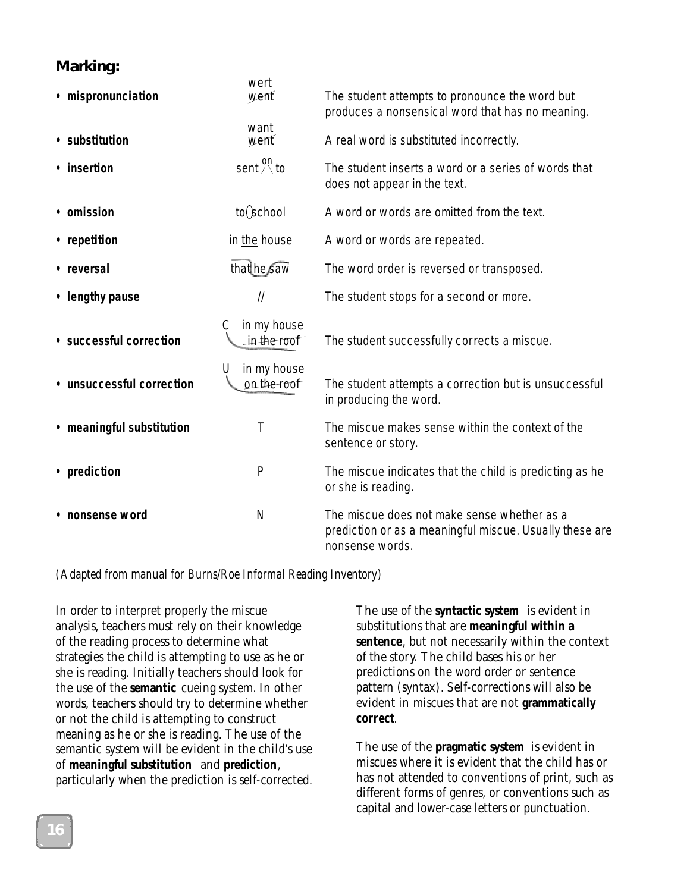## Marking:

| | | |
|---|---|---|
| • **mispronunciation** | wert<br>~~went~~ | The student attempts to pronounce the word but produces a nonsensical word that has no meaning. |
| • **substitution** | want<br>~~went~~ | A real word is substituted incorrectly. |
| • **insertion** | sent ^on to | The student inserts a word or a series of words that does not appear in the text. |
| • **omission** | to (school) | A word or words are omitted from the text. |
| • **repetition** | in <u>the</u> house | A word or words are repeated. |
| • **reversal** | that he saw | The word order is reversed or transposed. |
| • **lengthy pause** | // | The student stops for a second or more. |
| • **successful correction** | C in my house<br>~~in the roof~~ | The student successfully corrects a miscue. |
| • **unsuccessful correction** | U in my house<br>~~on the roof~~ | The student attempts a correction but is unsuccessful in producing the word. |
| • **meaningful substitution** | T | The miscue makes sense within the context of the sentence or story. |
| • **prediction** | P | The miscue indicates that the child is predicting as he or she is reading. |
| • **nonsense word** | N | The miscue does not make sense whether as a prediction or as a meaningful miscue. Usually these are nonsense words. |

*(Adapted from manual for Burns/Roe Informal Reading Inventory)*

In order to interpret properly the miscue analysis, teachers must rely on their knowledge of the reading process to determine what strategies the child is attempting to use as he or she is reading. Initially teachers should look for the use of the **semantic** cueing system. In other words, teachers should try to determine whether or not the child is attempting to construct meaning as he or she is reading. The use of the semantic system will be evident in the child's use of **meaningful substitution** and **prediction**, particularly when the prediction is self-corrected.

The use of the **syntactic system** is evident in substitutions that are **meaningful within a sentence**, but not necessarily within the context of the story. The child bases his or her predictions on the word order or sentence pattern (syntax). Self-corrections will also be evident in miscues that are not **grammatically correct**.

The use of the **pragmatic system** is evident in miscues where it is evident that the child has or has not attended to conventions of print, such as different forms of genres, or conventions such as capital and lower-case letters or punctuation.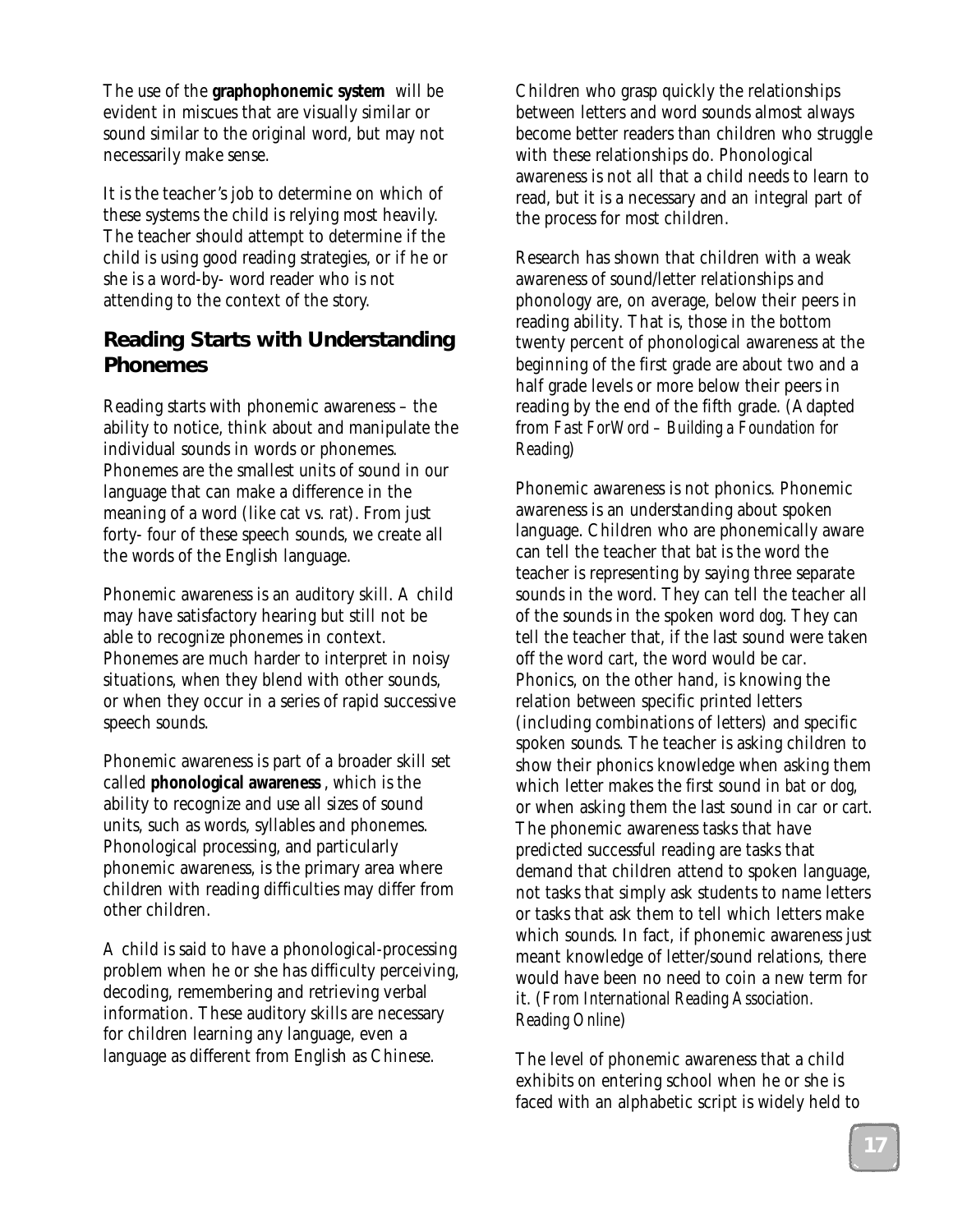The use of the **graphophonemic system** will be evident in miscues that are visually similar or sound similar to the original word, but may not necessarily make sense.

It is the teacher's job to determine on which of these systems the child is relying most heavily. The teacher should attempt to determine if the child is using good reading strategies, or if he or she is a word-by- word reader who is not attending to the context of the story.

## Reading Starts with Understanding Phonemes

Reading starts with phonemic awareness – the ability to notice, think about and manipulate the individual sounds in words or phonemes. Phonemes are the smallest units of sound in our language that can make a difference in the meaning of a word (like *cat* vs. *rat*). From just forty- four of these speech sounds, we create all the words of the English language.

Phonemic awareness is an auditory skill. A child may have satisfactory hearing but still not be able to recognize phonemes in context. Phonemes are much harder to interpret in noisy situations, when they blend with other sounds, or when they occur in a series of rapid successive speech sounds.

Phonemic awareness is part of a broader skill set called **phonological awareness**, which is the ability to recognize and use all sizes of sound units, such as words, syllables and phonemes. Phonological processing, and particularly phonemic awareness, is the primary area where children with reading difficulties may differ from other children.

A child is said to have a phonological-processing problem when he or she has difficulty perceiving, decoding, remembering and retrieving verbal information. These auditory skills are necessary for children learning any language, even a language as different from English as Chinese.

Children who grasp quickly the relationships between letters and word sounds almost always become better readers than children who struggle with these relationships do. Phonological awareness is not all that a child needs to learn to read, but it is a necessary and an integral part of the process for most children.

Research has shown that children with a weak awareness of sound/letter relationships and phonology are, on average, below their peers in reading ability. That is, those in the bottom twenty percent of phonological awareness at the beginning of the first grade are about two and a half grade levels or more below their peers in reading by the end of the fifth grade. (*Adapted from Fast ForWord – Building a Foundation for Reading*)

Phonemic awareness is not phonics. Phonemic awareness is an understanding about spoken language. Children who are phonemically aware can tell the teacher that *bat* is the word the teacher is representing by saying three separate sounds in the word. They can tell the teacher all of the sounds in the spoken word *dog*. They can tell the teacher that, if the last sound were taken off the word *cart*, the word would be *car*. Phonics, on the other hand, is knowing the relation between specific printed letters (including combinations of letters) and specific spoken sounds. The teacher is asking children to show their phonics knowledge when asking them which letter makes the first sound in *bat* or *dog*, or when asking them the last sound in *car* or *cart*. The phonemic awareness tasks that have predicted successful reading are tasks that demand that children attend to spoken language, not tasks that simply ask students to name letters or tasks that ask them to tell which letters make which sounds. In fact, if phonemic awareness just meant knowledge of letter/sound relations, there would have been no need to coin a new term for it. (*From International Reading Association. Reading Online*)

The level of phonemic awareness that a child exhibits on entering school when he or she is faced with an alphabetic script is widely held to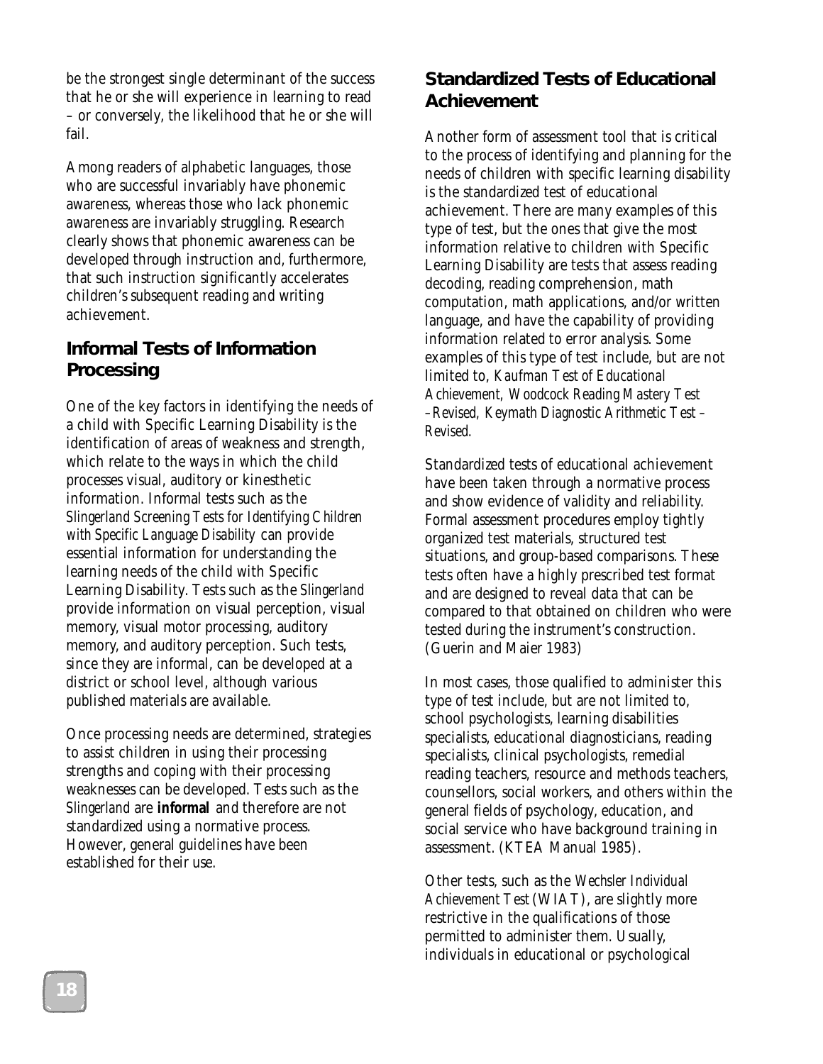be the strongest single determinant of the success that he or she will experience in learning to read – or conversely, the likelihood that he or she will fail.

Among readers of alphabetic languages, those who are successful invariably have phonemic awareness, whereas those who lack phonemic awareness are invariably struggling. Research clearly shows that phonemic awareness can be developed through instruction and, furthermore, that such instruction significantly accelerates children's subsequent reading and writing achievement.

## Informal Tests of Information Processing

One of the key factors in identifying the needs of a child with Specific Learning Disability is the identification of areas of weakness and strength, which relate to the ways in which the child processes visual, auditory or kinesthetic information. Informal tests such as the *Slingerland Screening Tests for Identifying Children with Specific Language Disability* can provide essential information for understanding the learning needs of the child with Specific Learning Disability. Tests such as the *Slingerland* provide information on visual perception, visual memory, visual motor processing, auditory memory, and auditory perception. Such tests, since they are informal, can be developed at a district or school level, although various published materials are available.

Once processing needs are determined, strategies to assist children in using their processing strengths and coping with their processing weaknesses can be developed. Tests such as the *Slingerland* are **informal** and therefore are not standardized using a normative process. However, general guidelines have been established for their use.

## Standardized Tests of Educational Achievement

Another form of assessment tool that is critical to the process of identifying and planning for the needs of children with specific learning disability is the standardized test of educational achievement. There are many examples of this type of test, but the ones that give the most information relative to children with Specific Learning Disability are tests that assess reading decoding, reading comprehension, math computation, math applications, and/or written language, and have the capability of providing information related to error analysis. Some examples of this type of test include, but are not limited to, *Kaufman Test of Educational Achievement, Woodcock Reading Mastery Test –Revised, Keymath Diagnostic Arithmetic Test –Revised.*

Standardized tests of educational achievement have been taken through a normative process and show evidence of validity and reliability. Formal assessment procedures employ tightly organized test materials, structured test situations, and group-based comparisons. These tests often have a highly prescribed test format and are designed to reveal data that can be compared to that obtained on children who were tested during the instrument's construction. (Guerin and Maier 1983)

In most cases, those qualified to administer this type of test include, but are not limited to, school psychologists, learning disabilities specialists, educational diagnosticians, reading specialists, clinical psychologists, remedial reading teachers, resource and methods teachers, counsellors, social workers, and others within the general fields of psychology, education, and social service who have background training in assessment. (KTEA Manual 1985).

Other tests, such as the *Wechsler Individual Achievement Test* (WIAT), are slightly more restrictive in the qualifications of those permitted to administer them. Usually, individuals in educational or psychological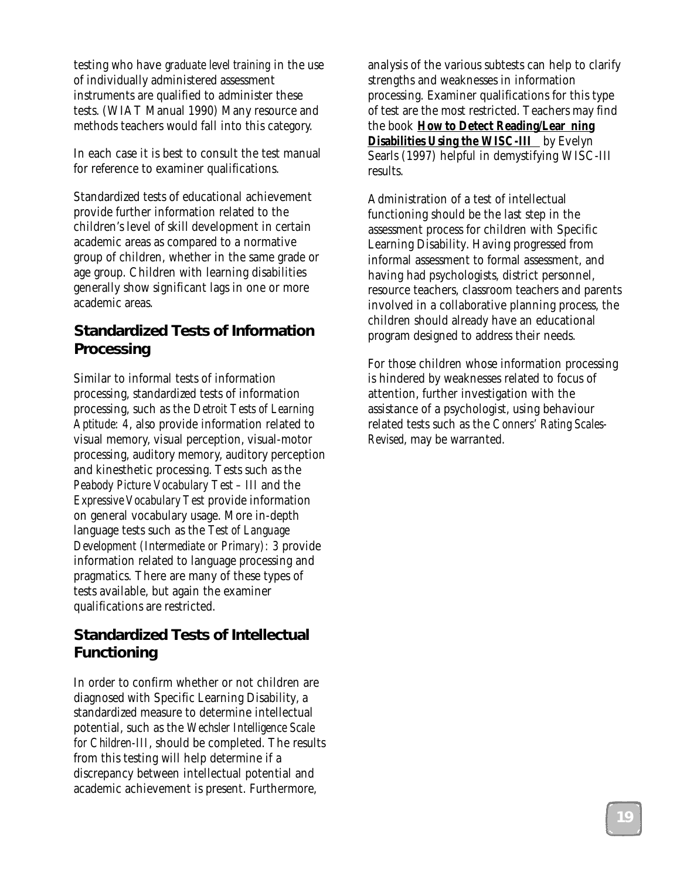testing who have *graduate level training* in the use of individually administered assessment instruments are qualified to administer these tests. (WIAT Manual 1990) Many resource and methods teachers would fall into this category.

In each case it is best to consult the test manual for reference to examiner qualifications.

Standardized tests of educational achievement provide further information related to the children's level of skill development in certain academic areas as compared to a normative group of children, whether in the same grade or age group. Children with learning disabilities generally show significant lags in one or more academic areas.

## Standardized Tests of Information Processing

Similar to informal tests of information processing, standardized tests of information processing, such as the *Detroit Tests of Learning Aptitude: 4*, also provide information related to visual memory, visual perception, visual-motor processing, auditory memory, auditory perception and kinesthetic processing. Tests such as the *Peabody Picture Vocabulary Test – III* and the *Expressive Vocabulary Test* provide information on general vocabulary usage. More in-depth language tests such as the *Test of Language Development (Intermediate or Primary): 3* provide information related to language processing and pragmatics. There are many of these types of tests available, but again the examiner qualifications are restricted.

## Standardized Tests of Intellectual Functioning

In order to confirm whether or not children are diagnosed with Specific Learning Disability, a standardized measure to determine intellectual potential, such as the *Wechsler Intelligence Scale for Children-III*, should be completed. The results from this testing will help determine if a discrepancy between intellectual potential and academic achievement is present. Furthermore, analysis of the various subtests can help to clarify strengths and weaknesses in information processing. Examiner qualifications for this type of test are the most restricted. Teachers may find the book **How to Detect Reading/Learning Disabilities Using the WISC-III** by Evelyn Searls (1997) helpful in demystifying WISC-III results.

Administration of a test of intellectual functioning should be the last step in the assessment process for children with Specific Learning Disability. Having progressed from informal assessment to formal assessment, and having had psychologists, district personnel, resource teachers, classroom teachers and parents involved in a collaborative planning process, the children should already have an educational program designed to address their needs.

For those children whose information processing is hindered by weaknesses related to focus of attention, further investigation with the assistance of a psychologist, using behaviour related tests such as the *Conners' Rating Scales-Revised*, may be warranted.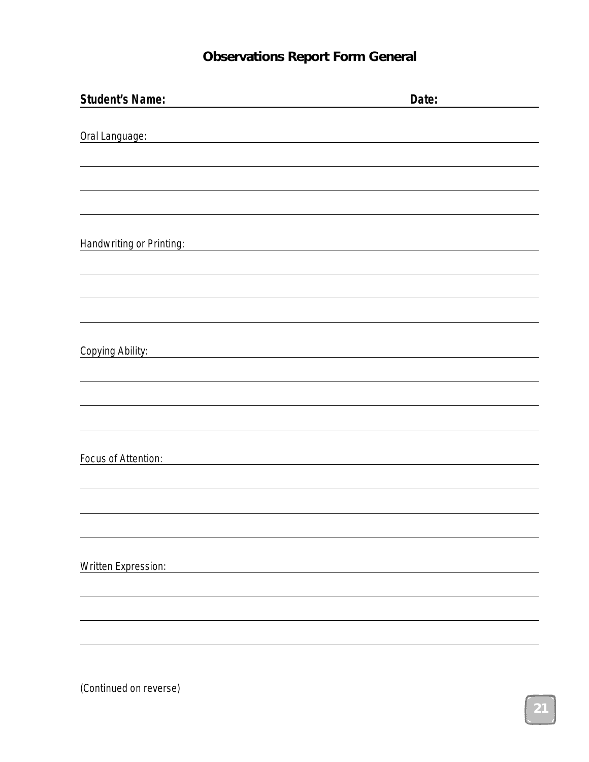# Observations Report Form General

**Student's Name:** ______________________________ **Date:** __________

Oral Language: ______________________________

______________________________

______________________________

______________________________

Handwriting or Printing: ______________________________

______________________________

______________________________

______________________________

Copying Ability: ______________________________

______________________________

______________________________

______________________________

Focus of Attention: ______________________________

______________________________

______________________________

______________________________

Written Expression: ______________________________

______________________________

______________________________

______________________________

*(Continued on reverse)*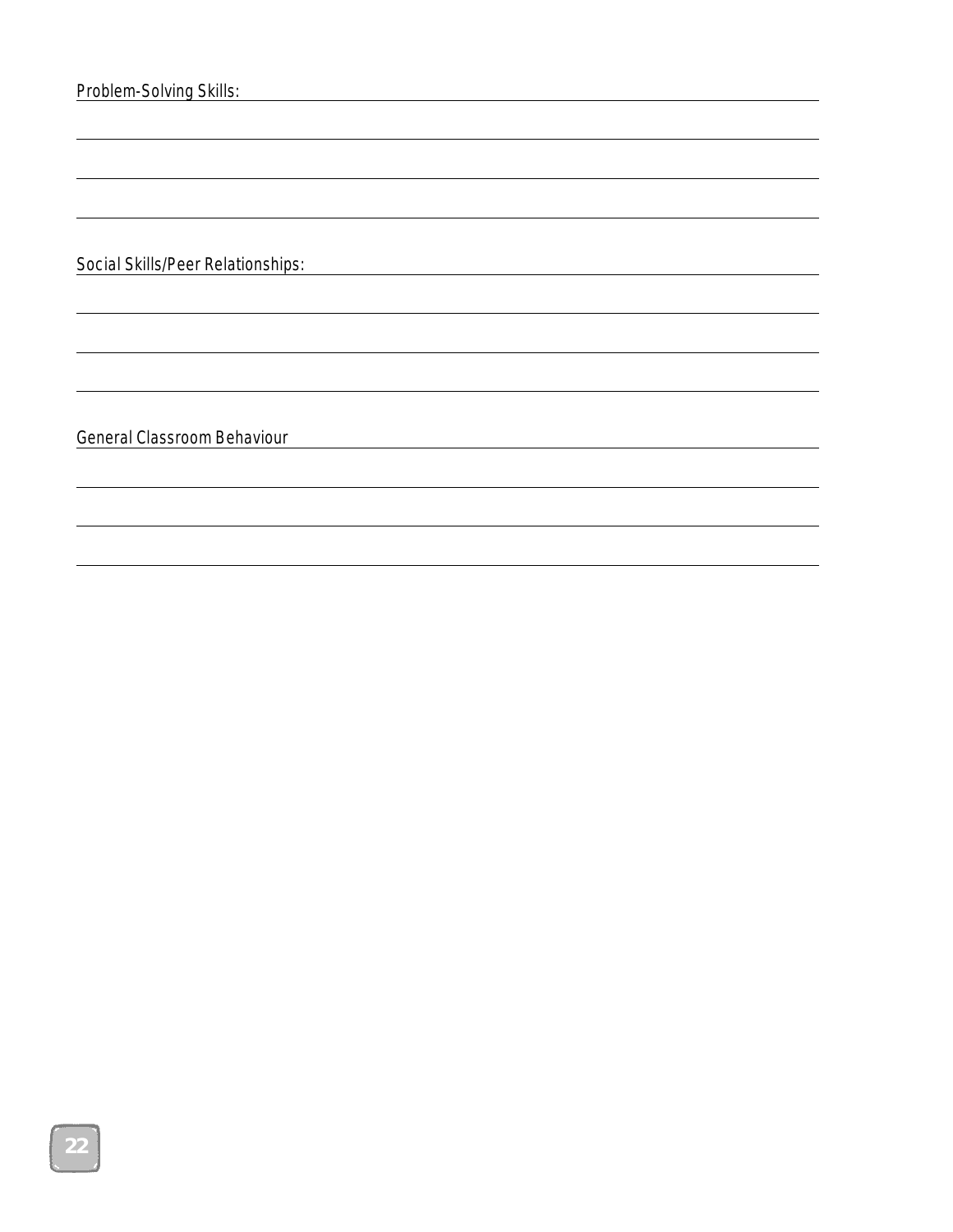Problem-Solving Skills:

Social Skills/Peer Relationships:

General Classroom Behaviour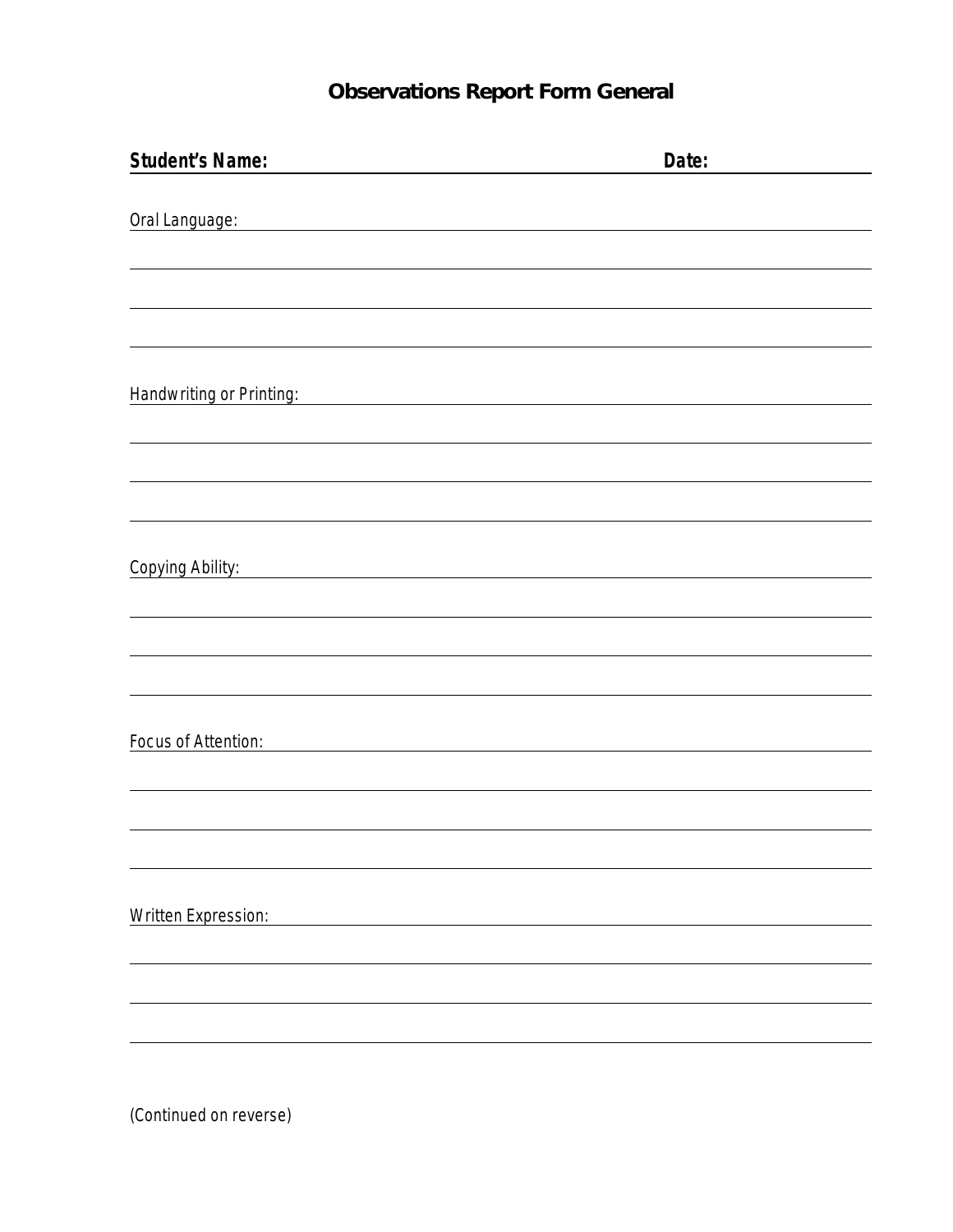# Observations Report Form General

**Student's Name:** **Date:**

Oral Language:

Handwriting or Printing:

Copying Ability:

Focus of Attention:

Written Expression:

(Continued on reverse)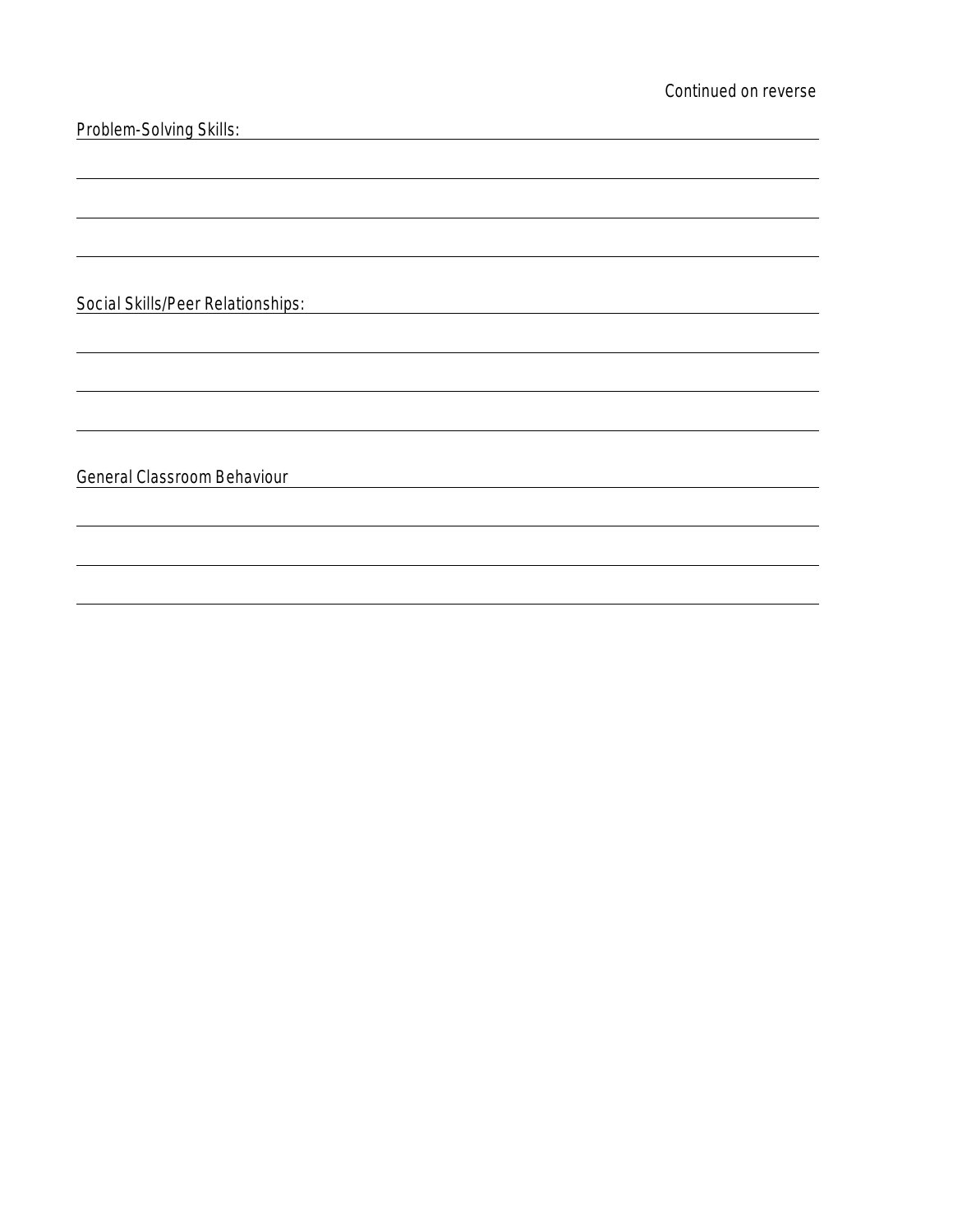Continued on reverse

Problem-Solving Skills: \_\_\_\_\_\_\_\_\_\_\_\_\_\_\_\_\_\_\_\_\_\_\_\_\_\_\_\_\_\_\_\_\_\_\_\_\_\_\_\_\_\_\_\_\_\_\_\_\_\_\_\_\_\_\_\_\_\_\_\_\_\_\_\_\_\_\_\_\_\_\_\_\_\_\_\_\_\_\_\_\_\_\_

\_\_\_\_\_\_\_\_\_\_\_\_\_\_\_\_\_\_\_\_\_\_\_\_\_\_\_\_\_\_\_\_\_\_\_\_\_\_\_\_\_\_\_\_\_\_\_\_\_\_\_\_\_\_\_\_\_\_\_\_\_\_\_\_\_\_\_\_\_\_\_\_\_\_\_\_\_\_\_\_\_\_\_\_\_\_\_\_\_\_\_\_\_\_\_\_\_\_\_\_\_\_\_\_\_\_

\_\_\_\_\_\_\_\_\_\_\_\_\_\_\_\_\_\_\_\_\_\_\_\_\_\_\_\_\_\_\_\_\_\_\_\_\_\_\_\_\_\_\_\_\_\_\_\_\_\_\_\_\_\_\_\_\_\_\_\_\_\_\_\_\_\_\_\_\_\_\_\_\_\_\_\_\_\_\_\_\_\_\_\_\_\_\_\_\_\_\_\_\_\_\_\_\_\_\_\_\_\_\_\_\_\_

\_\_\_\_\_\_\_\_\_\_\_\_\_\_\_\_\_\_\_\_\_\_\_\_\_\_\_\_\_\_\_\_\_\_\_\_\_\_\_\_\_\_\_\_\_\_\_\_\_\_\_\_\_\_\_\_\_\_\_\_\_\_\_\_\_\_\_\_\_\_\_\_\_\_\_\_\_\_\_\_\_\_\_\_\_\_\_\_\_\_\_\_\_\_\_\_\_\_\_\_\_\_\_\_\_\_

Social Skills/Peer Relationships: \_\_\_\_\_\_\_\_\_\_\_\_\_\_\_\_\_\_\_\_\_\_\_\_\_\_\_\_\_\_\_\_\_\_\_\_\_\_\_\_\_\_\_\_\_\_\_\_\_\_\_\_\_\_\_\_\_\_\_\_\_\_\_\_\_\_\_\_\_\_\_\_\_

\_\_\_\_\_\_\_\_\_\_\_\_\_\_\_\_\_\_\_\_\_\_\_\_\_\_\_\_\_\_\_\_\_\_\_\_\_\_\_\_\_\_\_\_\_\_\_\_\_\_\_\_\_\_\_\_\_\_\_\_\_\_\_\_\_\_\_\_\_\_\_\_\_\_\_\_\_\_\_\_\_\_\_\_\_\_\_\_\_\_\_\_\_\_\_\_\_\_\_\_\_\_\_\_\_\_

\_\_\_\_\_\_\_\_\_\_\_\_\_\_\_\_\_\_\_\_\_\_\_\_\_\_\_\_\_\_\_\_\_\_\_\_\_\_\_\_\_\_\_\_\_\_\_\_\_\_\_\_\_\_\_\_\_\_\_\_\_\_\_\_\_\_\_\_\_\_\_\_\_\_\_\_\_\_\_\_\_\_\_\_\_\_\_\_\_\_\_\_\_\_\_\_\_\_\_\_\_\_\_\_\_\_

\_\_\_\_\_\_\_\_\_\_\_\_\_\_\_\_\_\_\_\_\_\_\_\_\_\_\_\_\_\_\_\_\_\_\_\_\_\_\_\_\_\_\_\_\_\_\_\_\_\_\_\_\_\_\_\_\_\_\_\_\_\_\_\_\_\_\_\_\_\_\_\_\_\_\_\_\_\_\_\_\_\_\_\_\_\_\_\_\_\_\_\_\_\_\_\_\_\_\_\_\_\_\_\_\_\_

General Classroom Behaviour \_\_\_\_\_\_\_\_\_\_\_\_\_\_\_\_\_\_\_\_\_\_\_\_\_\_\_\_\_\_\_\_\_\_\_\_\_\_\_\_\_\_\_\_\_\_\_\_\_\_\_\_\_\_\_\_\_\_\_\_\_\_\_\_\_\_\_\_\_\_\_\_\_\_\_\_\_

\_\_\_\_\_\_\_\_\_\_\_\_\_\_\_\_\_\_\_\_\_\_\_\_\_\_\_\_\_\_\_\_\_\_\_\_\_\_\_\_\_\_\_\_\_\_\_\_\_\_\_\_\_\_\_\_\_\_\_\_\_\_\_\_\_\_\_\_\_\_\_\_\_\_\_\_\_\_\_\_\_\_\_\_\_\_\_\_\_\_\_\_\_\_\_\_\_\_\_\_\_\_\_\_\_\_

\_\_\_\_\_\_\_\_\_\_\_\_\_\_\_\_\_\_\_\_\_\_\_\_\_\_\_\_\_\_\_\_\_\_\_\_\_\_\_\_\_\_\_\_\_\_\_\_\_\_\_\_\_\_\_\_\_\_\_\_\_\_\_\_\_\_\_\_\_\_\_\_\_\_\_\_\_\_\_\_\_\_\_\_\_\_\_\_\_\_\_\_\_\_\_\_\_\_\_\_\_\_\_\_\_\_

\_\_\_\_\_\_\_\_\_\_\_\_\_\_\_\_\_\_\_\_\_\_\_\_\_\_\_\_\_\_\_\_\_\_\_\_\_\_\_\_\_\_\_\_\_\_\_\_\_\_\_\_\_\_\_\_\_\_\_\_\_\_\_\_\_\_\_\_\_\_\_\_\_\_\_\_\_\_\_\_\_\_\_\_\_\_\_\_\_\_\_\_\_\_\_\_\_\_\_\_\_\_\_\_\_\_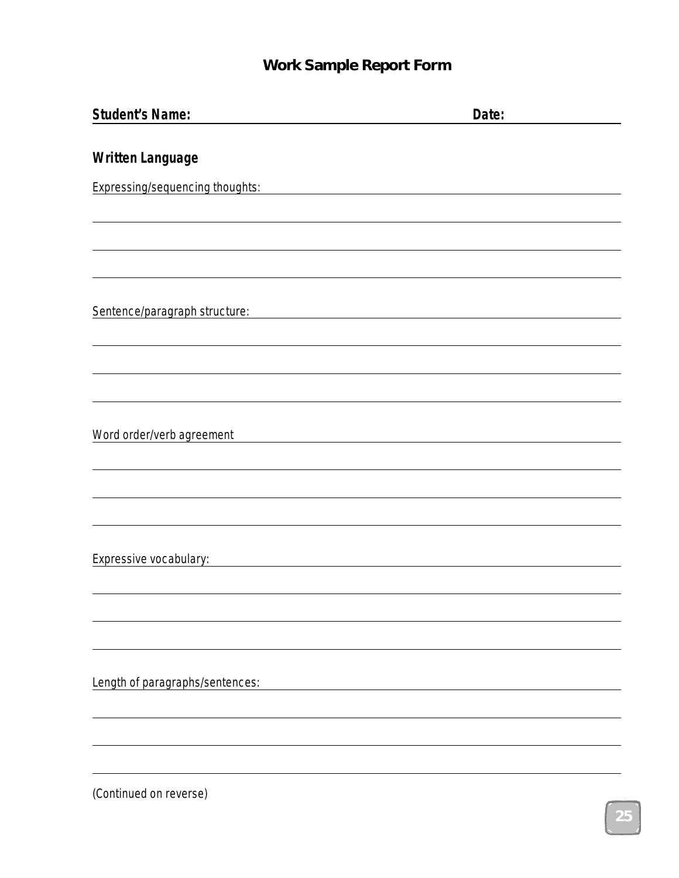## Work Sample Report Form

**Student's Name:** \_\_\_\_\_\_\_\_\_\_\_\_\_\_\_\_\_\_\_\_\_\_\_\_\_\_\_\_\_\_ **Date:** \_\_\_\_\_\_\_\_\_\_\_\_

### Written Language

Expressing/sequencing thoughts:

Sentence/paragraph structure:

Word order/verb agreement

Expressive vocabulary:

Length of paragraphs/sentences:

(Continued on reverse)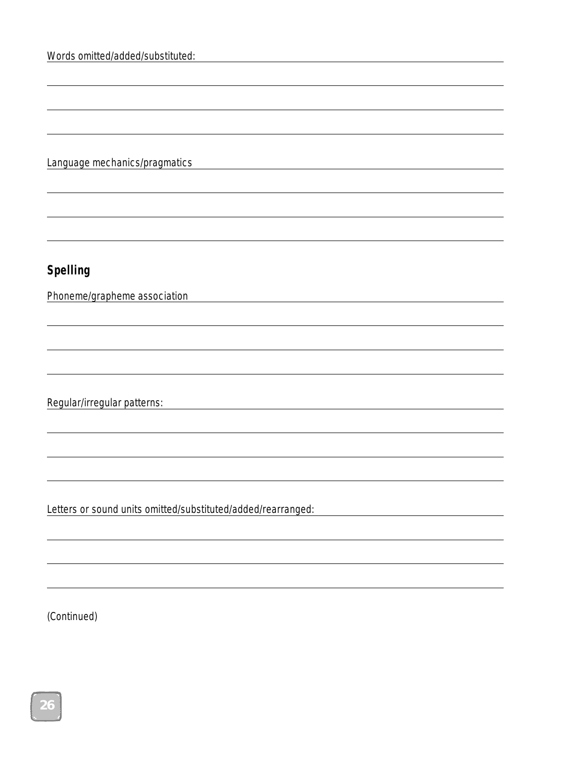Words omitted/added/substituted:

Language mechanics/pragmatics

## Spelling

Phoneme/grapheme association

Regular/irregular patterns:

Letters or sound units omitted/substituted/added/rearranged:

(Continued)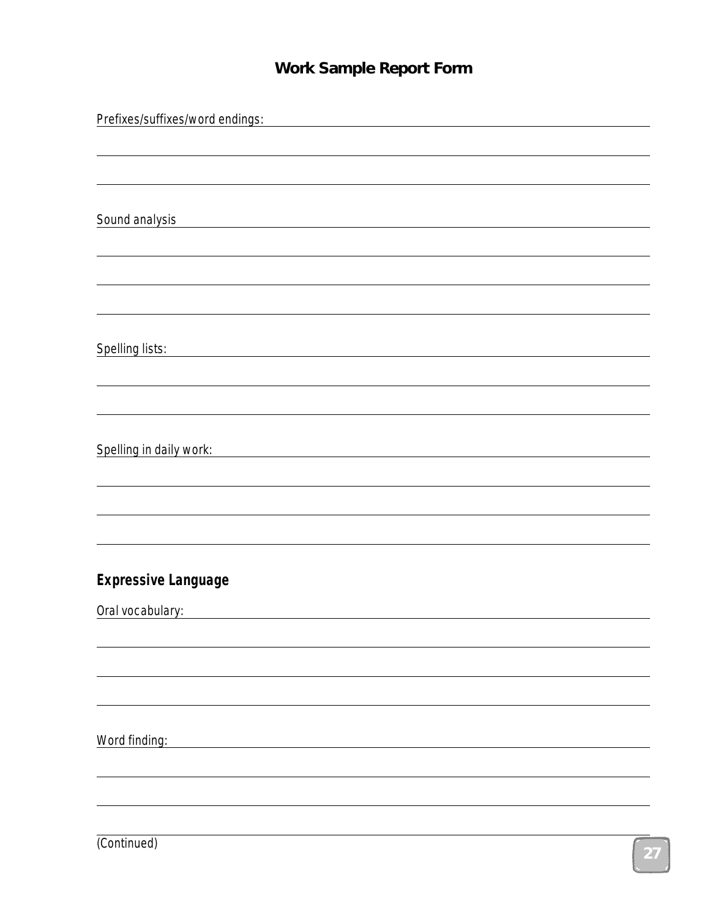# Work Sample Report Form

*Prefixes/suffixes/word endings:*

*Sound analysis*

*Spelling lists:*

*Spelling in daily work:*

## *Expressive Language*

*Oral vocabulary:*

*Word finding:*

*(Continued)*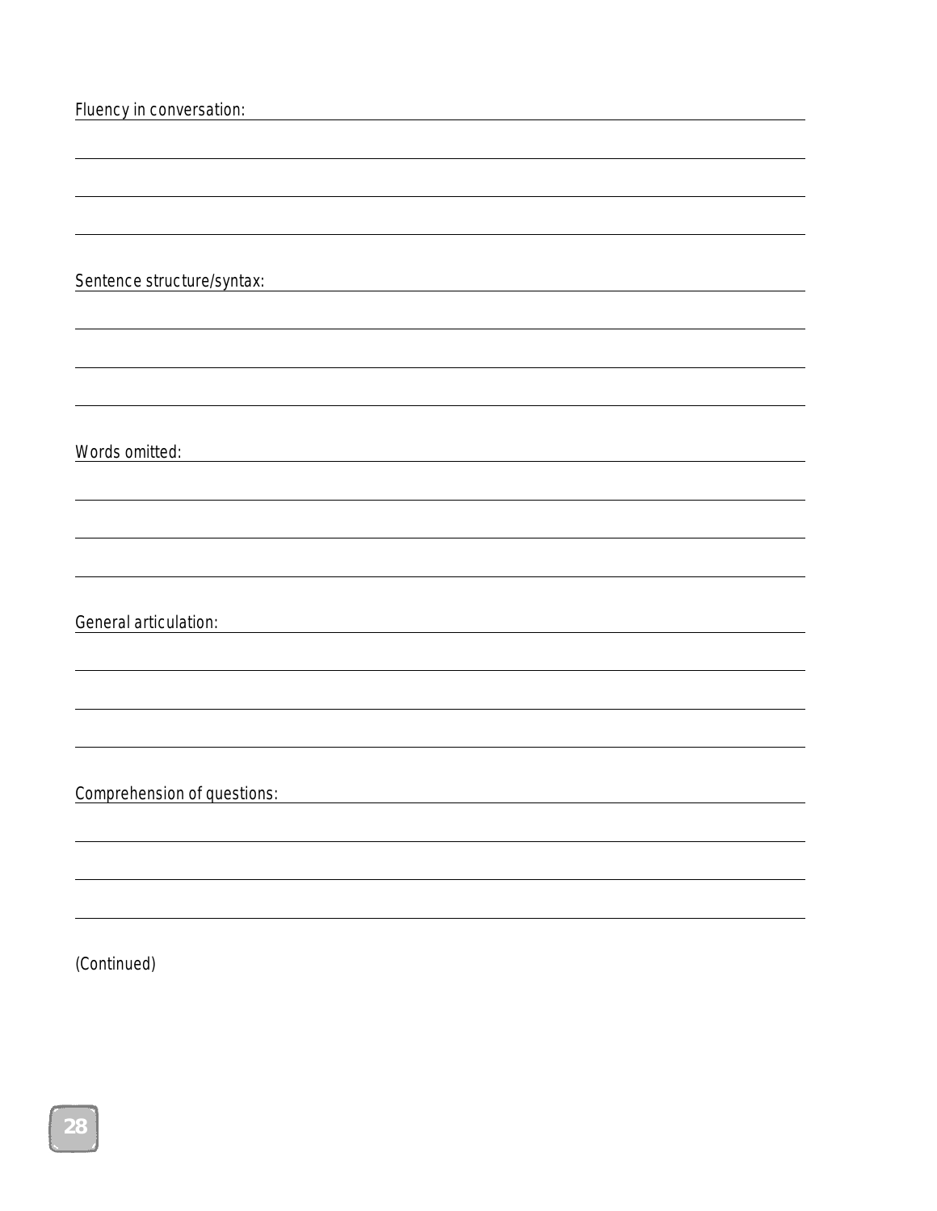Fluency in conversation: 

Sentence structure/syntax: 

Words omitted: 

General articulation: 

Comprehension of questions: 

(Continued)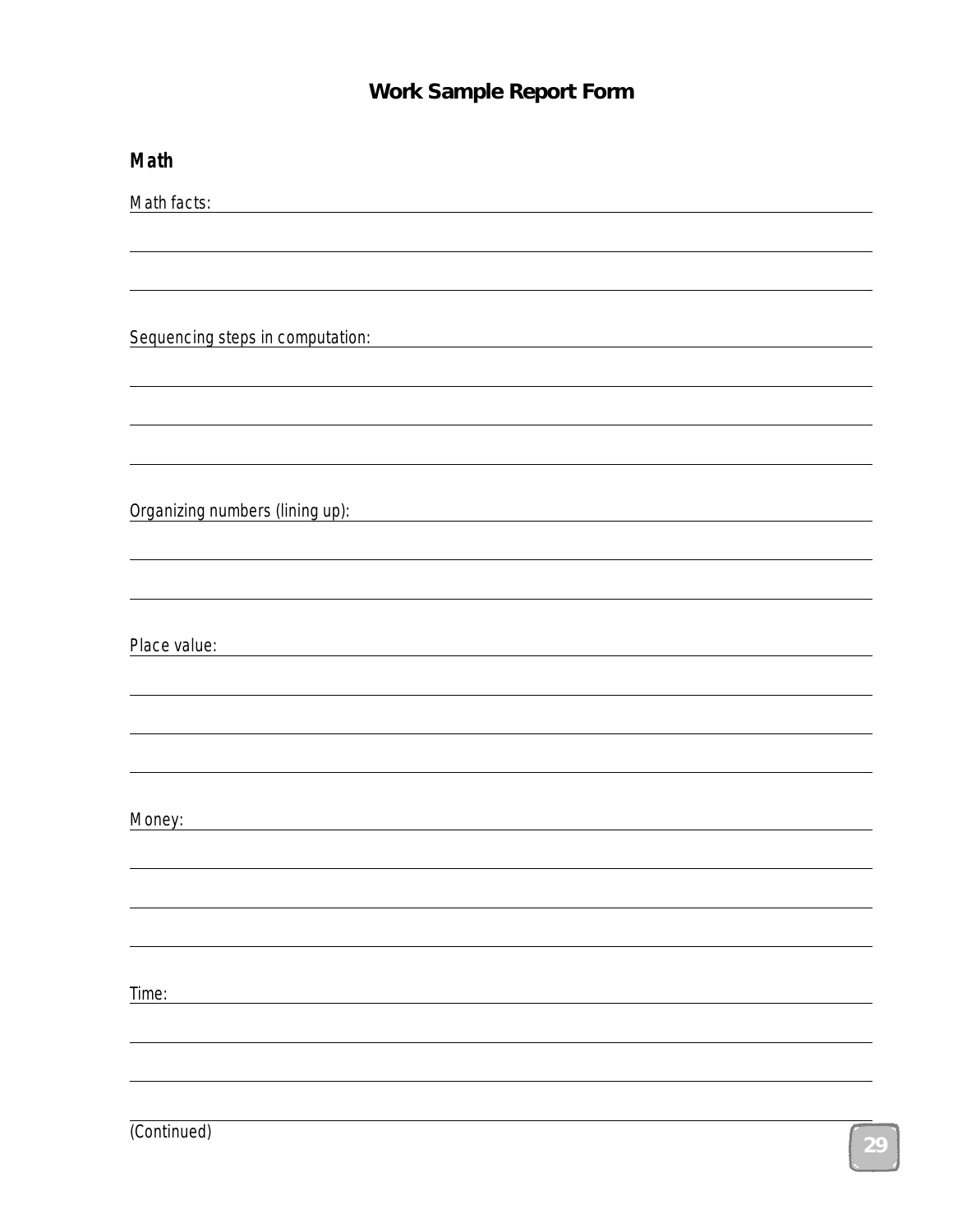# Work Sample Report Form

***Math***

*Math facts:*

*Sequencing steps in computation:*

*Organizing numbers (lining up):*

*Place value:*

*Money:*

*Time:*

*(Continued)*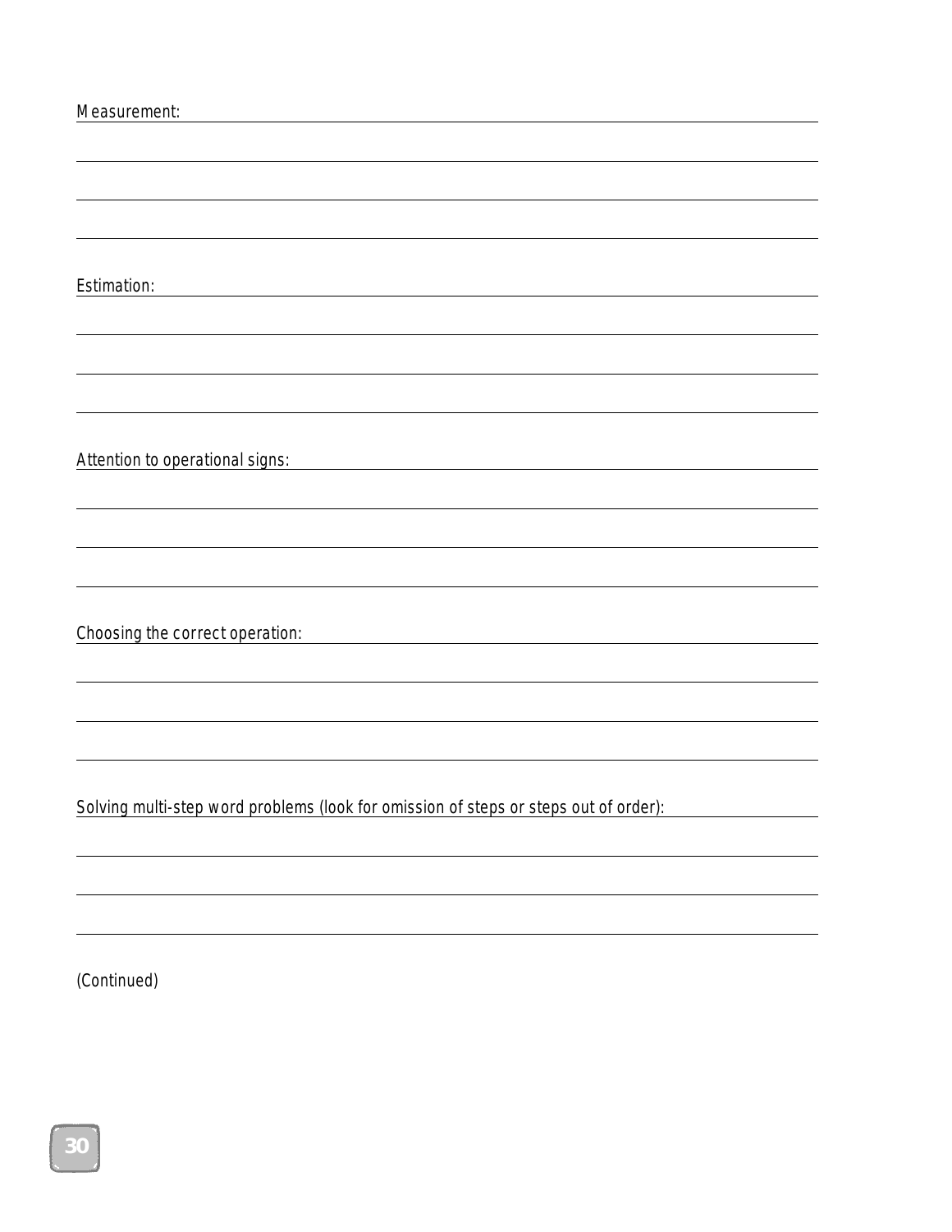Measurement:

Estimation:

Attention to operational signs:

Choosing the correct operation:

Solving multi-step word problems (look for omission of steps or steps out of order):

(Continued)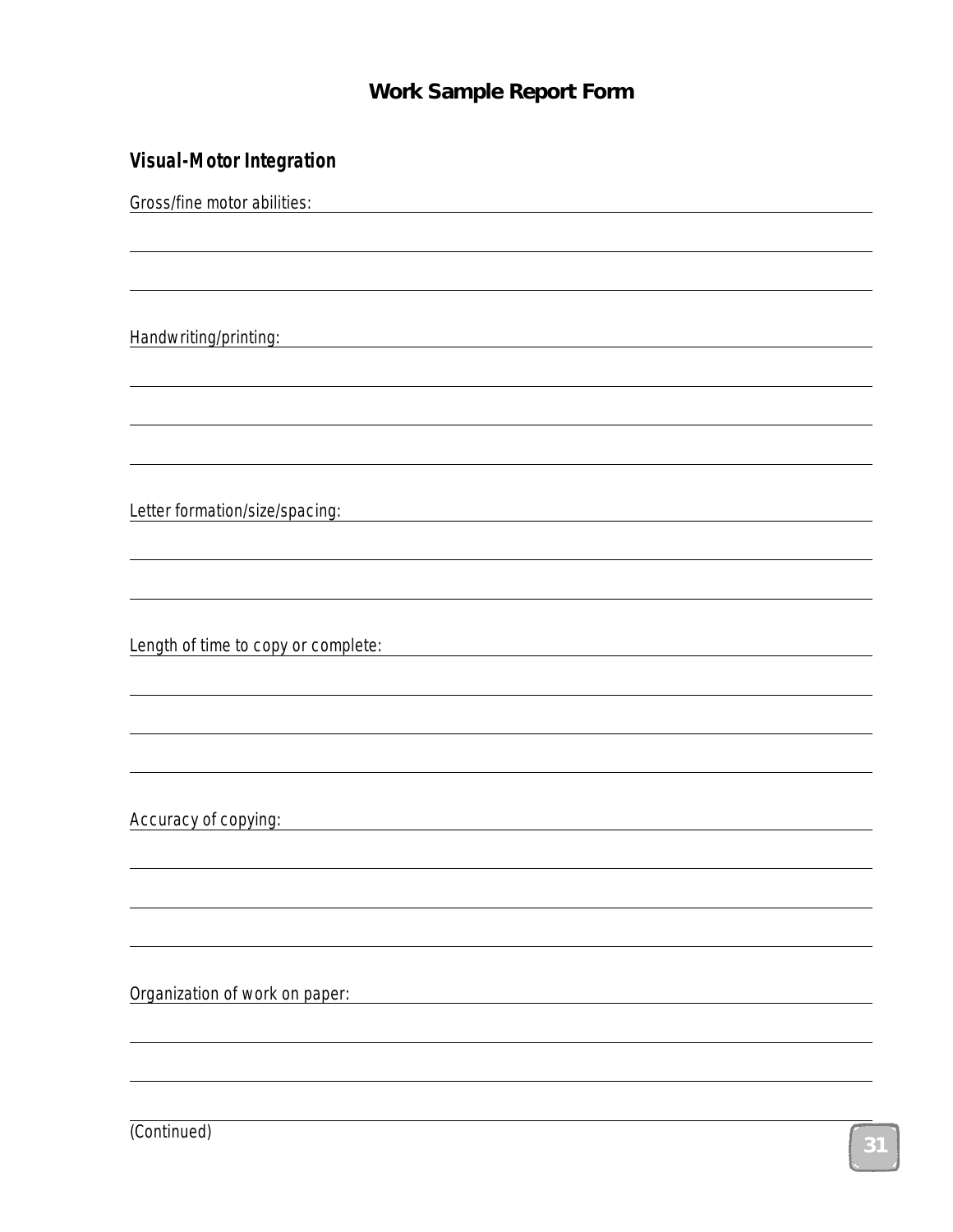# Work Sample Report Form

## *Visual-Motor Integration*

*Gross/fine motor abilities:*

*Handwriting/printing:*

*Letter formation/size/spacing:*

*Length of time to copy or complete:*

*Accuracy of copying:*

*Organization of work on paper:*

*(Continued)*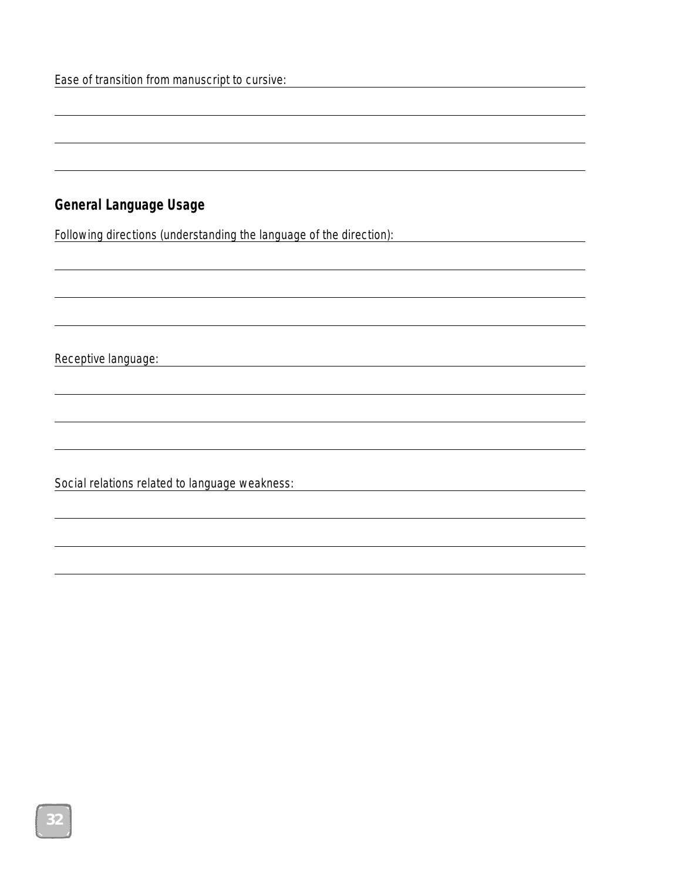Ease of transition from manuscript to cursive:

## General Language Usage

Following directions (understanding the language of the direction):

Receptive language:

Social relations related to language weakness: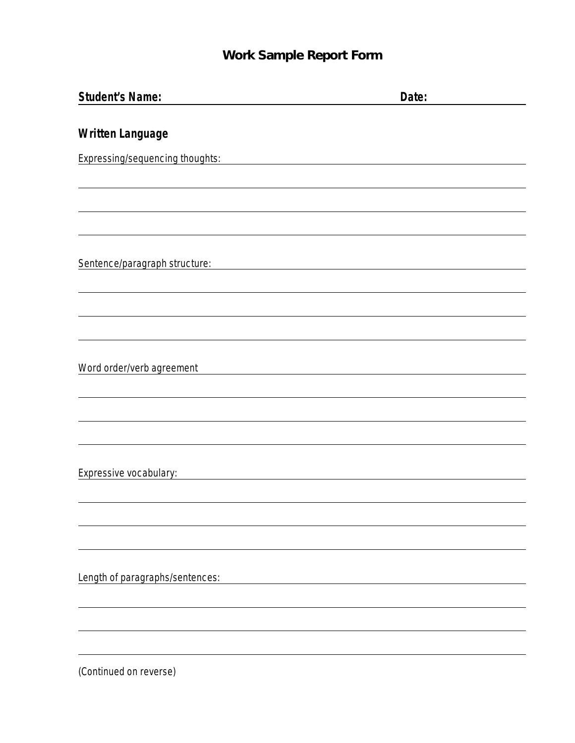# Work Sample Report Form

**Student's Name:** \_\_\_\_\_\_\_\_\_\_\_\_\_\_\_\_\_\_\_\_ **Date:** \_\_\_\_\_\_\_\_\_\_

## Written Language

Expressing/sequencing thoughts:

Sentence/paragraph structure:

Word order/verb agreement

Expressive vocabulary:

Length of paragraphs/sentences:

(Continued on reverse)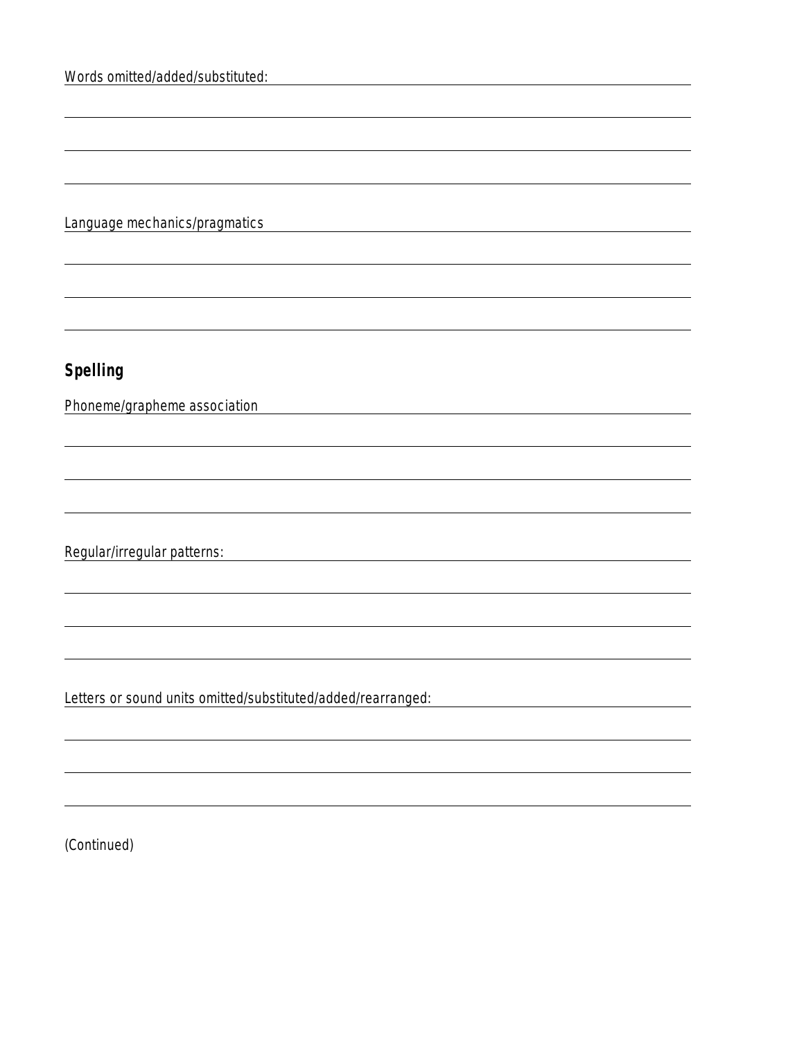Words omitted/added/substituted:

Language mechanics/pragmatics

## Spelling

Phoneme/grapheme association

Regular/irregular patterns:

Letters or sound units omitted/substituted/added/rearranged:

(Continued)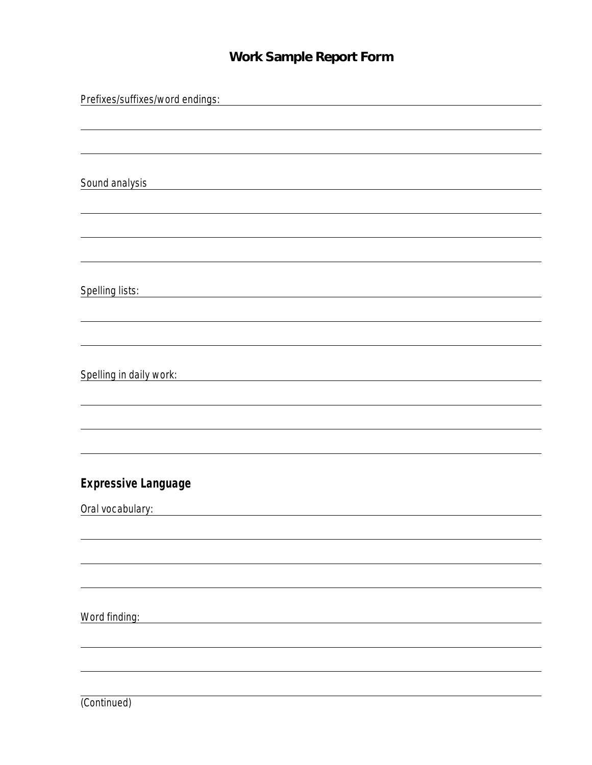# Work Sample Report Form

Prefixes/suffixes/word endings:

Sound analysis

Spelling lists:

Spelling in daily work:

**Expressive Language**

Oral vocabulary:

Word finding:

(Continued)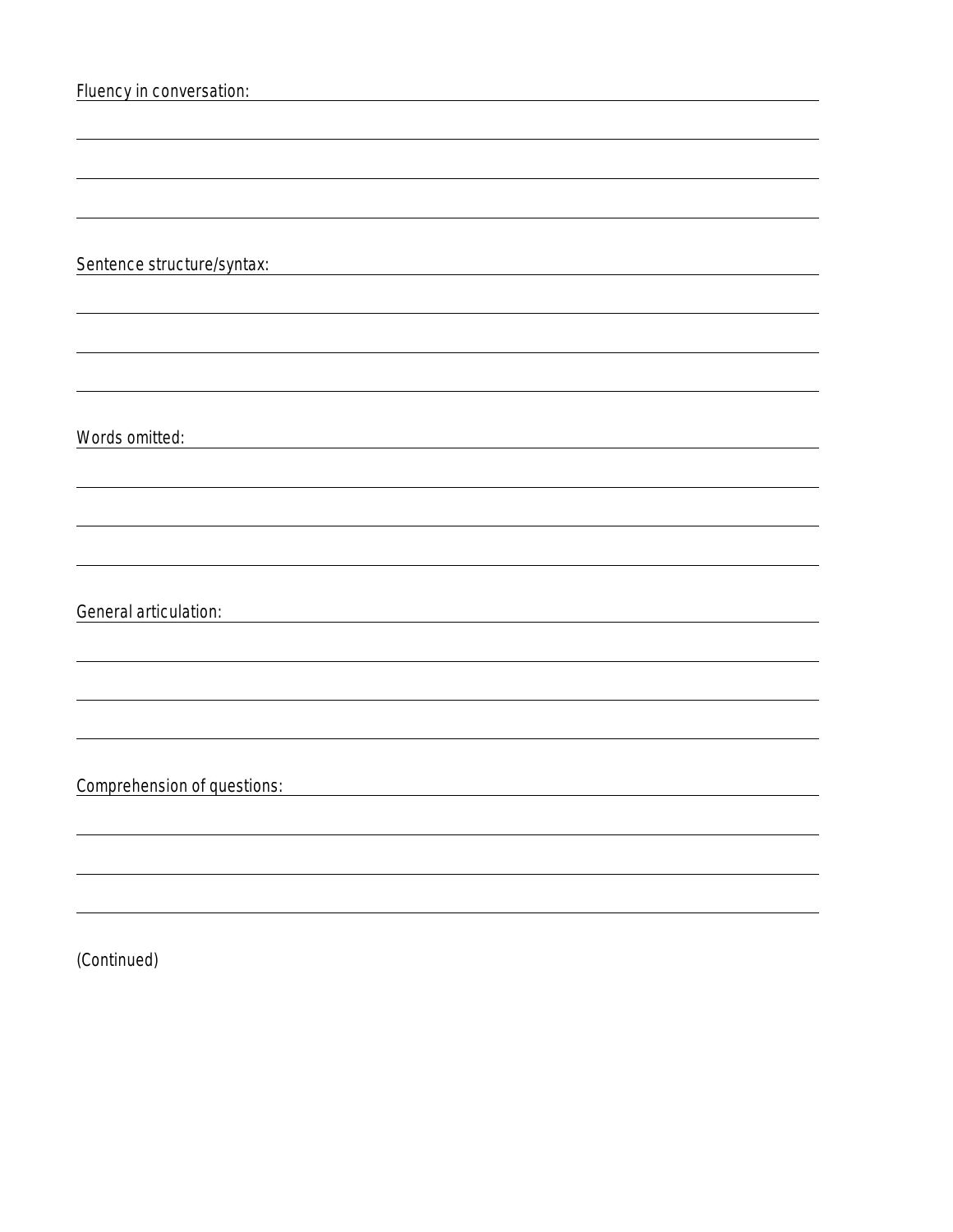Fluency in conversation: ____________________________________________

______________________________________________________________________

______________________________________________________________________

______________________________________________________________________

Sentence structure/syntax: ____________________________________________

______________________________________________________________________

______________________________________________________________________

______________________________________________________________________

Words omitted: ________________________________________________________

______________________________________________________________________

______________________________________________________________________

______________________________________________________________________

General articulation: __________________________________________________

______________________________________________________________________

______________________________________________________________________

______________________________________________________________________

Comprehension of questions: ____________________________________________

______________________________________________________________________

______________________________________________________________________

______________________________________________________________________

(Continued)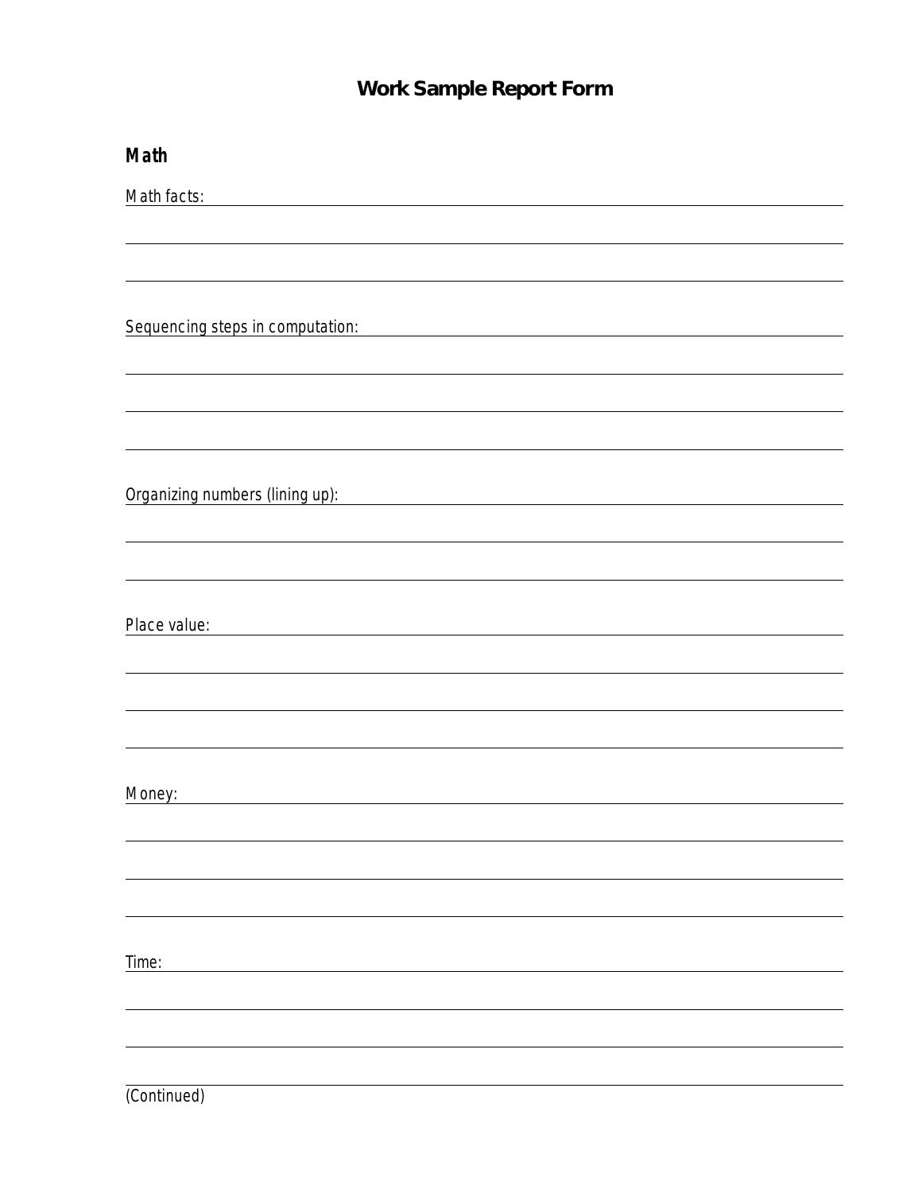# Work Sample Report Form

***Math***

Math facts:

Sequencing steps in computation:

Organizing numbers (lining up):

Place value:

Money:

Time:

(Continued)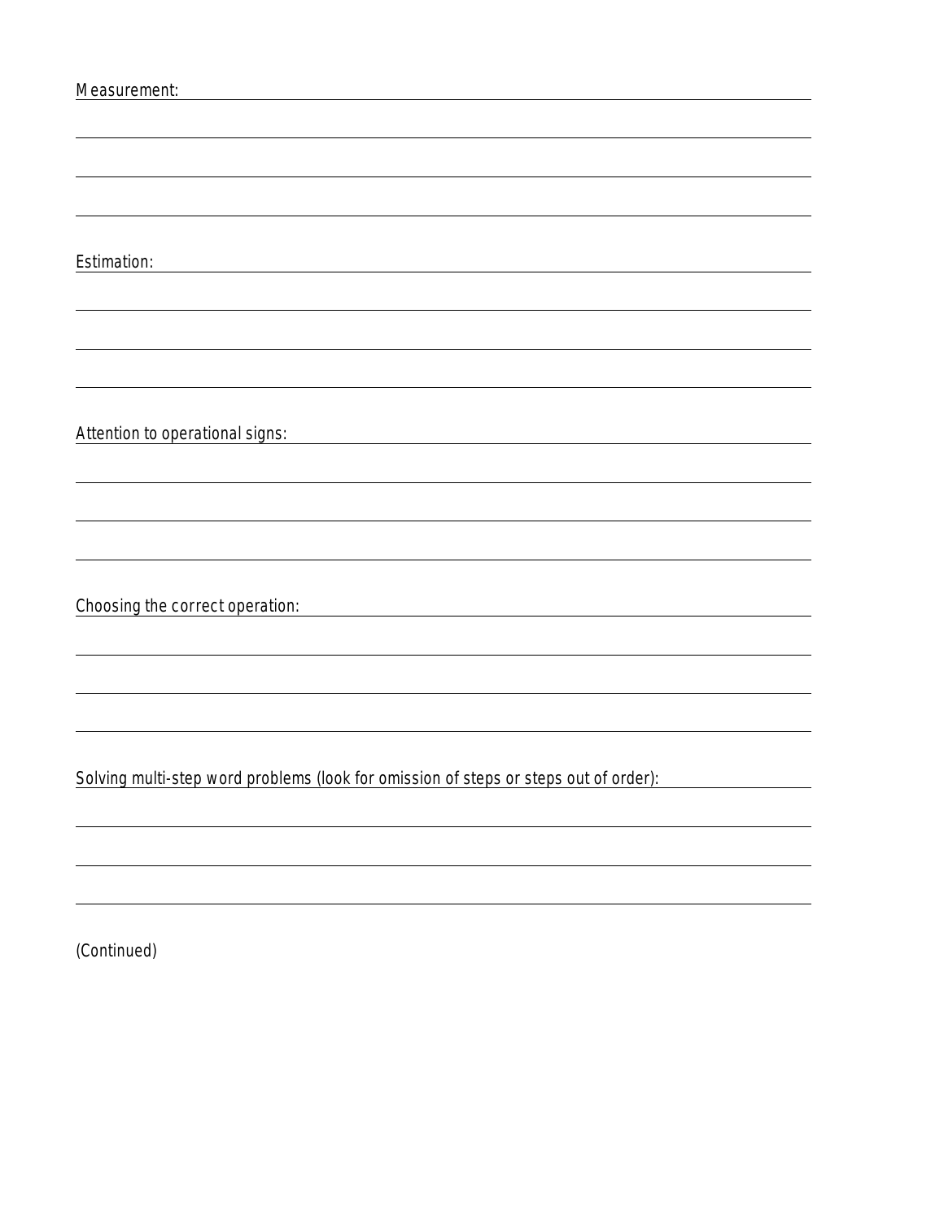Measurement:

Estimation:

Attention to operational signs:

Choosing the correct operation:

Solving multi-step word problems (look for omission of steps or steps out of order):

(Continued)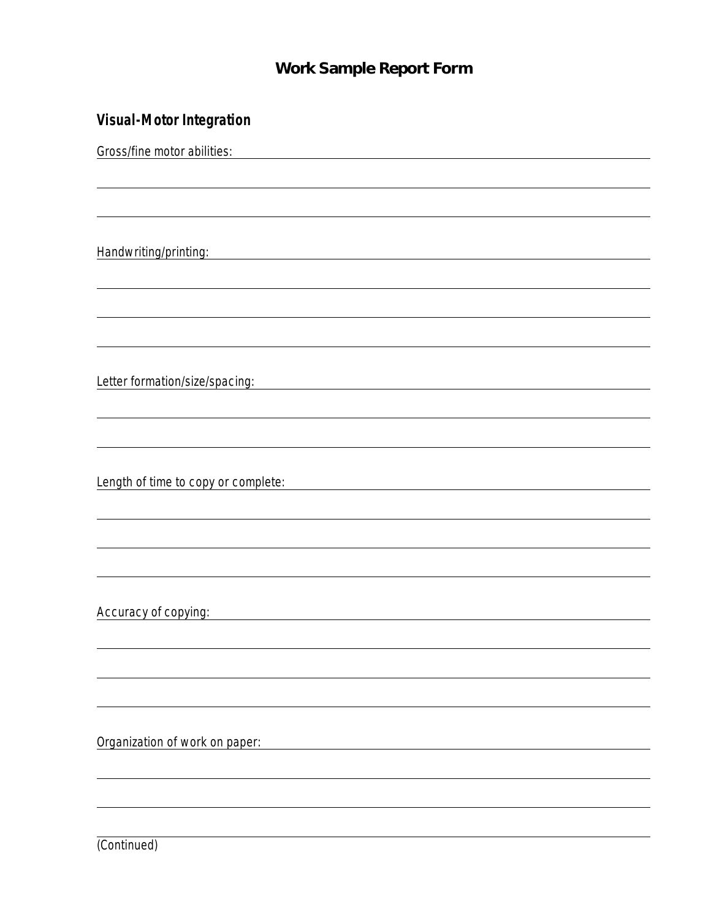# Work Sample Report Form

## *Visual-Motor Integration*

Gross/fine motor abilities:

Handwriting/printing:

Letter formation/size/spacing:

Length of time to copy or complete:

Accuracy of copying:

Organization of work on paper:

(Continued)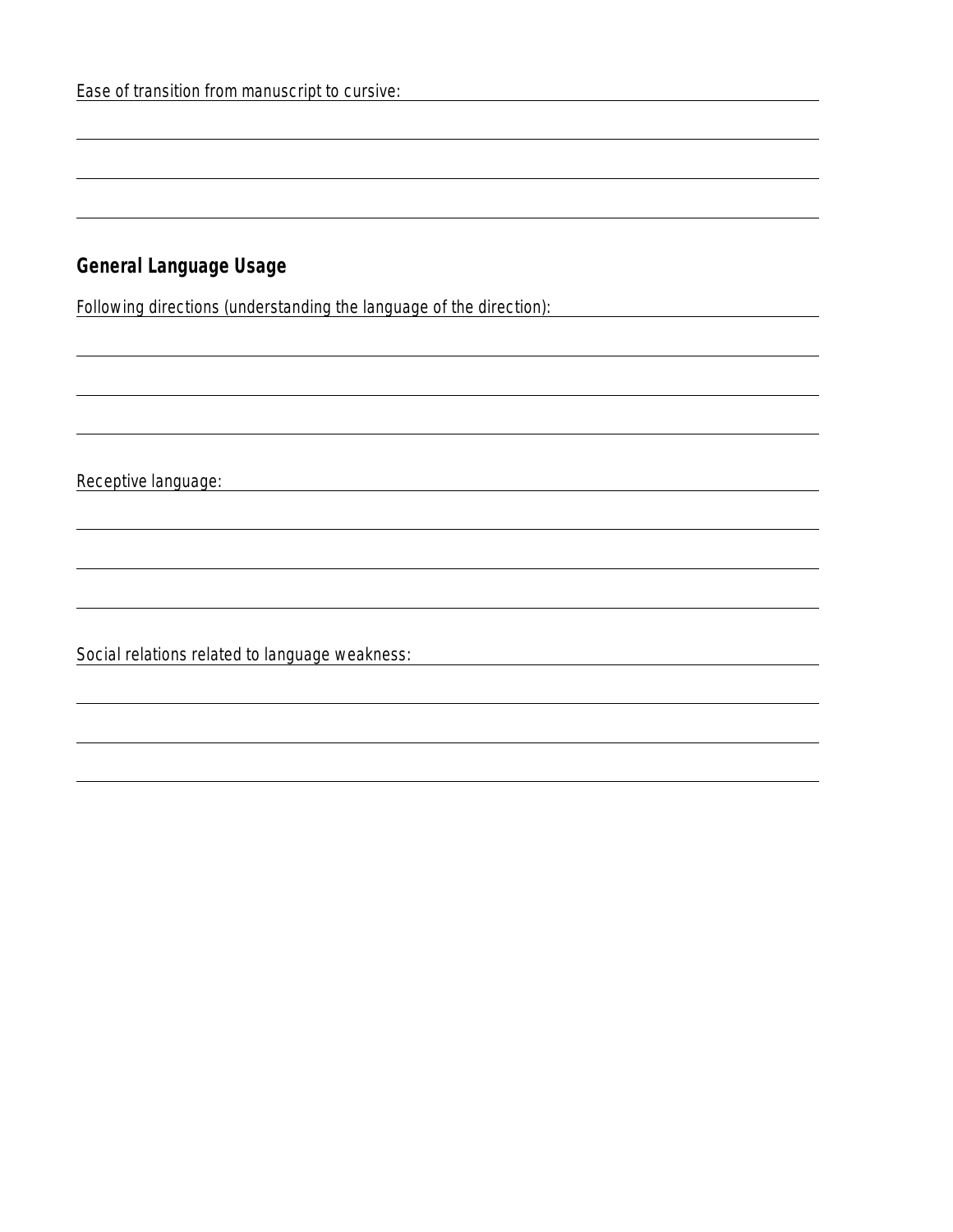Ease of transition from manuscript to cursive:

## General Language Usage

Following directions (understanding the language of the direction):

Receptive language:

Social relations related to language weakness: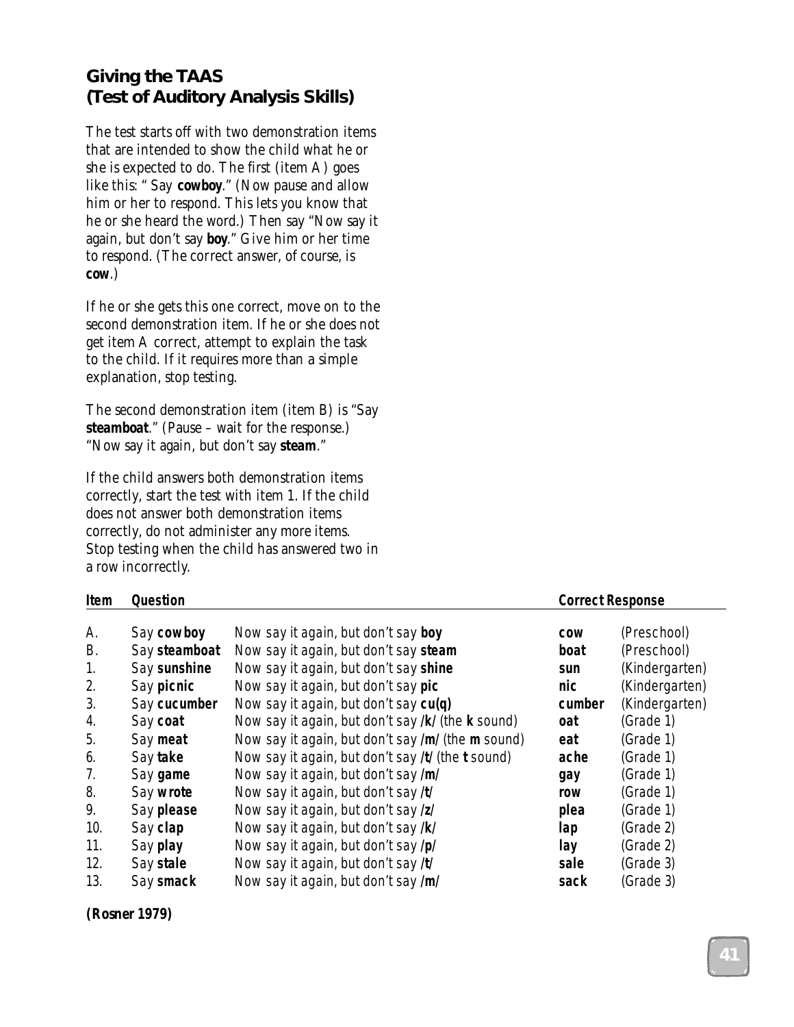## Giving the TAAS (Test of Auditory Analysis Skills)

The test starts off with two demonstration items that are intended to show the child what he or she is expected to do. The first (item A) goes like this: " Say **cowboy**." (Now pause and allow him or her to respond. This lets you know that he or she heard the word.) Then say "Now say it again, but don't say **boy**." Give him or her time to respond. (The correct answer, of course, is **cow**.)

If he or she gets this one correct, move on to the second demonstration item. If he or she does not get item A correct, attempt to explain the task to the child. If it requires more than a simple explanation, stop testing.

The second demonstration item (item B) is "Say **steamboat**." (Pause – wait for the response.) "Now say it again, but don't say **steam**."

If the child answers both demonstration items correctly, start the test with item 1. If the child does not answer both demonstration items correctly, do not administer any more items. Stop testing when the child has answered two in a row incorrectly.

| Item | Question | | Correct Response | |
|---|---|---|---|---|
| A. | Say **cowboy** | Now say it again, but don't say **boy** | **cow** | (Preschool) |
| B. | Say **steamboat** | Now say it again, but don't say **steam** | **boat** | (Preschool) |
| 1. | Say **sunshine** | Now say it again, but don't say **shine** | **sun** | (Kindergarten) |
| 2. | Say **picnic** | Now say it again, but don't say **pic** | **nic** | (Kindergarten) |
| 3. | Say **cucumber** | Now say it again, but don't say **cu(q)** | **cumber** | (Kindergarten) |
| 4. | Say **coat** | Now say it again, but don't say **/k/** (the **k** sound) | **oat** | (Grade 1) |
| 5. | Say **meat** | Now say it again, but don't say **/m/** (the **m** sound) | **eat** | (Grade 1) |
| 6. | Say **take** | Now say it again, but don't say **/t/** (the **t** sound) | **ache** | (Grade 1) |
| 7. | Say **game** | Now say it again, but don't say **/m/** | **gay** | (Grade 1) |
| 8. | Say **wrote** | Now say it again, but don't say **/t/** | **row** | (Grade 1) |
| 9. | Say **please** | Now say it again, but don't say **/z/** | **plea** | (Grade 1) |
| 10. | Say **clap** | Now say it again, but don't say **/k/** | **lap** | (Grade 2) |
| 11. | Say **play** | Now say it again, but don't say **/p/** | **lay** | (Grade 2) |
| 12. | Say **stale** | Now say it again, but don't say **/t/** | **sale** | (Grade 3) |
| 13. | Say **smack** | Now say it again, but don't say **/m/** | **sack** | (Grade 3) |

**(Rosner 1979)**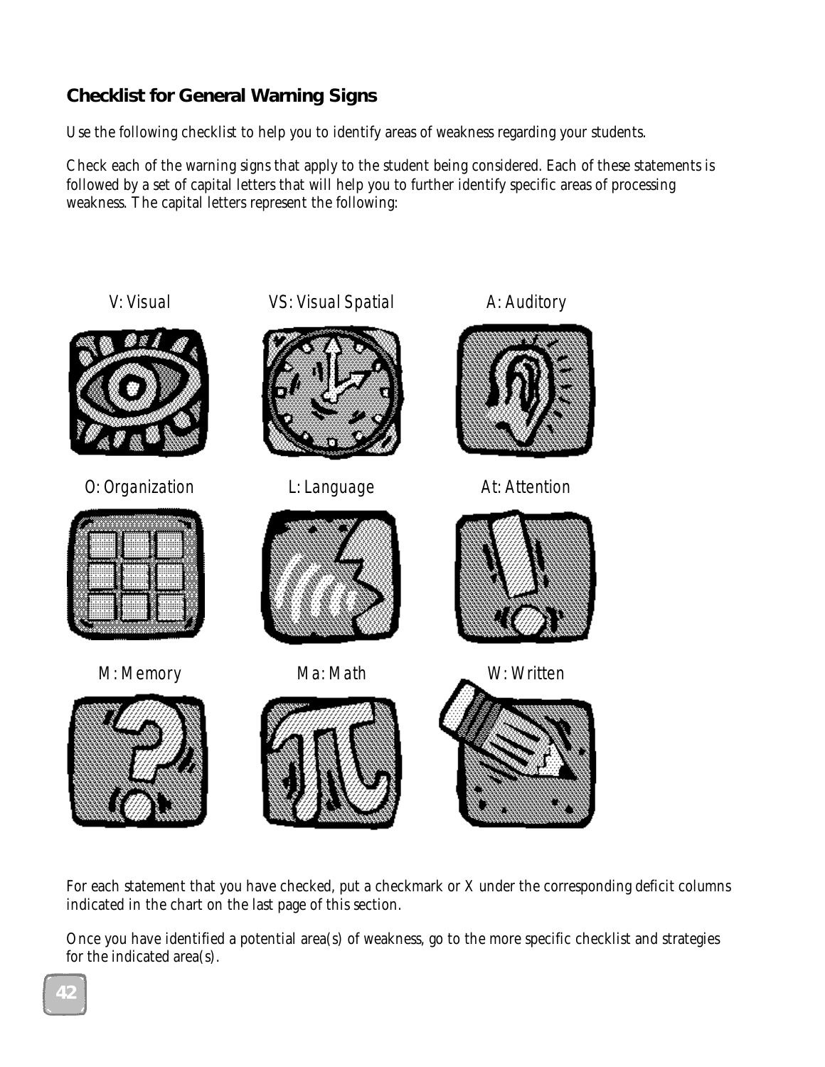## Checklist for General Warning Signs

Use the following checklist to help you to identify areas of weakness regarding your students.

Check each of the warning signs that apply to the student being considered. Each of these statements is followed by a set of capital letters that will help you to further identify specific areas of processing weakness. The capital letters represent the following:

V: Visual

VS: Visual Spatial

A: Auditory

O: Organization

L: Language

At: Attention

M: Memory

Ma: Math

W: Written

For each statement that you have checked, put a checkmark or X under the corresponding deficit columns indicated in the chart on the last page of this section.

Once you have identified a potential area(s) of weakness, go to the more specific checklist and strategies for the indicated area(s).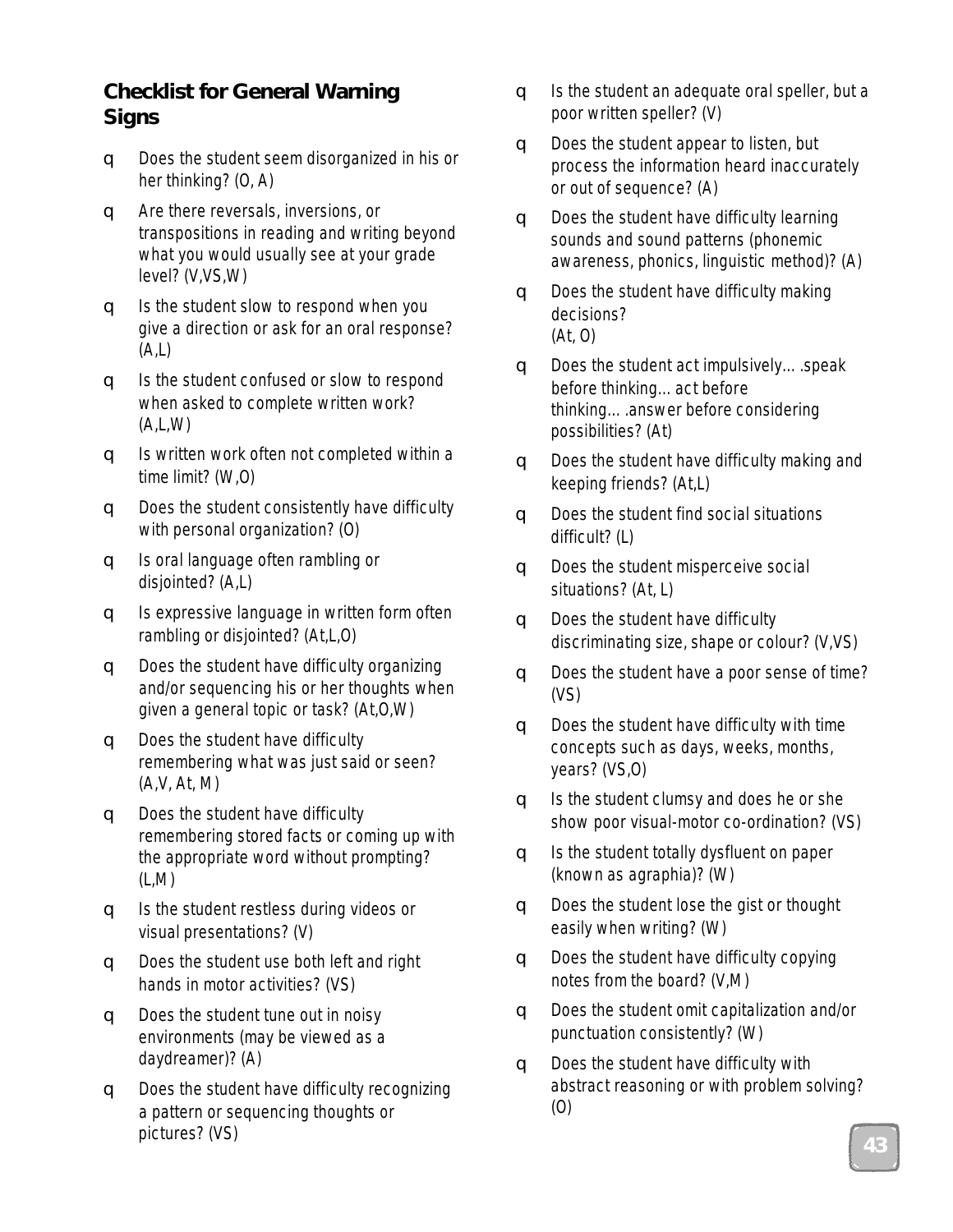## Checklist for General Warning Signs

- q Does the student seem disorganized in his or her thinking? (O, A)
- q Are there reversals, inversions, or transpositions in reading and writing beyond what you would usually see at your grade level? (V,VS,W)
- q Is the student slow to respond when you give a direction or ask for an oral response? (A,L)
- q Is the student confused or slow to respond when asked to complete written work? (A,L,W)
- q Is written work often not completed within a time limit? (W,O)
- q Does the student consistently have difficulty with personal organization? (O)
- q Is oral language often rambling or disjointed? (A,L)
- q Is expressive language in written form often rambling or disjointed? (At,L,O)
- q Does the student have difficulty organizing and/or sequencing his or her thoughts when given a general topic or task? (At,O,W)
- q Does the student have difficulty remembering what was just said or seen? (A,V, At, M)
- q Does the student have difficulty remembering stored facts or coming up with the appropriate word without prompting? (L,M)
- q Is the student restless during videos or visual presentations? (V)
- q Does the student use both left and right hands in motor activities? (VS)
- q Does the student tune out in noisy environments (may be viewed as a daydreamer)? (A)
- q Does the student have difficulty recognizing a pattern or sequencing thoughts or pictures? (VS)
- q Is the student an adequate oral speller, but a poor written speller? (V)
- q Does the student appear to listen, but process the information heard inaccurately or out of sequence? (A)
- q Does the student have difficulty learning sounds and sound patterns (phonemic awareness, phonics, linguistic method)? (A)
- q Does the student have difficulty making decisions? (At, O)
- q Does the student act impulsively… .speak before thinking… act before thinking… .answer before considering possibilities? (At)
- q Does the student have difficulty making and keeping friends? (At,L)
- q Does the student find social situations difficult? (L)
- q Does the student misperceive social situations? (At, L)
- q Does the student have difficulty discriminating size, shape or colour? (V,VS)
- q Does the student have a poor sense of time? (VS)
- q Does the student have difficulty with time concepts such as days, weeks, months, years? (VS,O)
- q Is the student clumsy and does he or she show poor visual-motor co-ordination? (VS)
- q Is the student totally dysfluent on paper (known as agraphia)? (W)
- q Does the student lose the gist or thought easily when writing? (W)
- q Does the student have difficulty copying notes from the board? (V,M)
- q Does the student omit capitalization and/or punctuation consistently? (W)
- q Does the student have difficulty with abstract reasoning or with problem solving? (O)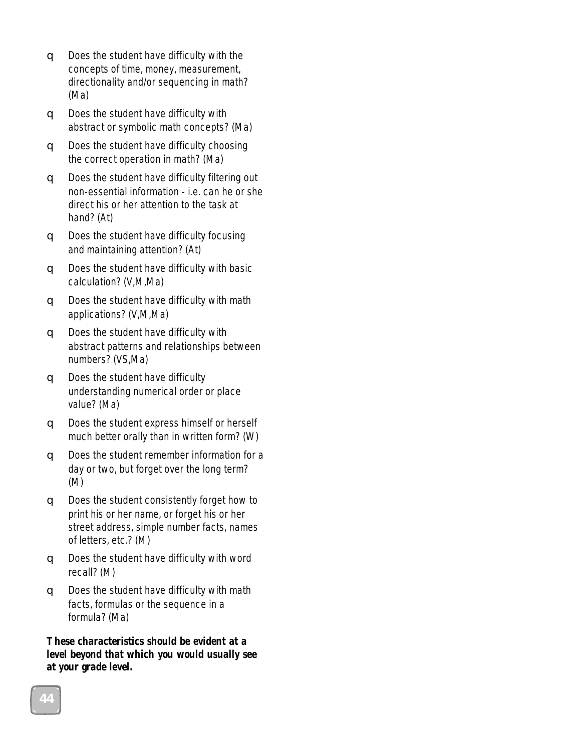- Does the student have difficulty with the concepts of time, money, measurement, directionality and/or sequencing in math? (Ma)
- Does the student have difficulty with abstract or symbolic math concepts? (Ma)
- Does the student have difficulty choosing the correct operation in math? (Ma)
- Does the student have difficulty filtering out non-essential information - i.e. can he or she direct his or her attention to the task at hand? (At)
- Does the student have difficulty focusing and maintaining attention? (At)
- Does the student have difficulty with basic calculation? (V,M,Ma)
- Does the student have difficulty with math applications? (V,M,Ma)
- Does the student have difficulty with abstract patterns and relationships between numbers? (VS,Ma)
- Does the student have difficulty understanding numerical order or place value? (Ma)
- Does the student express himself or herself much better orally than in written form? (W)
- Does the student remember information for a day or two, but forget over the long term? (M)
- Does the student consistently forget how to print his or her name, or forget his or her street address, simple number facts, names of letters, etc.? (M)
- Does the student have difficulty with word recall? (M)
- Does the student have difficulty with math facts, formulas or the sequence in a formula? (Ma)

**These characteristics should be evident at a level beyond that which you would usually see at your grade level.**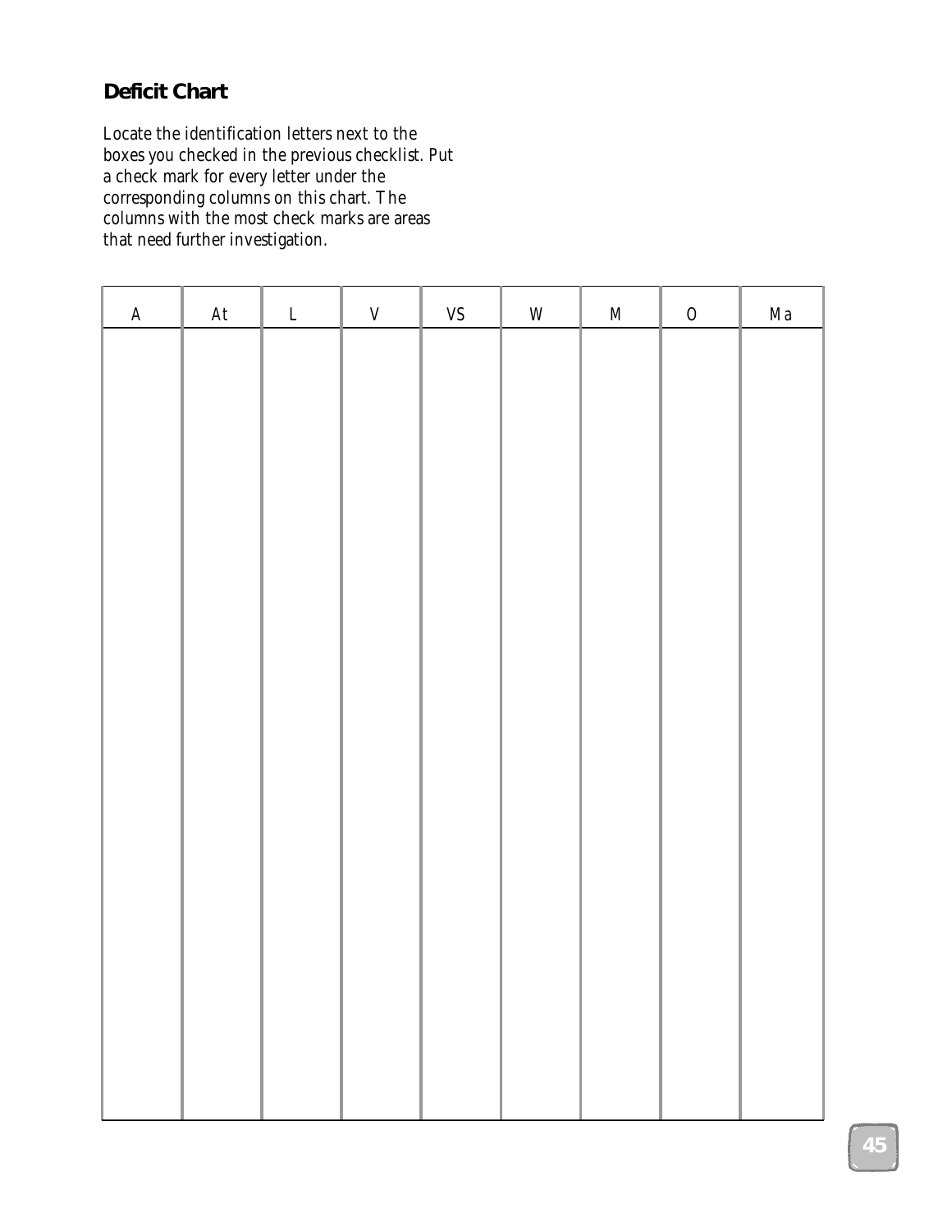## Deficit Chart

Locate the identification letters next to the boxes you checked in the previous checklist. Put a check mark for every letter under the corresponding columns on this chart. The columns with the most check marks are areas that need further investigation.

| A | At | L | V | VS | W | M | O | Ma |
|---|---|---|---|---|---|---|---|---|
| | | | | | | | | |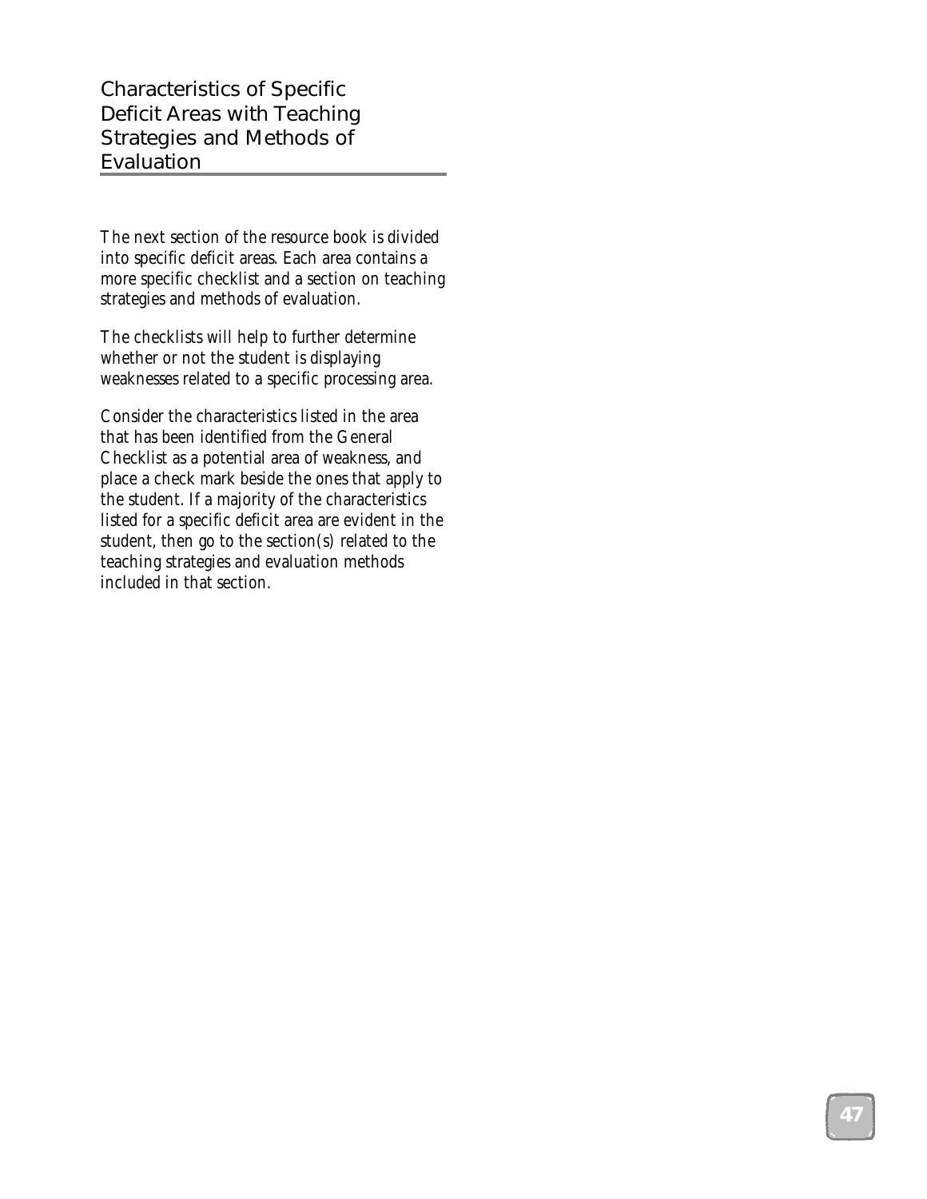## Characteristics of Specific Deficit Areas with Teaching Strategies and Methods of Evaluation

The next section of the resource book is divided into specific deficit areas. Each area contains a more specific checklist and a section on teaching strategies and methods of evaluation.

The checklists will help to further determine whether or not the student is displaying weaknesses related to a specific processing area.

Consider the characteristics listed in the area that has been identified from the General Checklist as a potential area of weakness, and place a check mark beside the ones that apply to the student. If a majority of the characteristics listed for a specific deficit area are evident in the student, then go to the section(s) related to the teaching strategies and evaluation methods included in that section.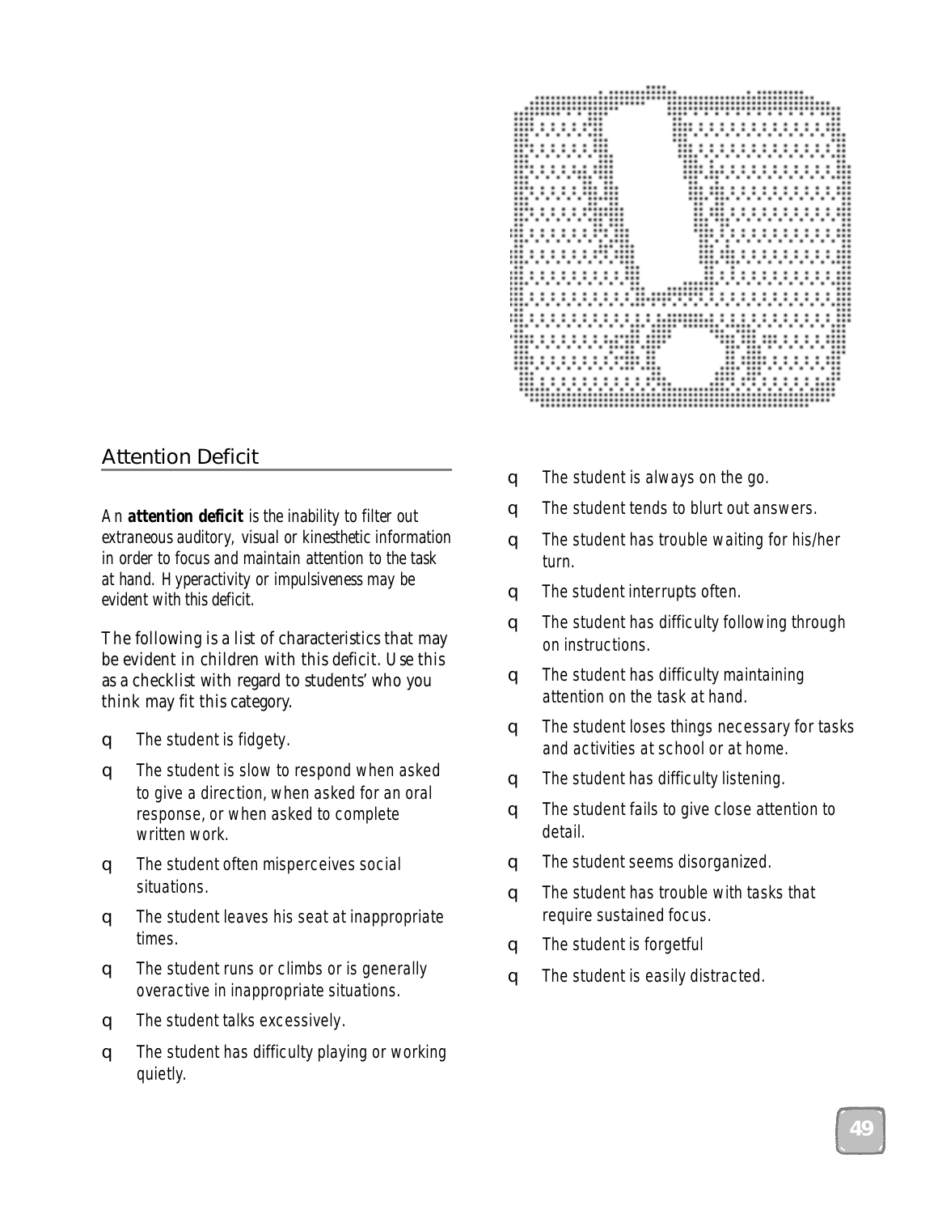## Attention Deficit

*An **attention deficit** is the inability to filter out extraneous auditory, visual or kinesthetic information in order to focus and maintain attention to the task at hand. Hyperactivity or impulsiveness may be evident with this deficit.*

The following is a list of characteristics that may be evident in children with this deficit. Use this as a checklist with regard to students' who you think may fit this category.

- q The student is fidgety.
- q The student is slow to respond when asked to give a direction, when asked for an oral response, or when asked to complete written work.
- q The student often misperceives social situations.
- q The student leaves his seat at inappropriate times.
- q The student runs or climbs or is generally overactive in inappropriate situations.
- q The student talks excessively.
- q The student has difficulty playing or working quietly.
- q The student is always on the go.
- q The student tends to blurt out answers.
- q The student has trouble waiting for his/her turn.
- q The student interrupts often.
- q The student has difficulty following through on instructions.
- q The student has difficulty maintaining attention on the task at hand.
- q The student loses things necessary for tasks and activities at school or at home.
- q The student has difficulty listening.
- q The student fails to give close attention to detail.
- q The student seems disorganized.
- q The student has trouble with tasks that require sustained focus.
- q The student is forgetful
- q The student is easily distracted.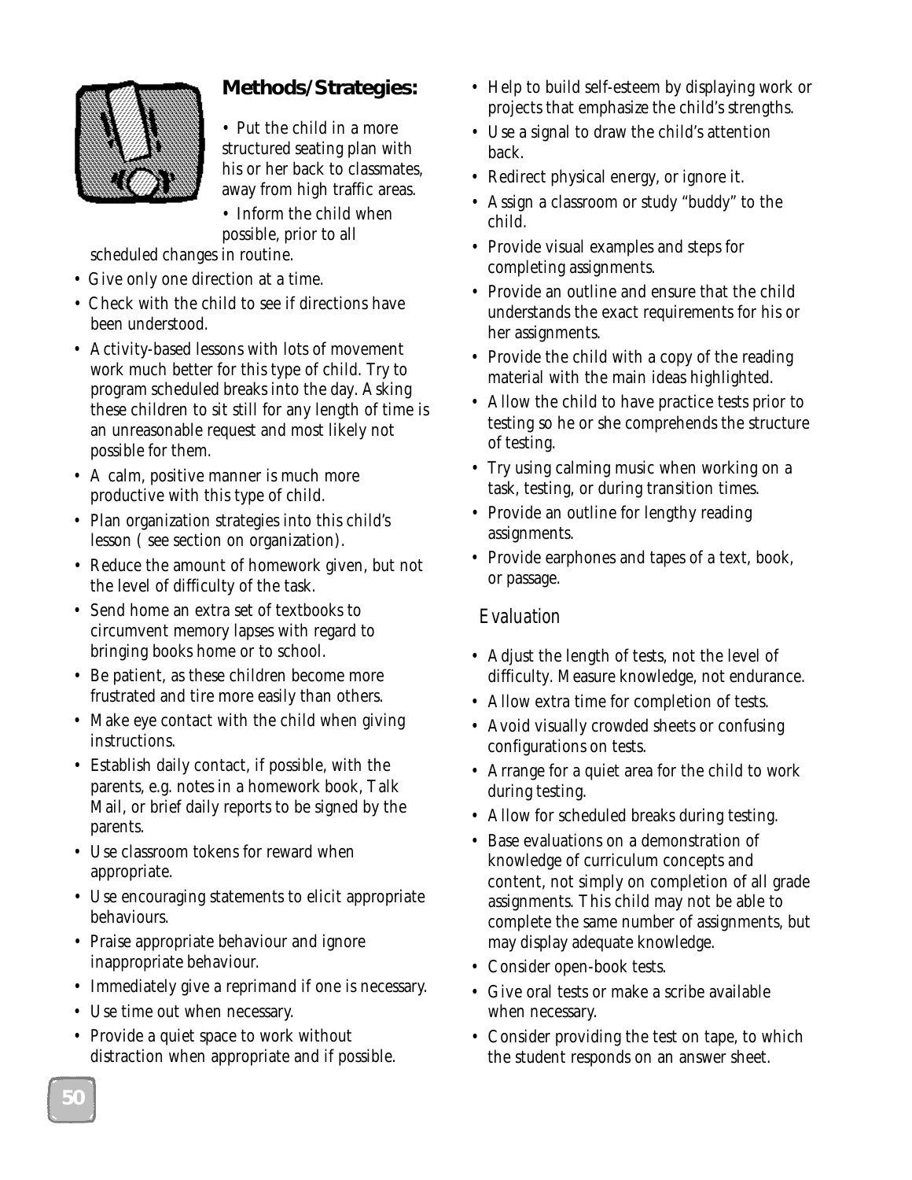## Methods/Strategies:

- Put the child in a more structured seating plan with his or her back to classmates, away from high traffic areas.
- Inform the child when possible, prior to all scheduled changes in routine.
- Give only one direction at a time.
- Check with the child to see if directions have been understood.
- Activity-based lessons with lots of movement work much better for this type of child. Try to program scheduled breaks into the day. Asking these children to sit still for any length of time is an unreasonable request and most likely not possible for them.
- A calm, positive manner is much more productive with this type of child.
- Plan organization strategies into this child's lesson ( see section on organization).
- Reduce the amount of homework given, but not the level of difficulty of the task.
- Send home an extra set of textbooks to circumvent memory lapses with regard to bringing books home or to school.
- Be patient, as these children become more frustrated and tire more easily than others.
- Make eye contact with the child when giving instructions.
- Establish daily contact, if possible, with the parents, e.g. notes in a homework book, Talk Mail, or brief daily reports to be signed by the parents.
- Use classroom tokens for reward when appropriate.
- Use encouraging statements to elicit appropriate behaviours.
- Praise appropriate behaviour and ignore inappropriate behaviour.
- Immediately give a reprimand if one is necessary.
- Use time out when necessary.
- Provide a quiet space to work without distraction when appropriate and if possible.
- Help to build self-esteem by displaying work or projects that emphasize the child's strengths.
- Use a signal to draw the child's attention back.
- Redirect physical energy, or ignore it.
- Assign a classroom or study "buddy" to the child.
- Provide visual examples and steps for completing assignments.
- Provide an outline and ensure that the child understands the exact requirements for his or her assignments.
- Provide the child with a copy of the reading material with the main ideas highlighted.
- Allow the child to have practice tests prior to testing so he or she comprehends the structure of testing.
- Try using calming music when working on a task, testing, or during transition times.
- Provide an outline for lengthy reading assignments.
- Provide earphones and tapes of a text, book, or passage.

### Evaluation

- Adjust the length of tests, not the level of difficulty. Measure knowledge, not endurance.
- Allow extra time for completion of tests.
- Avoid visually crowded sheets or confusing configurations on tests.
- Arrange for a quiet area for the child to work during testing.
- Allow for scheduled breaks during testing.
- Base evaluations on a demonstration of knowledge of curriculum concepts and content, not simply on completion of all grade assignments. This child may not be able to complete the same number of assignments, but may display adequate knowledge.
- Consider open-book tests.
- Give oral tests or make a scribe available when necessary.
- Consider providing the test on tape, to which the student responds on an answer sheet.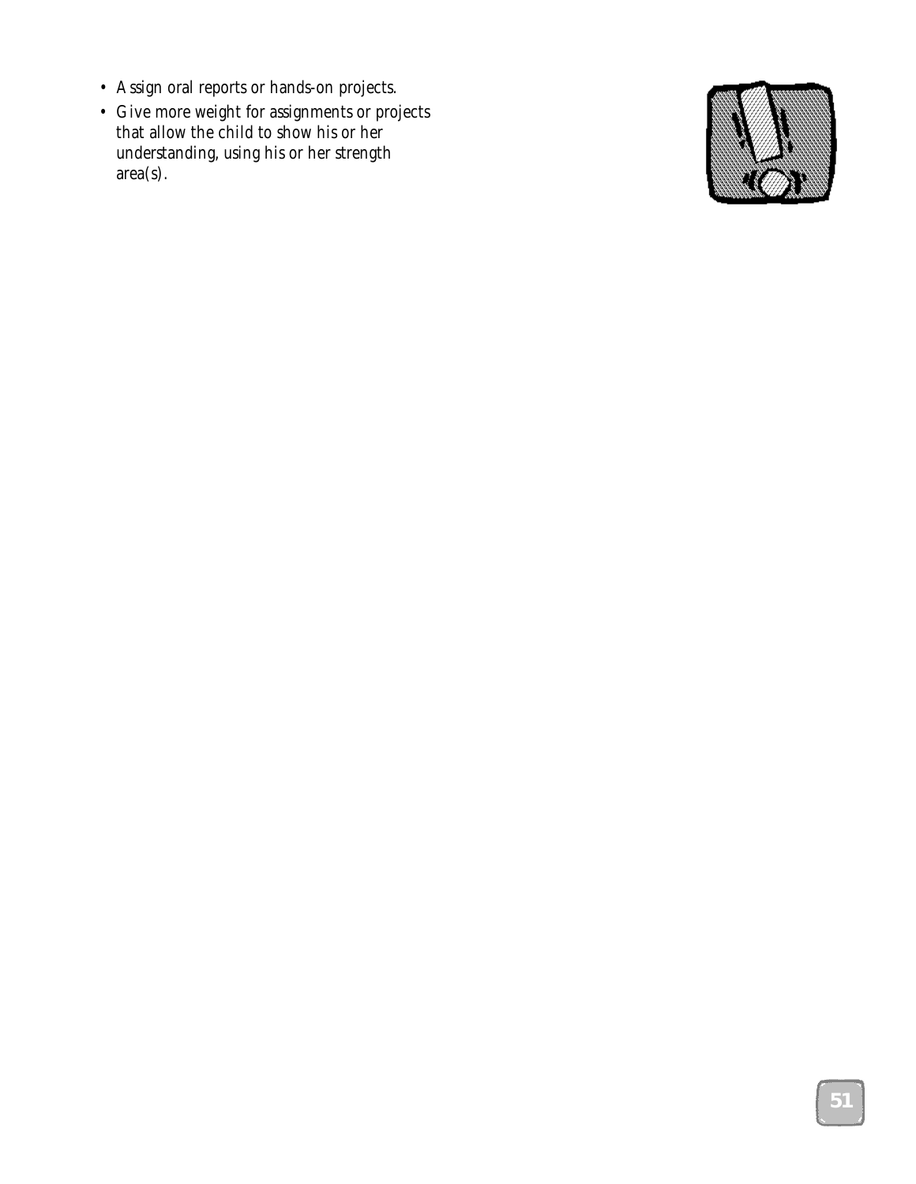- Assign oral reports or hands-on projects.
- Give more weight for assignments or projects that allow the child to show his or her understanding, using his or her strength area(s).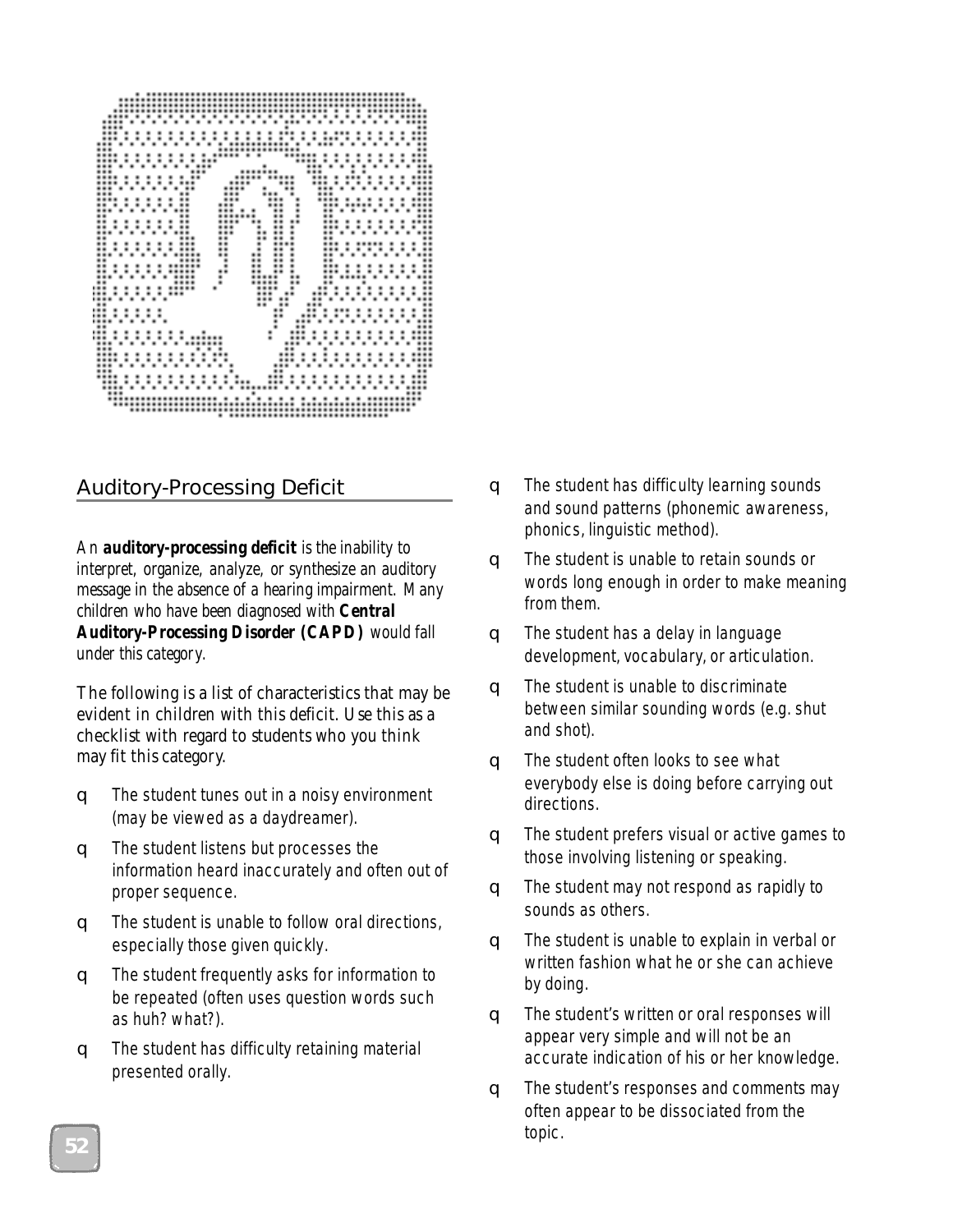## Auditory-Processing Deficit

*An **auditory-processing deficit** is the inability to interpret, organize, analyze, or synthesize an auditory message in the absence of a hearing impairment. Many children who have been diagnosed with **Central Auditory-Processing Disorder (CAPD)** would fall under this category.*

The following is a list of characteristics that may be evident in children with this deficit. Use this as a checklist with regard to students who you think may fit this category.

- q The student tunes out in a noisy environment (may be viewed as a daydreamer).
- q The student listens but processes the information heard inaccurately and often out of proper sequence.
- q The student is unable to follow oral directions, especially those given quickly.
- q The student frequently asks for information to be repeated (often uses question words such as huh? what?).
- q The student has difficulty retaining material presented orally.
- q The student has difficulty learning sounds and sound patterns (phonemic awareness, phonics, linguistic method).
- q The student is unable to retain sounds or words long enough in order to make meaning from them.
- q The student has a delay in language development, vocabulary, or articulation.
- q The student is unable to discriminate between similar sounding words (e.g. shut and shot).
- q The student often looks to see what everybody else is doing before carrying out directions.
- q The student prefers visual or active games to those involving listening or speaking.
- q The student may not respond as rapidly to sounds as others.
- q The student is unable to explain in verbal or written fashion what he or she can achieve by doing.
- q The student's written or oral responses will appear very simple and will not be an accurate indication of his or her knowledge.
- q The student's responses and comments may often appear to be dissociated from the topic.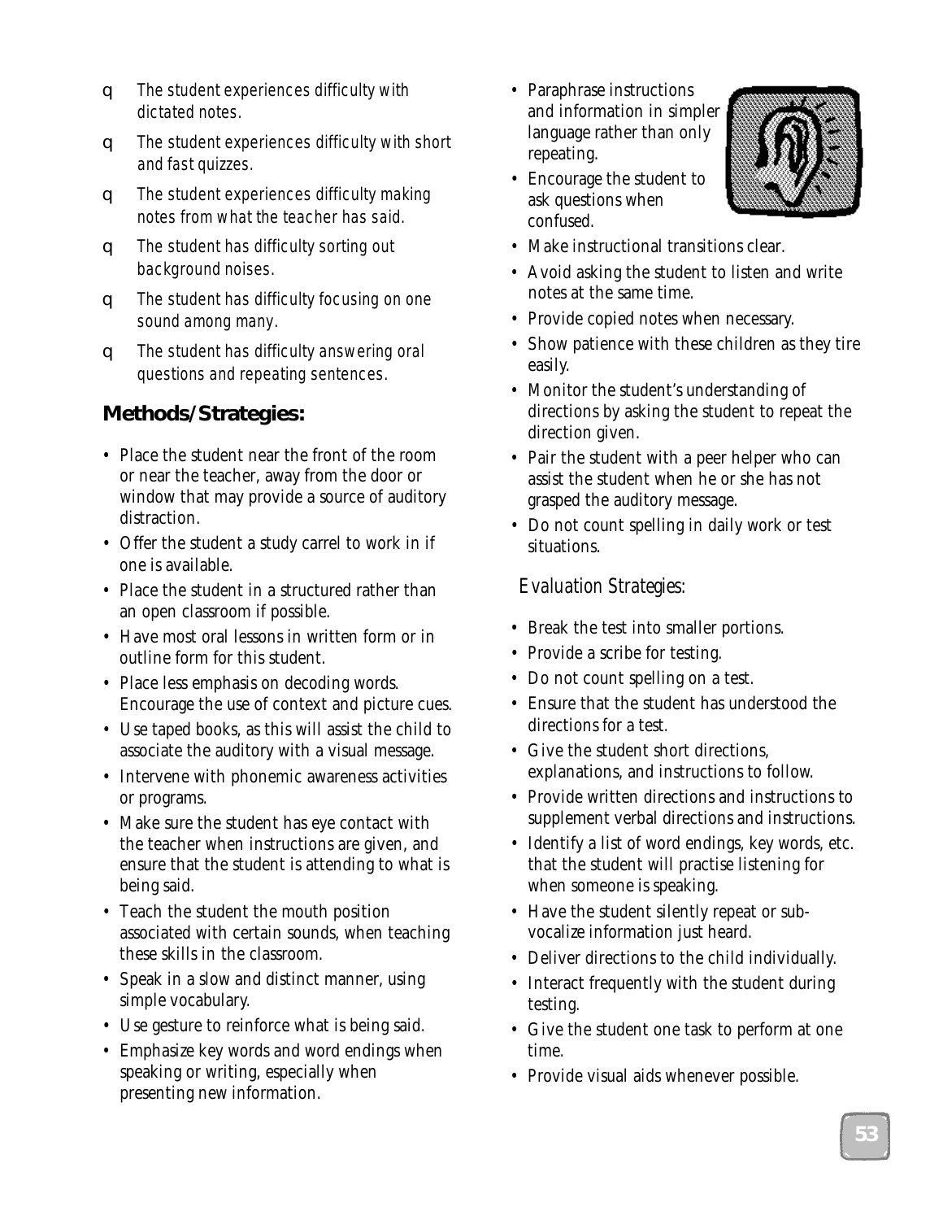- q *The student experiences difficulty with dictated notes.*
- q *The student experiences difficulty with short and fast quizzes.*
- q *The student experiences difficulty making notes from what the teacher has said.*
- q *The student has difficulty sorting out background noises.*
- q *The student has difficulty focusing on one sound among many.*
- q *The student has difficulty answering oral questions and repeating sentences.*

## Methods/Strategies:

- Place the student near the front of the room or near the teacher, away from the door or window that may provide a source of auditory distraction.
- Offer the student a study carrel to work in if one is available.
- Place the student in a structured rather than an open classroom if possible.
- Have most oral lessons in written form or in outline form for this student.
- Place less emphasis on decoding words. Encourage the use of context and picture cues.
- Use taped books, as this will assist the child to associate the auditory with a visual message.
- Intervene with phonemic awareness activities or programs.
- Make sure the student has eye contact with the teacher when instructions are given, and ensure that the student is attending to what is being said.
- Teach the student the mouth position associated with certain sounds, when teaching these skills in the classroom.
- Speak in a slow and distinct manner, using simple vocabulary.
- Use gesture to reinforce what is being said.
- Emphasize key words and word endings when speaking or writing, especially when presenting new information.
- Paraphrase instructions and information in simpler language rather than only repeating.
- Encourage the student to ask questions when confused.
- Make instructional transitions clear.
- Avoid asking the student to listen and write notes at the same time.
- Provide copied notes when necessary.
- Show patience with these children as they tire easily.
- Monitor the student's understanding of directions by asking the student to repeat the direction given.
- Pair the student with a peer helper who can assist the student when he or she has not grasped the auditory message.
- Do not count spelling in daily work or test situations.

### *Evaluation Strategies:*

- Break the test into smaller portions.
- Provide a scribe for testing.
- Do not count spelling on a test.
- Ensure that the student has understood the directions for a test.
- Give the student short directions, explanations, and instructions to follow.
- Provide written directions and instructions to supplement verbal directions and instructions.
- Identify a list of word endings, key words, etc. that the student will practise listening for when someone is speaking.
- Have the student silently repeat or sub-vocalize information just heard.
- Deliver directions to the child individually.
- Interact frequently with the student during testing.
- Give the student one task to perform at one time.
- Provide visual aids whenever possible.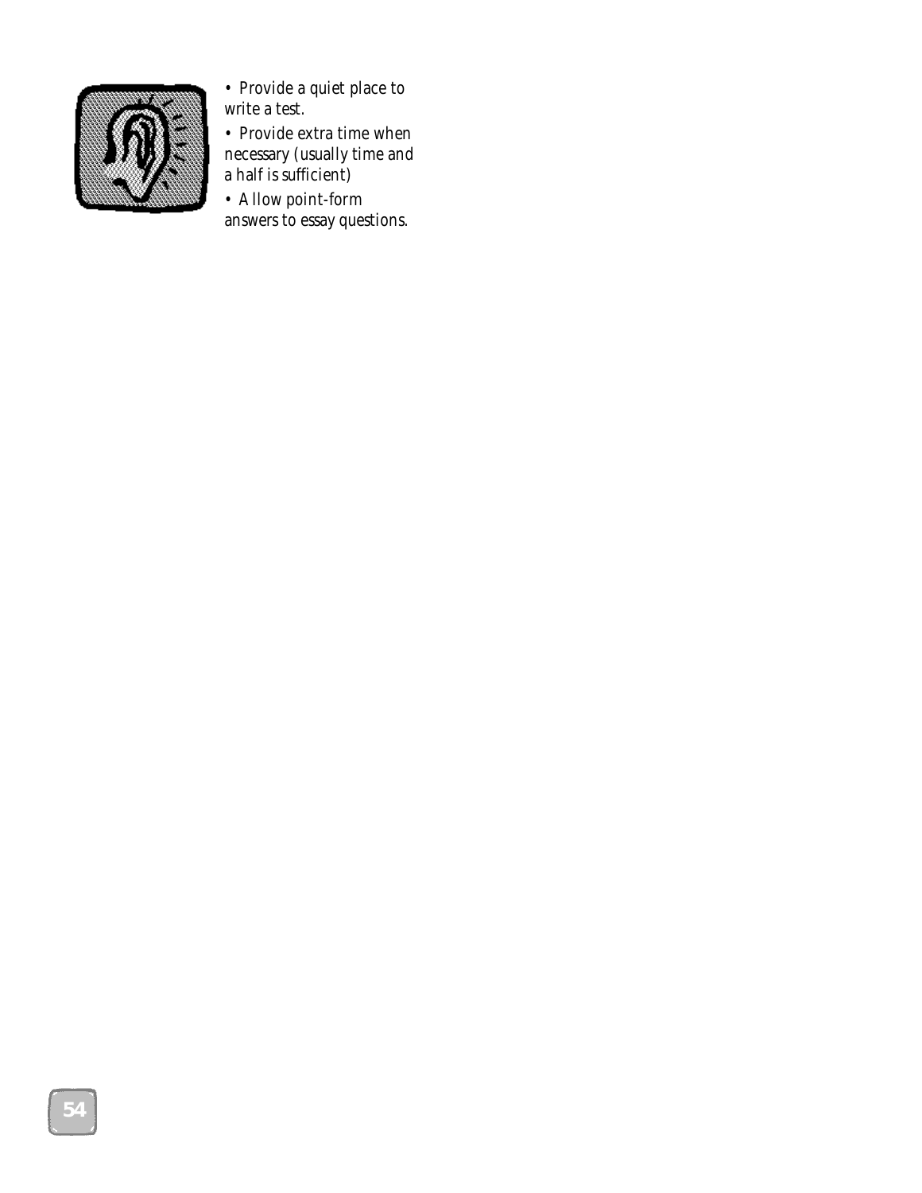- Provide a quiet place to write a test.
- Provide extra time when necessary (usually time and a half is sufficient)
- Allow point-form answers to essay questions.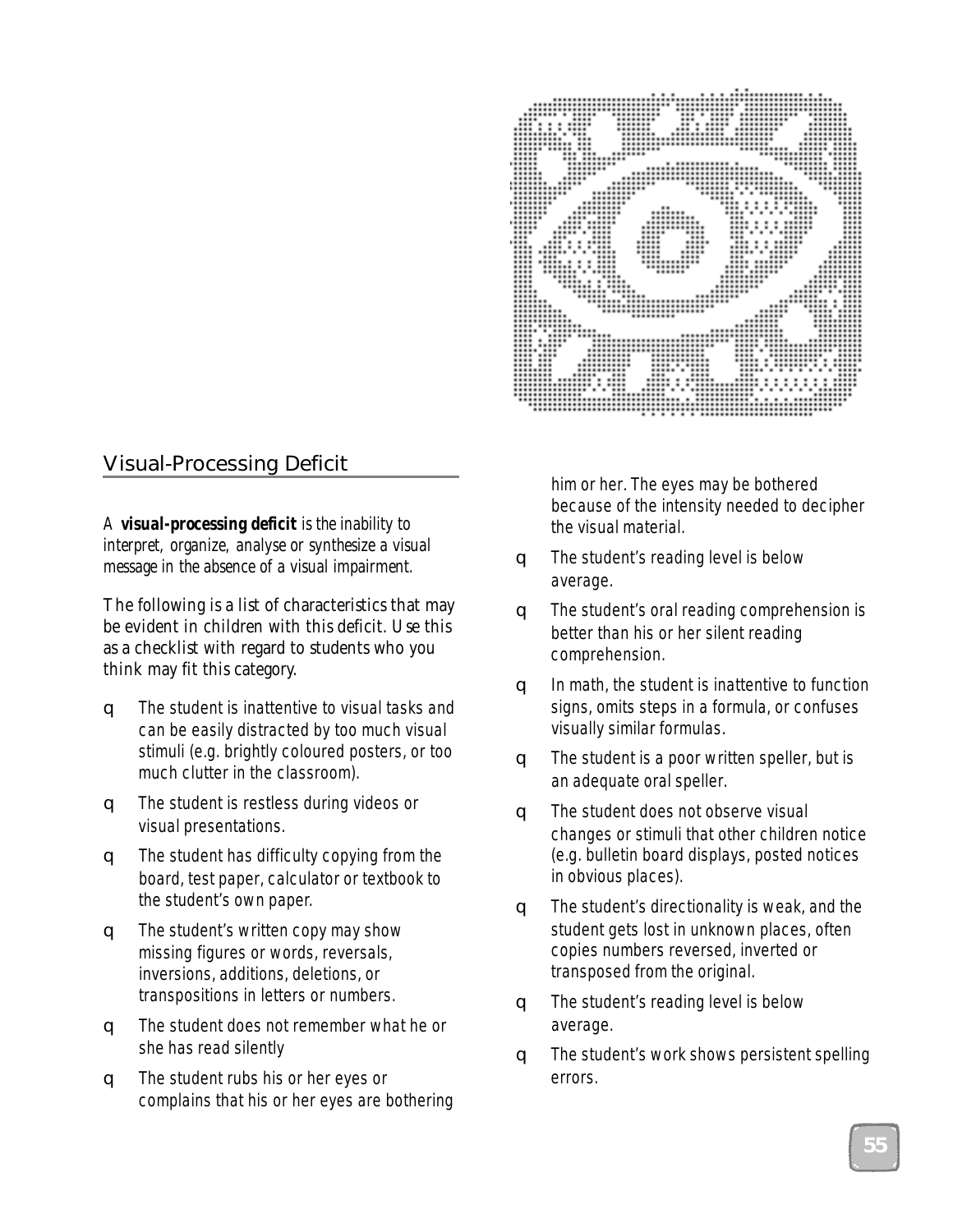## Visual-Processing Deficit

A **visual-processing deficit** is the inability to interpret, organize, analyse or synthesize a visual message in the absence of a visual impairment.

The following is a list of characteristics that may be evident in children with this deficit. Use this as a checklist with regard to students who you think may fit this category.

- The student is inattentive to visual tasks and can be easily distracted by too much visual stimuli (e.g. brightly coloured posters, or too much clutter in the classroom).
- The student is restless during videos or visual presentations.
- The student has difficulty copying from the board, test paper, calculator or textbook to the student's own paper.
- The student's written copy may show missing figures or words, reversals, inversions, additions, deletions, or transpositions in letters or numbers.
- The student does not remember what he or she has read silently
- The student rubs his or her eyes or complains that his or her eyes are bothering him or her. The eyes may be bothered because of the intensity needed to decipher the visual material.
- The student's reading level is below average.
- The student's oral reading comprehension is better than his or her silent reading comprehension.
- In math, the student is inattentive to function signs, omits steps in a formula, or confuses visually similar formulas.
- The student is a poor written speller, but is an adequate oral speller.
- The student does not observe visual changes or stimuli that other children notice (e.g. bulletin board displays, posted notices in obvious places).
- The student's directionality is weak, and the student gets lost in unknown places, often copies numbers reversed, inverted or transposed from the original.
- The student's reading level is below average.
- The student's work shows persistent spelling errors.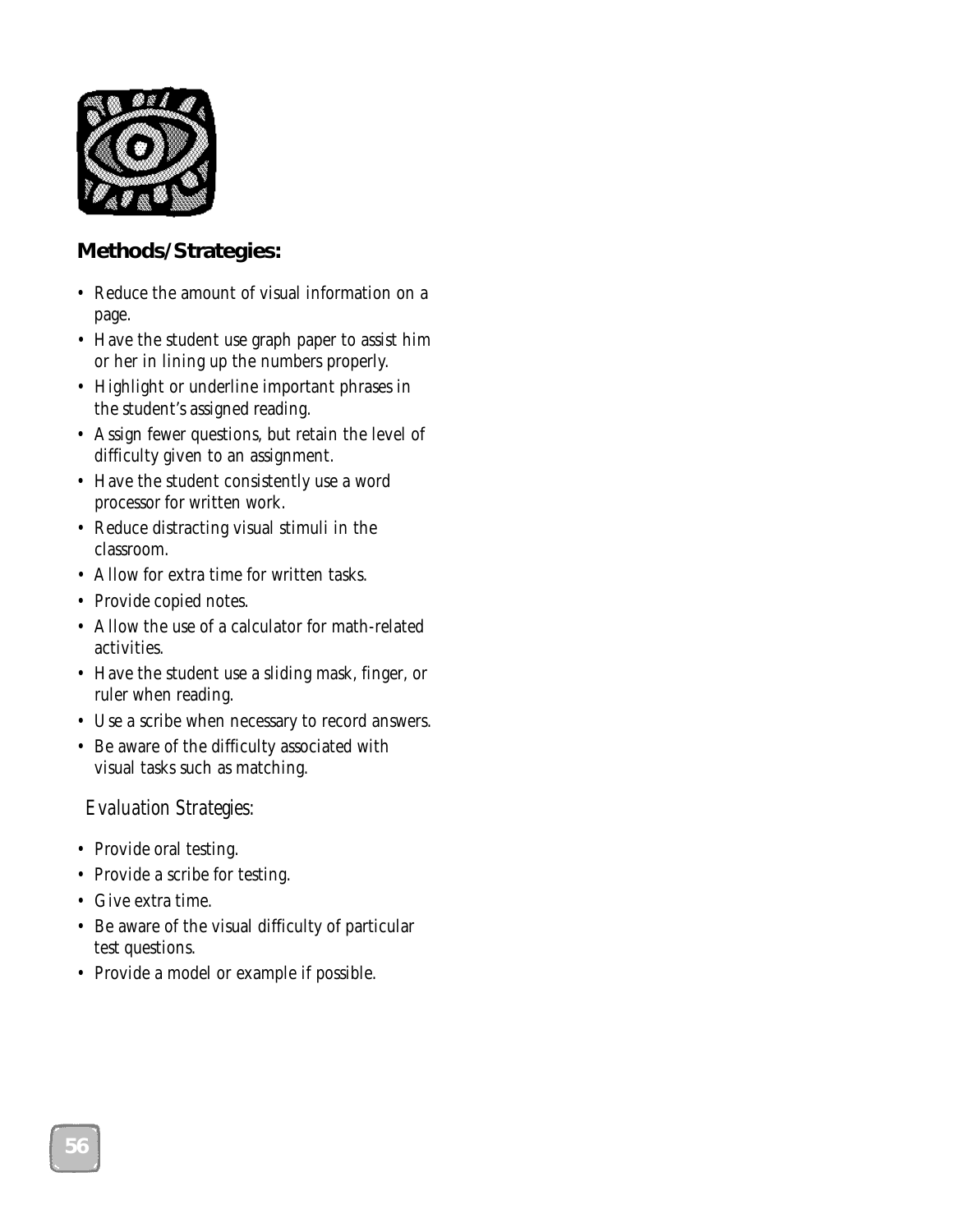**Methods/Strategies:**

- Reduce the amount of visual information on a page.
- Have the student use graph paper to assist him or her in lining up the numbers properly.
- Highlight or underline important phrases in the student's assigned reading.
- Assign fewer questions, but retain the level of difficulty given to an assignment.
- Have the student consistently use a word processor for written work.
- Reduce distracting visual stimuli in the classroom.
- Allow for extra time for written tasks.
- Provide copied notes.
- Allow the use of a calculator for math-related activities.
- Have the student use a sliding mask, finger, or ruler when reading.
- Use a scribe when necessary to record answers.
- Be aware of the difficulty associated with visual tasks such as matching.

*Evaluation Strategies:*

- Provide oral testing.
- Provide a scribe for testing.
- Give extra time.
- Be aware of the visual difficulty of particular test questions.
- Provide a model or example if possible.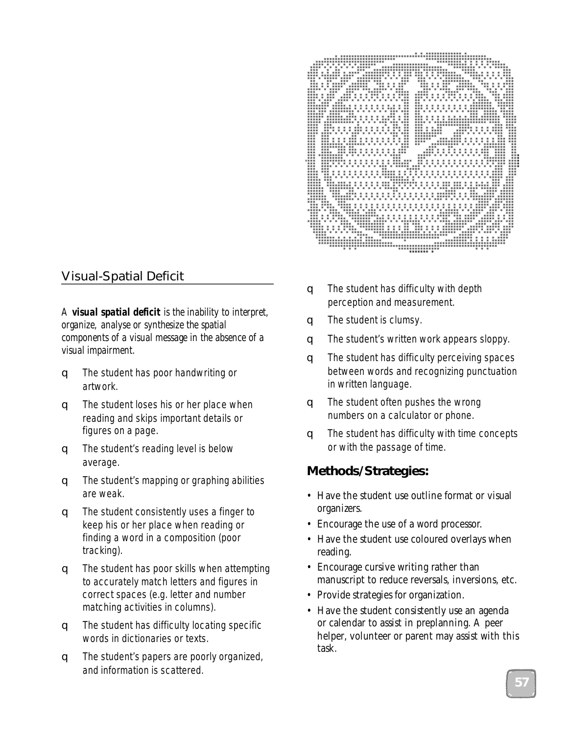## Visual-Spatial Deficit

A ***visual spatial deficit*** is the inability to interpret, organize, analyse or synthesize the spatial components of a visual message in the absence of a visual impairment.

- ☐ The student has poor handwriting or artwork.
- ☐ The student loses his or her place when reading and skips important details or figures on a page.
- ☐ The student's reading level is below average.
- ☐ The student's mapping or graphing abilities are weak.
- ☐ The student consistently uses a finger to keep his or her place when reading or finding a word in a composition (poor tracking).
- ☐ The student has poor skills when attempting to accurately match letters and figures in correct spaces (e.g. letter and number matching activities in columns).
- ☐ The student has difficulty locating specific words in dictionaries or texts.
- ☐ The student's papers are poorly organized, and information is scattered.
- ☐ The student has difficulty with depth perception and measurement.
- ☐ The student is clumsy.
- ☐ The student's written work appears sloppy.
- ☐ The student has difficulty perceiving spaces between words and recognizing punctuation in written language.
- ☐ The student often pushes the wrong numbers on a calculator or phone.
- ☐ The student has difficulty with time concepts or with the passage of time.

### Methods/Strategies:

- Have the student use outline format or visual organizers.
- Encourage the use of a word processor.
- Have the student use coloured overlays when reading.
- Encourage cursive writing rather than manuscript to reduce reversals, inversions, etc.
- Provide strategies for organization.
- Have the student consistently use an agenda or calendar to assist in preplanning. A peer helper, volunteer or parent may assist with this task.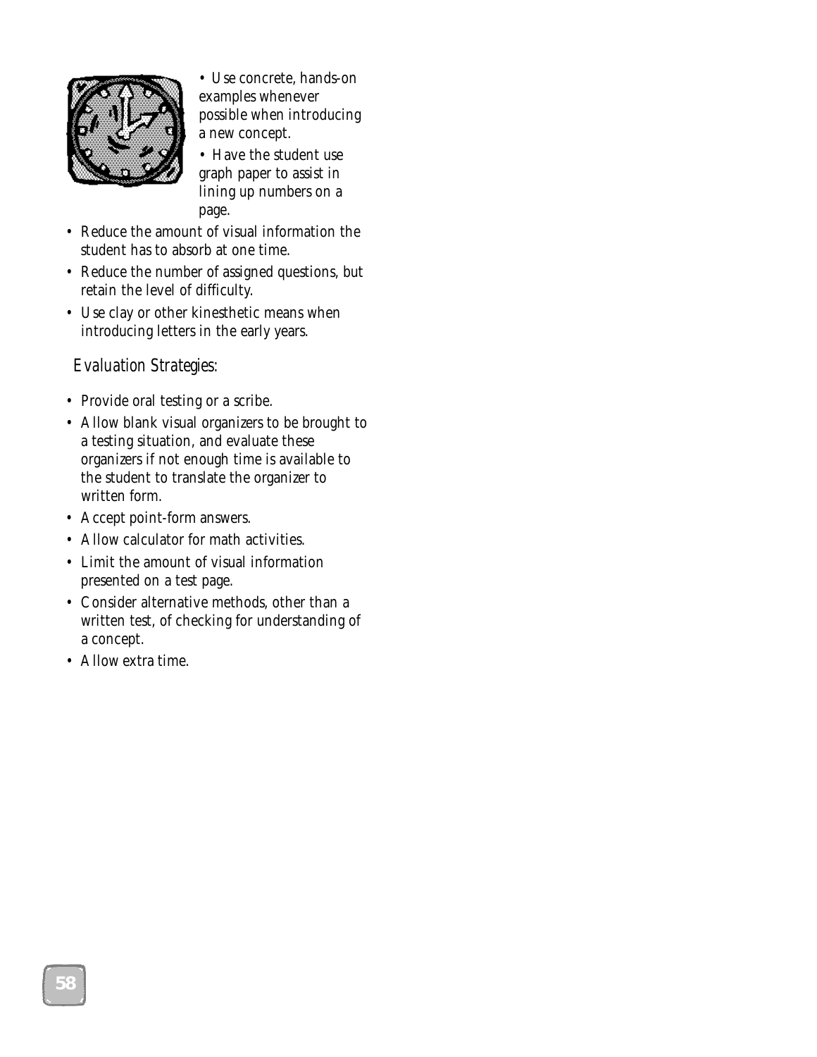- Use concrete, hands-on examples whenever possible when introducing a new concept.
- Have the student use graph paper to assist in lining up numbers on a page.
- Reduce the amount of visual information the student has to absorb at one time.
- Reduce the number of assigned questions, but retain the level of difficulty.
- Use clay or other kinesthetic means when introducing letters in the early years.

### *Evaluation Strategies:*

- Provide oral testing or a scribe.
- Allow blank visual organizers to be brought to a testing situation, and evaluate these organizers if not enough time is available to the student to translate the organizer to written form.
- Accept point-form answers.
- Allow calculator for math activities.
- Limit the amount of visual information presented on a test page.
- Consider alternative methods, other than a written test, of checking for understanding of a concept.
- Allow extra time.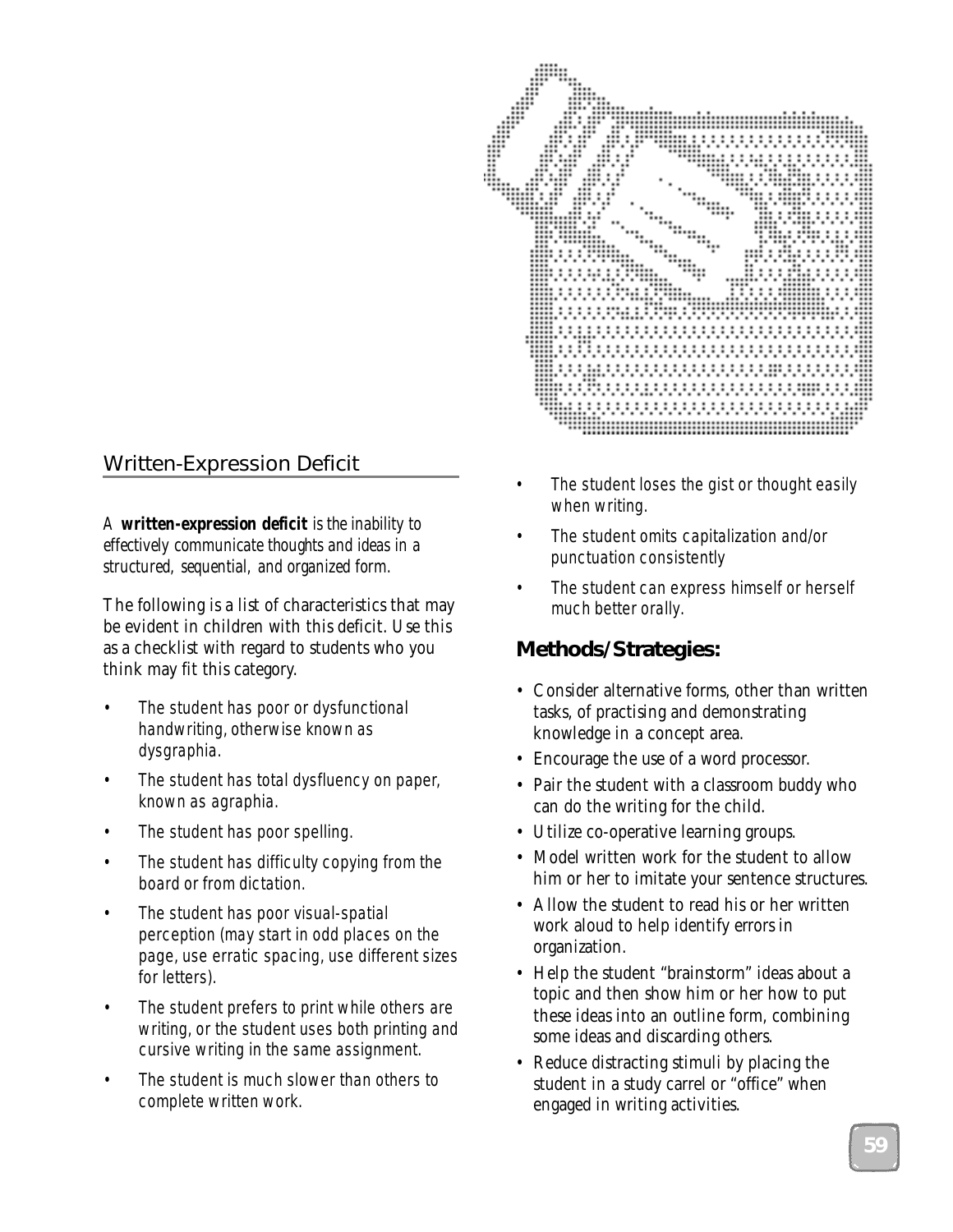## Written-Expression Deficit

*A **written-expression deficit** is the inability to effectively communicate thoughts and ideas in a structured, sequential, and organized form.*

The following is a list of characteristics that may be evident in children with this deficit. Use this as a checklist with regard to students who you think may fit this category.

- *The student has poor or dysfunctional handwriting, otherwise known as dysgraphia.*
- *The student has total dysfluency on paper, known as agraphia.*
- *The student has poor spelling.*
- *The student has difficulty copying from the board or from dictation.*
- *The student has poor visual-spatial perception (may start in odd places on the page, use erratic spacing, use different sizes for letters).*
- *The student prefers to print while others are writing, or the student uses both printing and cursive writing in the same assignment.*
- *The student is much slower than others to complete written work.*
- *The student loses the gist or thought easily when writing.*
- *The student omits capitalization and/or punctuation consistently*
- *The student can express himself or herself much better orally.*

### Methods/Strategies:

- Consider alternative forms, other than written tasks, of practising and demonstrating knowledge in a concept area.
- Encourage the use of a word processor.
- Pair the student with a classroom buddy who can do the writing for the child.
- Utilize co-operative learning groups.
- Model written work for the student to allow him or her to imitate your sentence structures.
- Allow the student to read his or her written work aloud to help identify errors in organization.
- Help the student "brainstorm" ideas about a topic and then show him or her how to put these ideas into an outline form, combining some ideas and discarding others.
- Reduce distracting stimuli by placing the student in a study carrel or "office" when engaged in writing activities.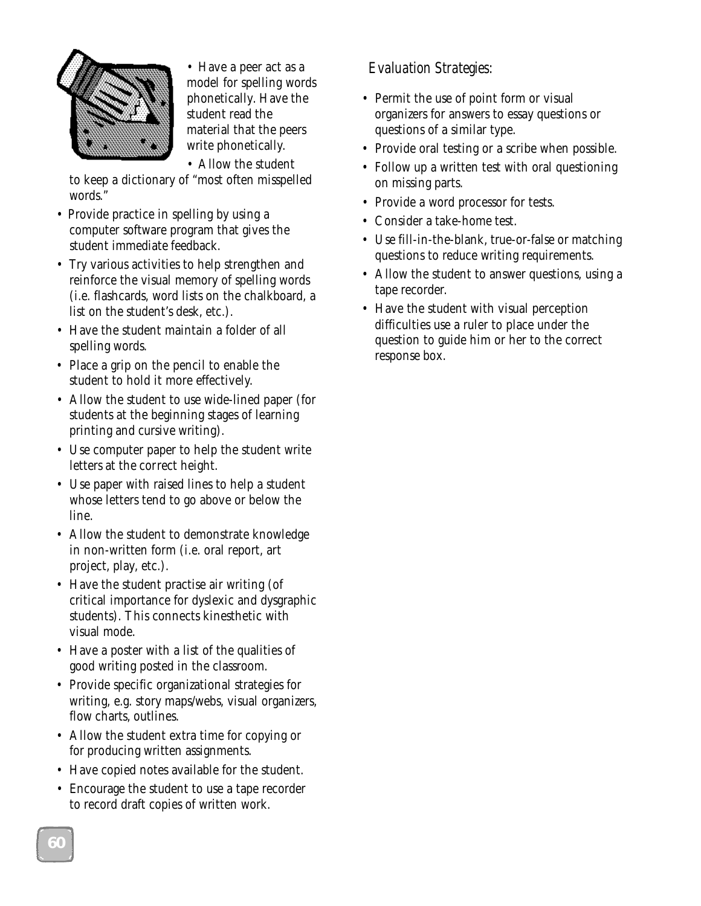- Have a peer act as a model for spelling words phonetically. Have the student read the material that the peers write phonetically.
- Allow the student to keep a dictionary of "most often misspelled words."
- Provide practice in spelling by using a computer software program that gives the student immediate feedback.
- Try various activities to help strengthen and reinforce the visual memory of spelling words (i.e. flashcards, word lists on the chalkboard, a list on the student's desk, etc.).
- Have the student maintain a folder of all spelling words.
- Place a grip on the pencil to enable the student to hold it more effectively.
- Allow the student to use wide-lined paper (for students at the beginning stages of learning printing and cursive writing).
- Use computer paper to help the student write letters at the correct height.
- Use paper with raised lines to help a student whose letters tend to go above or below the line.
- Allow the student to demonstrate knowledge in non-written form (i.e. oral report, art project, play, etc.).
- Have the student practise air writing (of critical importance for dyslexic and dysgraphic students). This connects kinesthetic with visual mode.
- Have a poster with a list of the qualities of good writing posted in the classroom.
- Provide specific organizational strategies for writing, e.g. story maps/webs, visual organizers, flow charts, outlines.
- Allow the student extra time for copying or for producing written assignments.
- Have copied notes available for the student.
- Encourage the student to use a tape recorder to record draft copies of written work.

### Evaluation Strategies:

- Permit the use of point form or visual organizers for answers to essay questions or questions of a similar type.
- Provide oral testing or a scribe when possible.
- Follow up a written test with oral questioning on missing parts.
- Provide a word processor for tests.
- Consider a take-home test.
- Use fill-in-the-blank, true-or-false or matching questions to reduce writing requirements.
- Allow the student to answer questions, using a tape recorder.
- Have the student with visual perception difficulties use a ruler to place under the question to guide him or her to the correct response box.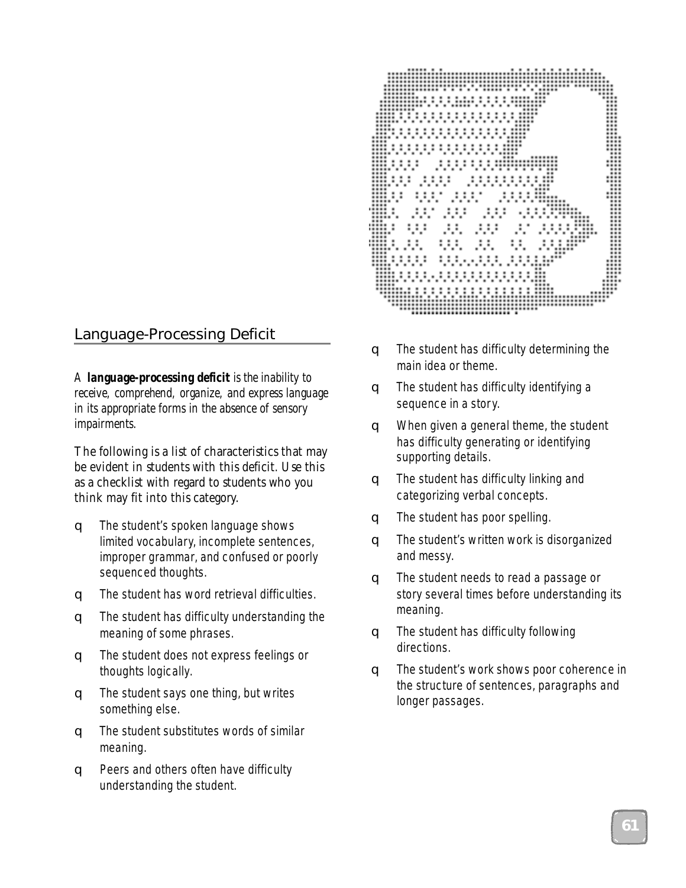## Language-Processing Deficit

A **language-processing deficit** is the inability to receive, comprehend, organize, and express language in its appropriate forms in the absence of sensory impairments.

The following is a list of characteristics that may be evident in students with this deficit. Use this as a checklist with regard to students who you think may fit into this category.

- ☐ The student's spoken language shows limited vocabulary, incomplete sentences, improper grammar, and confused or poorly sequenced thoughts.
- ☐ The student has word retrieval difficulties.
- ☐ The student has difficulty understanding the meaning of some phrases.
- ☐ The student does not express feelings or thoughts logically.
- ☐ The student says one thing, but writes something else.
- ☐ The student substitutes words of similar meaning.
- ☐ Peers and others often have difficulty understanding the student.
- ☐ The student has difficulty determining the main idea or theme.
- ☐ The student has difficulty identifying a sequence in a story.
- ☐ When given a general theme, the student has difficulty generating or identifying supporting details.
- ☐ The student has difficulty linking and categorizing verbal concepts.
- ☐ The student has poor spelling.
- ☐ The student's written work is disorganized and messy.
- ☐ The student needs to read a passage or story several times before understanding its meaning.
- ☐ The student has difficulty following directions.
- ☐ The student's work shows poor coherence in the structure of sentences, paragraphs and longer passages.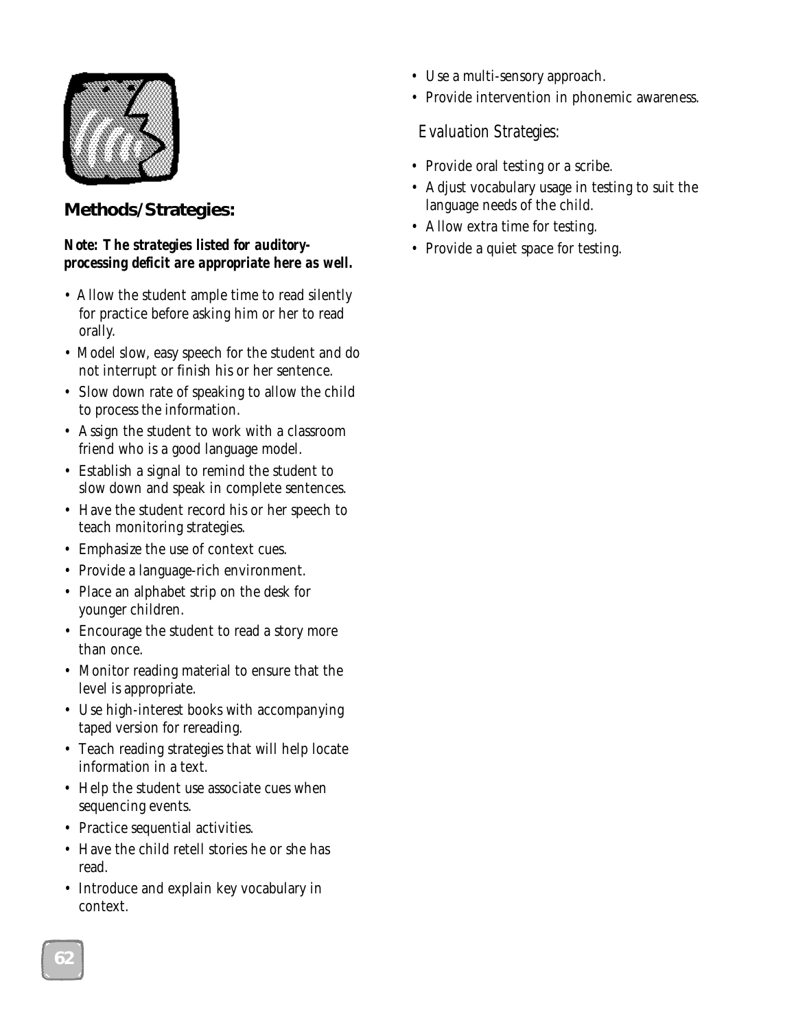## Methods/Strategies:

***Note: The strategies listed for auditory-processing deficit are appropriate here as well.***

- Allow the student ample time to read silently for practice before asking him or her to read orally.
- Model slow, easy speech for the student and do not interrupt or finish his or her sentence.
- Slow down rate of speaking to allow the child to process the information.
- Assign the student to work with a classroom friend who is a good language model.
- Establish a signal to remind the student to slow down and speak in complete sentences.
- Have the student record his or her speech to teach monitoring strategies.
- Emphasize the use of context cues.
- Provide a language-rich environment.
- Place an alphabet strip on the desk for younger children.
- Encourage the student to read a story more than once.
- Monitor reading material to ensure that the level is appropriate.
- Use high-interest books with accompanying taped version for rereading.
- Teach reading strategies that will help locate information in a text.
- Help the student use associate cues when sequencing events.
- Practice sequential activities.
- Have the child retell stories he or she has read.
- Introduce and explain key vocabulary in context.
- Use a multi-sensory approach.
- Provide intervention in phonemic awareness.

### Evaluation Strategies:

- Provide oral testing or a scribe.
- Adjust vocabulary usage in testing to suit the language needs of the child.
- Allow extra time for testing.
- Provide a quiet space for testing.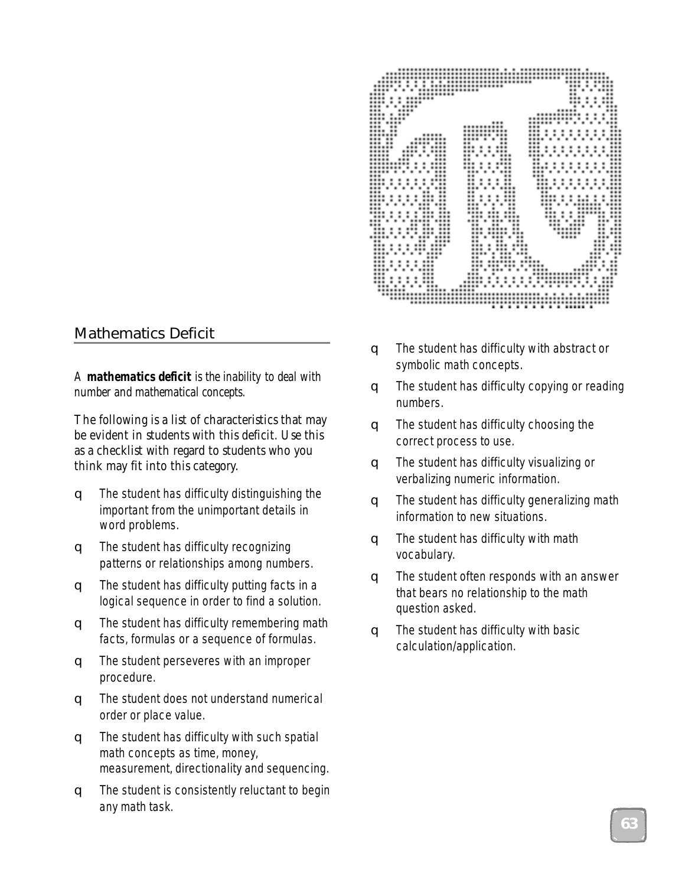## Mathematics Deficit

A **mathematics deficit** is the inability to deal with number and mathematical concepts.

The following is a list of characteristics that may be evident in students with this deficit. Use this as a checklist with regard to students who you think may fit into this category.

- q The student has difficulty distinguishing the important from the unimportant details in word problems.
- q The student has difficulty recognizing patterns or relationships among numbers.
- q The student has difficulty putting facts in a logical sequence in order to find a solution.
- q The student has difficulty remembering math facts, formulas or a sequence of formulas.
- q The student perseveres with an improper procedure.
- q The student does not understand numerical order or place value.
- q The student has difficulty with such spatial math concepts as time, money, measurement, directionality and sequencing.
- q The student is consistently reluctant to begin any math task.
- q The student has difficulty with abstract or symbolic math concepts.
- q The student has difficulty copying or reading numbers.
- q The student has difficulty choosing the correct process to use.
- q The student has difficulty visualizing or verbalizing numeric information.
- q The student has difficulty generalizing math information to new situations.
- q The student has difficulty with math vocabulary.
- q The student often responds with an answer that bears no relationship to the math question asked.
- q The student has difficulty with basic calculation/application.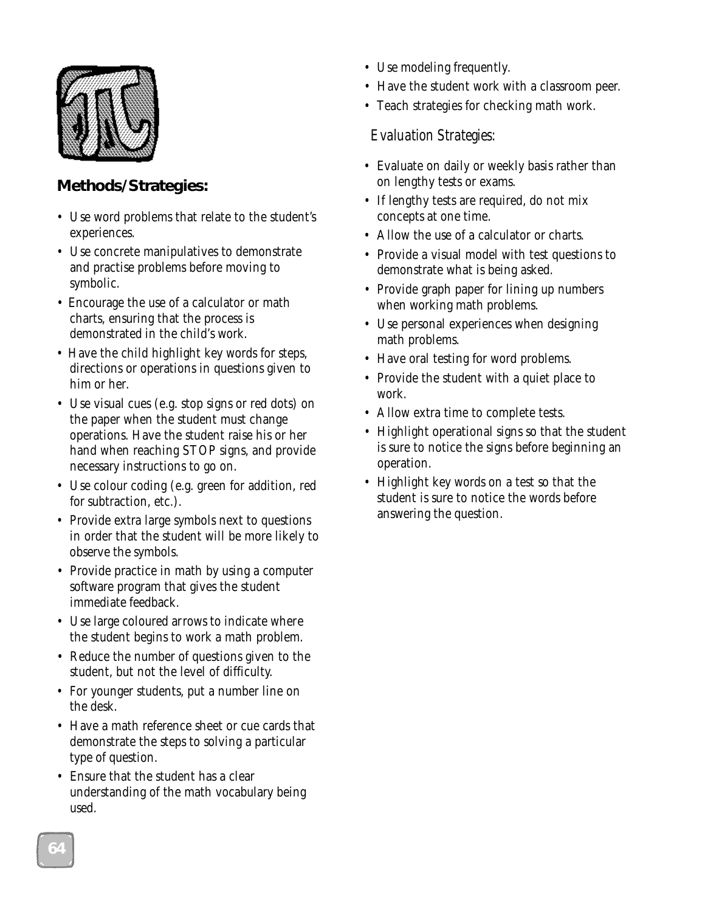## Methods/Strategies:

- Use word problems that relate to the student's experiences.
- Use concrete manipulatives to demonstrate and practise problems before moving to symbolic.
- Encourage the use of a calculator or math charts, ensuring that the process is demonstrated in the child's work.
- Have the child highlight key words for steps, directions or operations in questions given to him or her.
- Use visual cues (e.g. stop signs or red dots) on the paper when the student must change operations. Have the student raise his or her hand when reaching STOP signs, and provide necessary instructions to go on.
- Use colour coding (e.g. green for addition, red for subtraction, etc.).
- Provide extra large symbols next to questions in order that the student will be more likely to observe the symbols.
- Provide practice in math by using a computer software program that gives the student immediate feedback.
- Use large coloured arrows to indicate where the student begins to work a math problem.
- Reduce the number of questions given to the student, but not the level of difficulty.
- For younger students, put a number line on the desk.
- Have a math reference sheet or cue cards that demonstrate the steps to solving a particular type of question.
- Ensure that the student has a clear understanding of the math vocabulary being used.
- Use modeling frequently.
- Have the student work with a classroom peer.
- Teach strategies for checking math work.

### Evaluation Strategies:

- Evaluate on daily or weekly basis rather than on lengthy tests or exams.
- If lengthy tests are required, do not mix concepts at one time.
- Allow the use of a calculator or charts.
- Provide a visual model with test questions to demonstrate what is being asked.
- Provide graph paper for lining up numbers when working math problems.
- Use personal experiences when designing math problems.
- Have oral testing for word problems.
- Provide the student with a quiet place to work.
- Allow extra time to complete tests.
- Highlight operational signs so that the student is sure to notice the signs before beginning an operation.
- Highlight key words on a test so that the student is sure to notice the words before answering the question.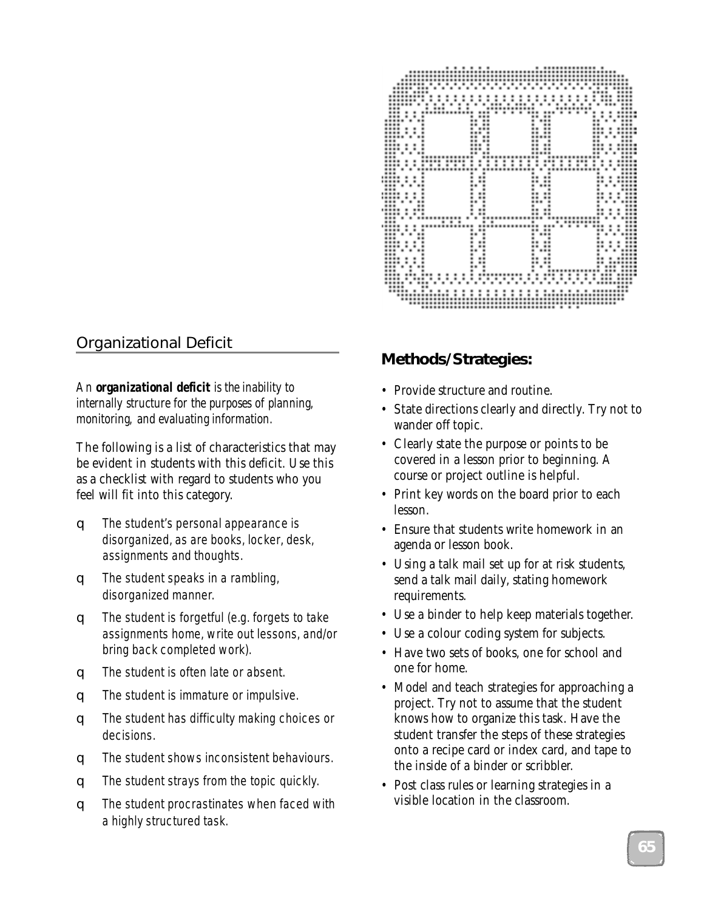## Organizational Deficit

*An **organizational deficit** is the inability to internally structure for the purposes of planning, monitoring, and evaluating information.*

The following is a list of characteristics that may be evident in students with this deficit. Use this as a checklist with regard to students who you feel will fit into this category.

- ☐ *The student's personal appearance is disorganized, as are books, locker, desk, assignments and thoughts.*
- ☐ *The student speaks in a rambling, disorganized manner.*
- ☐ *The student is forgetful (e.g. forgets to take assignments home, write out lessons, and/or bring back completed work).*
- ☐ *The student is often late or absent.*
- ☐ *The student is immature or impulsive.*
- ☐ *The student has difficulty making choices or decisions.*
- ☐ *The student shows inconsistent behaviours.*
- ☐ *The student strays from the topic quickly.*
- ☐ *The student procrastinates when faced with a highly structured task.*

### Methods/Strategies:

- Provide structure and routine.
- State directions clearly and directly. Try not to wander off topic.
- Clearly state the purpose or points to be covered in a lesson prior to beginning. A course or project outline is helpful.
- Print key words on the board prior to each lesson.
- Ensure that students write homework in an agenda or lesson book.
- Using a talk mail set up for at risk students, send a talk mail daily, stating homework requirements.
- Use a binder to help keep materials together.
- Use a colour coding system for subjects.
- Have two sets of books, one for school and one for home.
- Model and teach strategies for approaching a project. Try not to assume that the student knows how to organize this task. Have the student transfer the steps of these strategies onto a recipe card or index card, and tape to the inside of a binder or scribbler.
- Post class rules or learning strategies in a visible location in the classroom.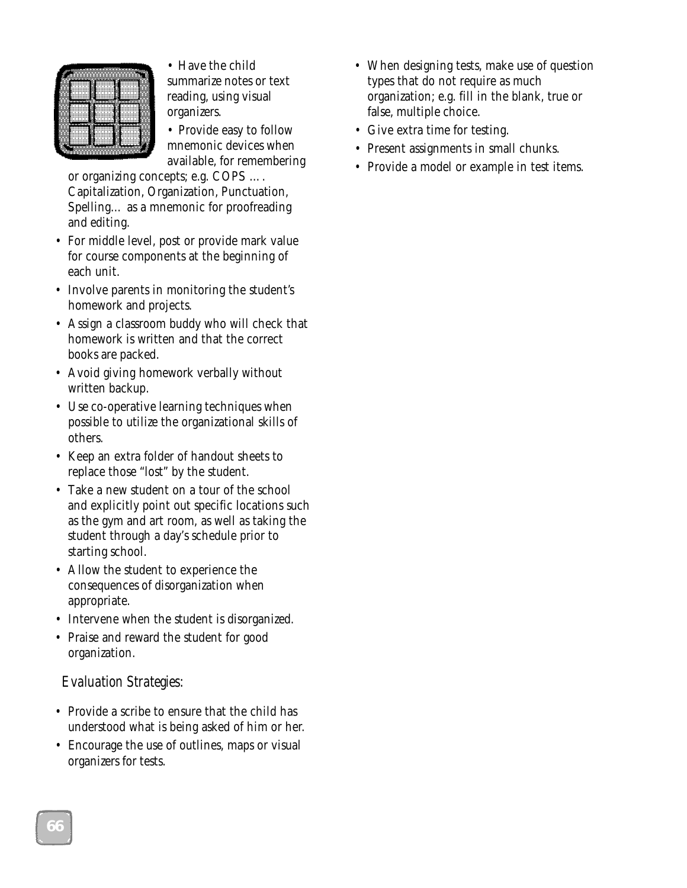- Have the child summarize notes or text reading, using visual organizers.
- Provide easy to follow mnemonic devices when available, for remembering or organizing concepts; e.g. COPS …. Capitalization, Organization, Punctuation, Spelling… as a mnemonic for proofreading and editing.
- For middle level, post or provide mark value for course components at the beginning of each unit.
- Involve parents in monitoring the student's homework and projects.
- Assign a classroom buddy who will check that homework is written and that the correct books are packed.
- Avoid giving homework verbally without written backup.
- Use co-operative learning techniques when possible to utilize the organizational skills of others.
- Keep an extra folder of handout sheets to replace those "lost" by the student.
- Take a new student on a tour of the school and explicitly point out specific locations such as the gym and art room, as well as taking the student through a day's schedule prior to starting school.
- Allow the student to experience the consequences of disorganization when appropriate.
- Intervene when the student is disorganized.
- Praise and reward the student for good organization.

### Evaluation Strategies:

- Provide a scribe to ensure that the child has understood what is being asked of him or her.
- Encourage the use of outlines, maps or visual organizers for tests.
- When designing tests, make use of question types that do not require as much organization; e.g. fill in the blank, true or false, multiple choice.
- Give extra time for testing.
- Present assignments in small chunks.
- Provide a model or example in test items.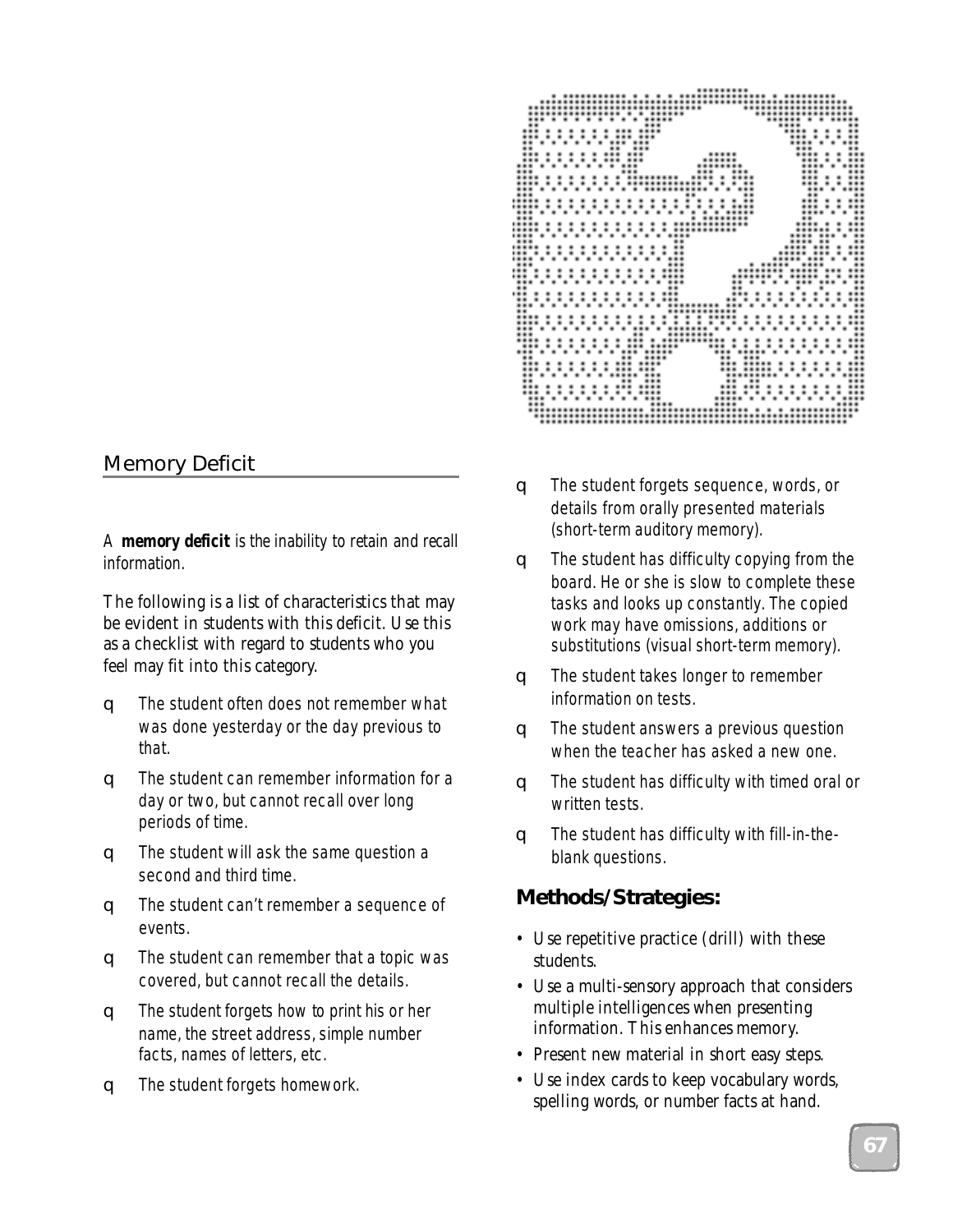## Memory Deficit

A **memory deficit** is the inability to retain and recall information.

The following is a list of characteristics that may be evident in students with this deficit. Use this as a checklist with regard to students who you feel may fit into this category.

- q The student often does not remember what was done yesterday or the day previous to that.
- q The student can remember information for a day or two, but cannot recall over long periods of time.
- q The student will ask the same question a second and third time.
- q The student can't remember a sequence of events.
- q The student can remember that a topic was covered, but cannot recall the details.
- q The student forgets how to print his or her name, the street address, simple number facts, names of letters, etc.
- q The student forgets homework.
- q The student forgets sequence, words, or details from orally presented materials (short-term auditory memory).
- q The student has difficulty copying from the board. He or she is slow to complete these tasks and looks up constantly. The copied work may have omissions, additions or substitutions (visual short-term memory).
- q The student takes longer to remember information on tests.
- q The student answers a previous question when the teacher has asked a new one.
- q The student has difficulty with timed oral or written tests.
- q The student has difficulty with fill-in-the-blank questions.

### Methods/Strategies:

- Use repetitive practice (drill) with these students.
- Use a multi-sensory approach that considers multiple intelligences when presenting information. This enhances memory.
- Present new material in short easy steps.
- Use index cards to keep vocabulary words, spelling words, or number facts at hand.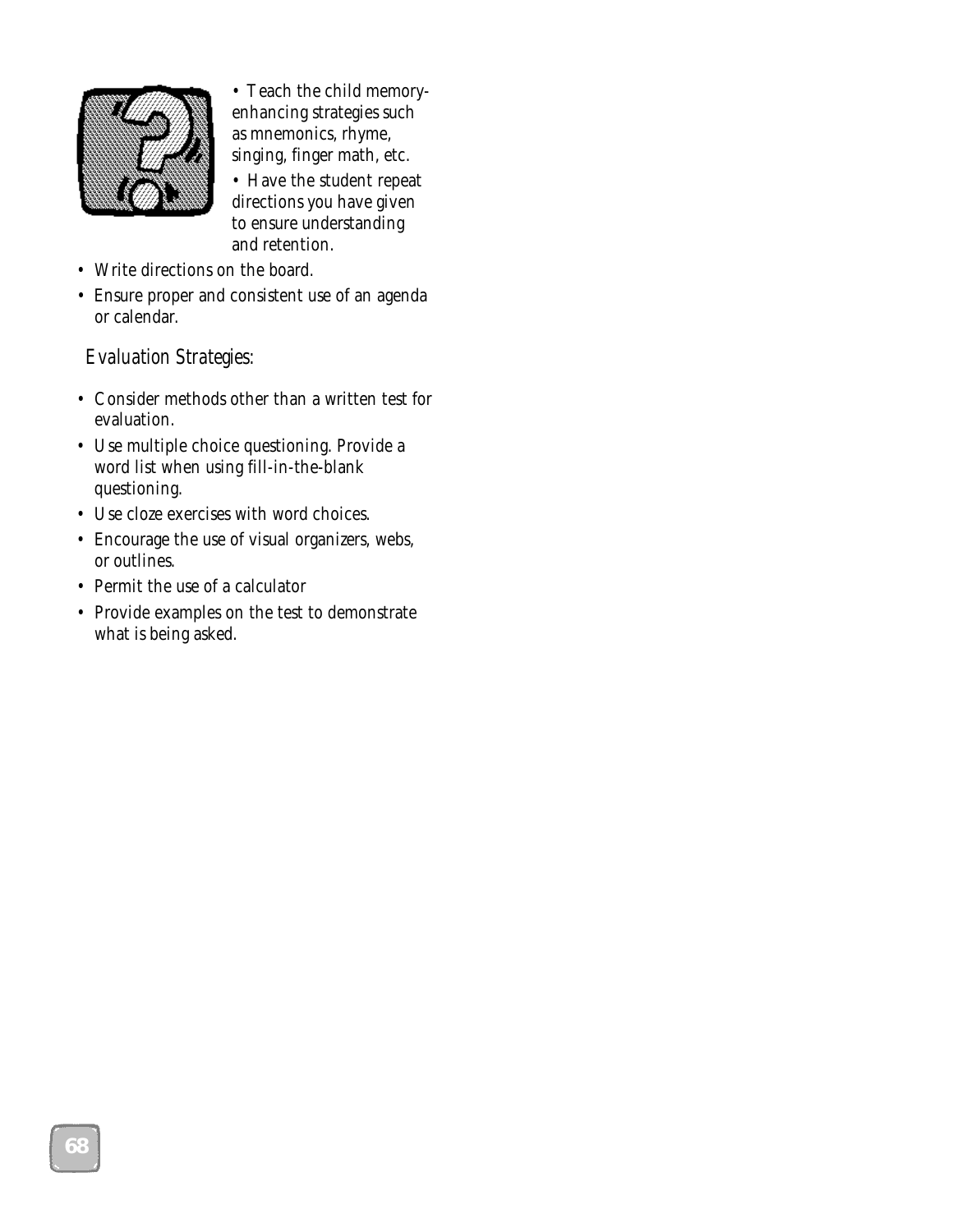- Teach the child memory-enhancing strategies such as mnemonics, rhyme, singing, finger math, etc.
- Have the student repeat directions you have given to ensure understanding and retention.
- Write directions on the board.
- Ensure proper and consistent use of an agenda or calendar.

### *Evaluation Strategies:*

- Consider methods other than a written test for evaluation.
- Use multiple choice questioning. Provide a word list when using fill-in-the-blank questioning.
- Use cloze exercises with word choices.
- Encourage the use of visual organizers, webs, or outlines.
- Permit the use of a calculator
- Provide examples on the test to demonstrate what is being asked.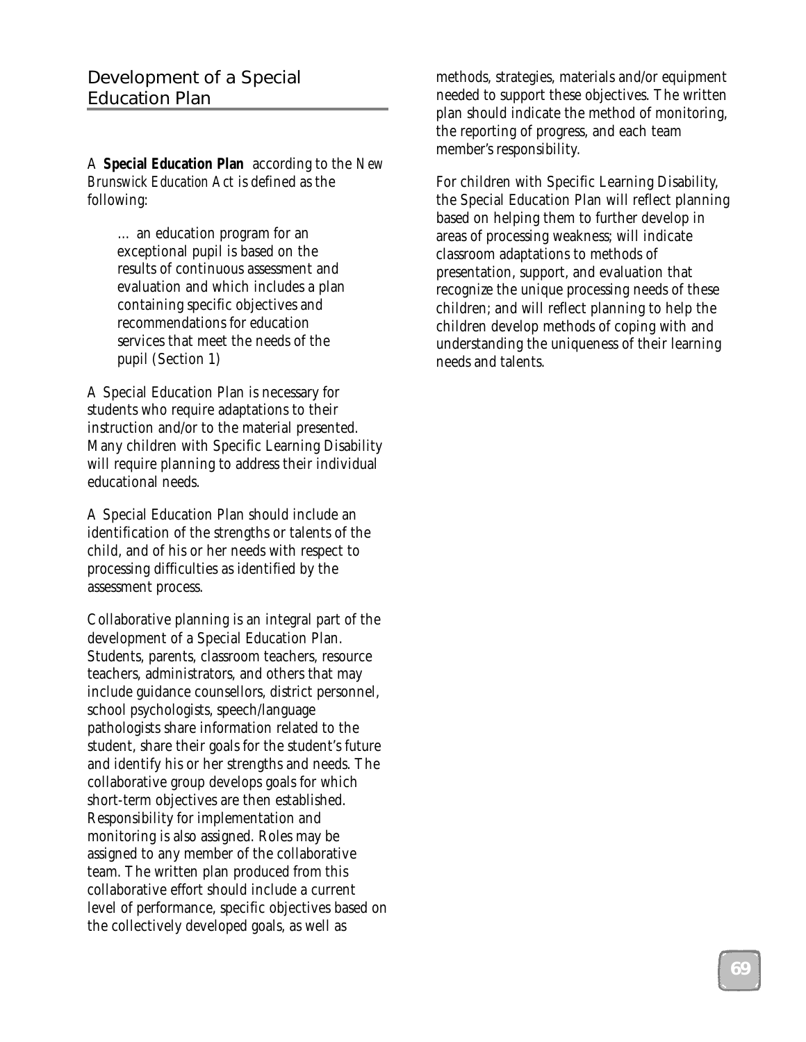## Development of a Special Education Plan

A **Special Education Plan** according to the *New Brunswick Education Act* is defined as the following:

> … an education program for an exceptional pupil is based on the results of continuous assessment and evaluation and which includes a plan containing specific objectives and recommendations for education services that meet the needs of the pupil (Section 1)

A Special Education Plan is necessary for students who require adaptations to their instruction and/or to the material presented. Many children with Specific Learning Disability will require planning to address their individual educational needs.

A Special Education Plan should include an identification of the strengths or talents of the child, and of his or her needs with respect to processing difficulties as identified by the assessment process.

Collaborative planning is an integral part of the development of a Special Education Plan. Students, parents, classroom teachers, resource teachers, administrators, and others that may include guidance counsellors, district personnel, school psychologists, speech/language pathologists share information related to the student, share their goals for the student's future and identify his or her strengths and needs. The collaborative group develops goals for which short-term objectives are then established. Responsibility for implementation and monitoring is also assigned. Roles may be assigned to any member of the collaborative team. The written plan produced from this collaborative effort should include a current level of performance, specific objectives based on the collectively developed goals, as well as methods, strategies, materials and/or equipment needed to support these objectives. The written plan should indicate the method of monitoring, the reporting of progress, and each team member's responsibility.

For children with Specific Learning Disability, the Special Education Plan will reflect planning based on helping them to further develop in areas of processing weakness; will indicate classroom adaptations to methods of presentation, support, and evaluation that recognize the unique processing needs of these children; and will reflect planning to help the children develop methods of coping with and understanding the uniqueness of their learning needs and talents.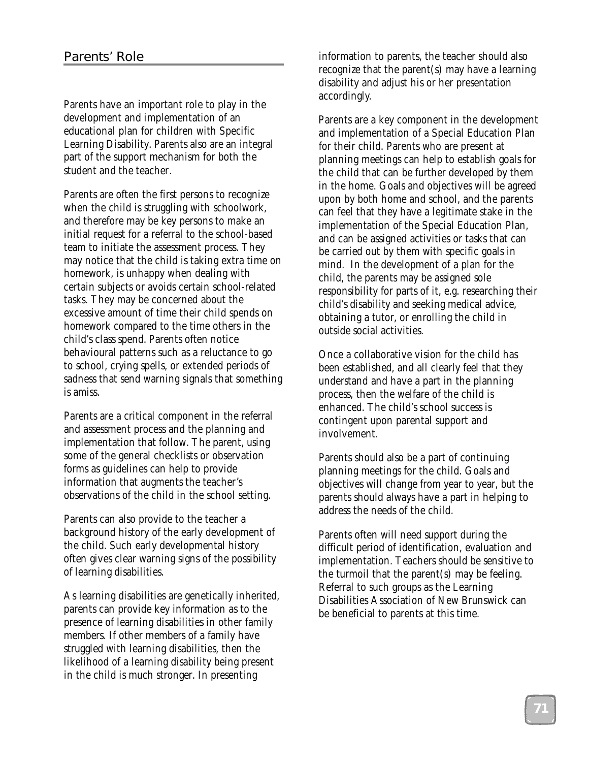## Parents' Role

Parents have an important role to play in the development and implementation of an educational plan for children with Specific Learning Disability. Parents also are an integral part of the support mechanism for both the student and the teacher.

Parents are often the first persons to recognize when the child is struggling with schoolwork, and therefore may be key persons to make an initial request for a referral to the school-based team to initiate the assessment process. They may notice that the child is taking extra time on homework, is unhappy when dealing with certain subjects or avoids certain school-related tasks. They may be concerned about the excessive amount of time their child spends on homework compared to the time others in the child's class spend. Parents often notice behavioural patterns such as a reluctance to go to school, crying spells, or extended periods of sadness that send warning signals that something is amiss.

Parents are a critical component in the referral and assessment process and the planning and implementation that follow. The parent, using some of the general checklists or observation forms as guidelines can help to provide information that augments the teacher's observations of the child in the school setting.

Parents can also provide to the teacher a background history of the early development of the child. Such early developmental history often gives clear warning signs of the possibility of learning disabilities.

As learning disabilities are genetically inherited, parents can provide key information as to the presence of learning disabilities in other family members. If other members of a family have struggled with learning disabilities, then the likelihood of a learning disability being present in the child is much stronger. In presenting information to parents, the teacher should also recognize that the parent(s) may have a learning disability and adjust his or her presentation accordingly.

Parents are a key component in the development and implementation of a Special Education Plan for their child. Parents who are present at planning meetings can help to establish goals for the child that can be further developed by them in the home. Goals and objectives will be agreed upon by both home and school, and the parents can feel that they have a legitimate stake in the implementation of the Special Education Plan, and can be assigned activities or tasks that can be carried out by them with specific goals in mind. In the development of a plan for the child, the parents may be assigned sole responsibility for parts of it, e.g. researching their child's disability and seeking medical advice, obtaining a tutor, or enrolling the child in outside social activities.

Once a collaborative vision for the child has been established, and all clearly feel that they understand and have a part in the planning process, then the welfare of the child is enhanced. The child's school success is contingent upon parental support and involvement.

Parents should also be a part of continuing planning meetings for the child. Goals and objectives will change from year to year, but the parents should always have a part in helping to address the needs of the child.

Parents often will need support during the difficult period of identification, evaluation and implementation. Teachers should be sensitive to the turmoil that the parent(s) may be feeling. Referral to such groups as the Learning Disabilities Association of New Brunswick can be beneficial to parents at this time.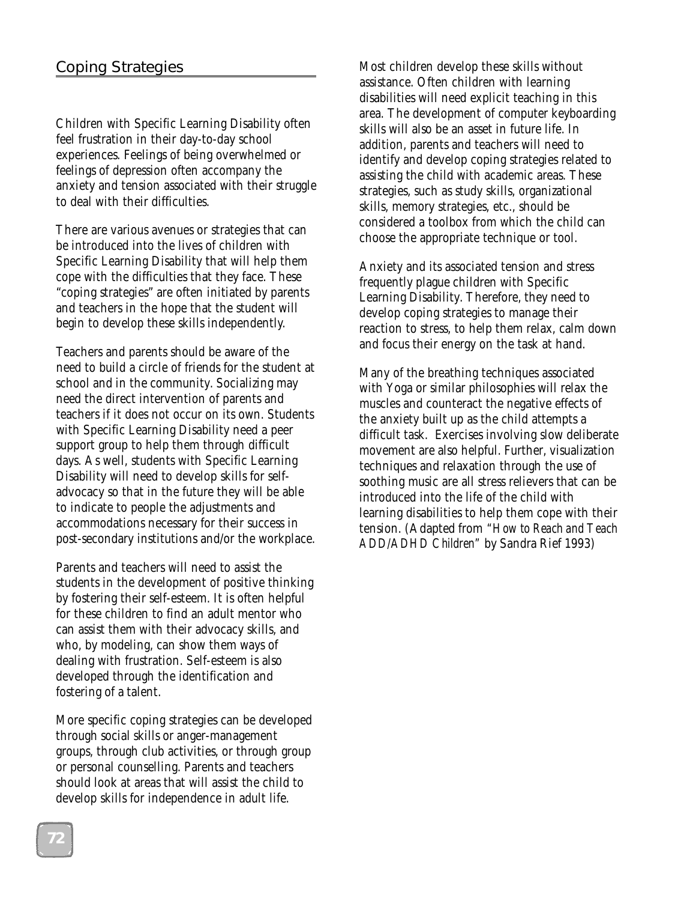## Coping Strategies

Children with Specific Learning Disability often feel frustration in their day-to-day school experiences. Feelings of being overwhelmed or feelings of depression often accompany the anxiety and tension associated with their struggle to deal with their difficulties.

There are various avenues or strategies that can be introduced into the lives of children with Specific Learning Disability that will help them cope with the difficulties that they face. These "coping strategies" are often initiated by parents and teachers in the hope that the student will begin to develop these skills independently.

Teachers and parents should be aware of the need to build a circle of friends for the student at school and in the community. Socializing may need the direct intervention of parents and teachers if it does not occur on its own. Students with Specific Learning Disability need a peer support group to help them through difficult days. As well, students with Specific Learning Disability will need to develop skills for self-advocacy so that in the future they will be able to indicate to people the adjustments and accommodations necessary for their success in post-secondary institutions and/or the workplace.

Parents and teachers will need to assist the students in the development of positive thinking by fostering their self-esteem. It is often helpful for these children to find an adult mentor who can assist them with their advocacy skills, and who, by modeling, can show them ways of dealing with frustration. Self-esteem is also developed through the identification and fostering of a talent.

More specific coping strategies can be developed through social skills or anger-management groups, through club activities, or through group or personal counselling. Parents and teachers should look at areas that will assist the child to develop skills for independence in adult life.

Most children develop these skills without assistance. Often children with learning disabilities will need explicit teaching in this area. The development of computer keyboarding skills will also be an asset in future life. In addition, parents and teachers will need to identify and develop coping strategies related to assisting the child with academic areas. These strategies, such as study skills, organizational skills, memory strategies, etc., should be considered a toolbox from which the child can choose the appropriate technique or tool.

Anxiety and its associated tension and stress frequently plague children with Specific Learning Disability. Therefore, they need to develop coping strategies to manage their reaction to stress, to help them relax, calm down and focus their energy on the task at hand.

Many of the breathing techniques associated with Yoga or similar philosophies will relax the muscles and counteract the negative effects of the anxiety built up as the child attempts a difficult task. Exercises involving slow deliberate movement are also helpful. Further, visualization techniques and relaxation through the use of soothing music are all stress relievers that can be introduced into the life of the child with learning disabilities to help them cope with their tension. (Adapted from *"How to Reach and Teach ADD/ADHD Children"* by Sandra Rief 1993)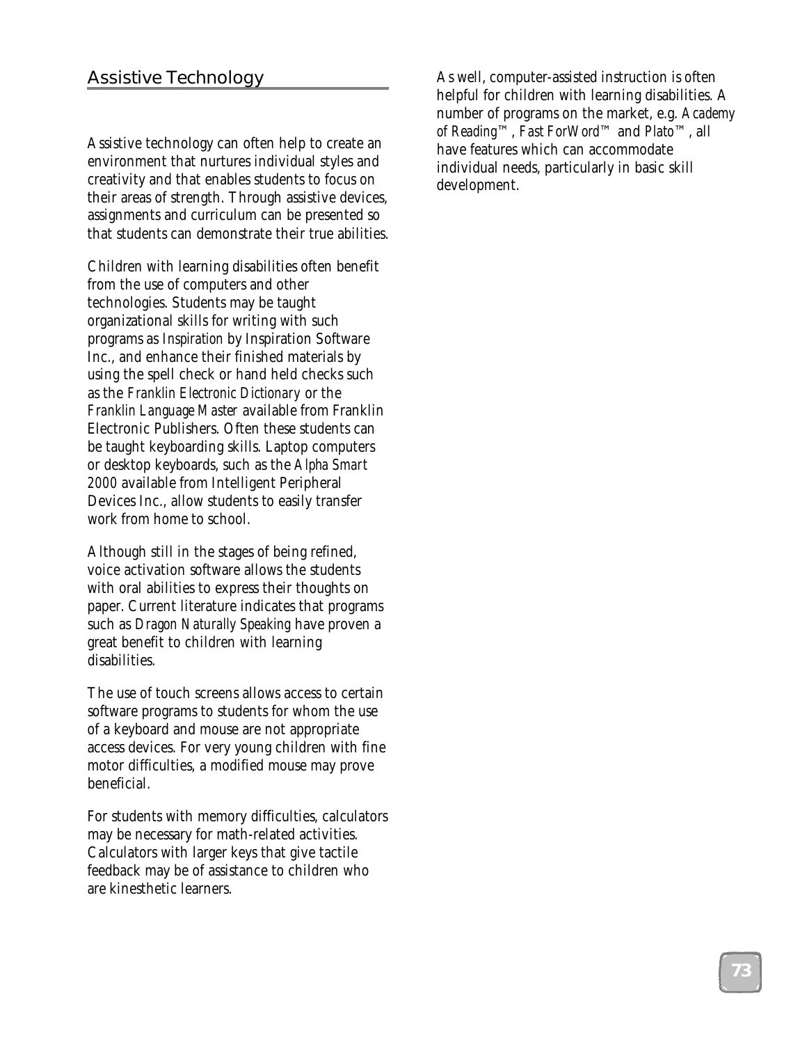## Assistive Technology

Assistive technology can often help to create an environment that nurtures individual styles and creativity and that enables students to focus on their areas of strength. Through assistive devices, assignments and curriculum can be presented so that students can demonstrate their true abilities.

Children with learning disabilities often benefit from the use of computers and other technologies. Students may be taught organizational skills for writing with such programs as *Inspiration* by Inspiration Software Inc., and enhance their finished materials by using the spell check or hand held checks such as the *Franklin Electronic Dictionary* or the *Franklin Language Master* available from Franklin Electronic Publishers. Often these students can be taught keyboarding skills. Laptop computers or desktop keyboards, such as the *Alpha Smart 2000* available from Intelligent Peripheral Devices Inc., allow students to easily transfer work from home to school.

Although still in the stages of being refined, voice activation software allows the students with oral abilities to express their thoughts on paper. Current literature indicates that programs such as *Dragon Naturally Speaking* have proven a great benefit to children with learning disabilities.

The use of touch screens allows access to certain software programs to students for whom the use of a keyboard and mouse are not appropriate access devices. For very young children with fine motor difficulties, a modified mouse may prove beneficial.

For students with memory difficulties, calculators may be necessary for math-related activities. Calculators with larger keys that give tactile feedback may be of assistance to children who are kinesthetic learners.

As well, computer-assisted instruction is often helpful for children with learning disabilities. A number of programs on the market, e.g. *Academy of Reading™*, *Fast ForWord™* and *Plato™*, all have features which can accommodate individual needs, particularly in basic skill development.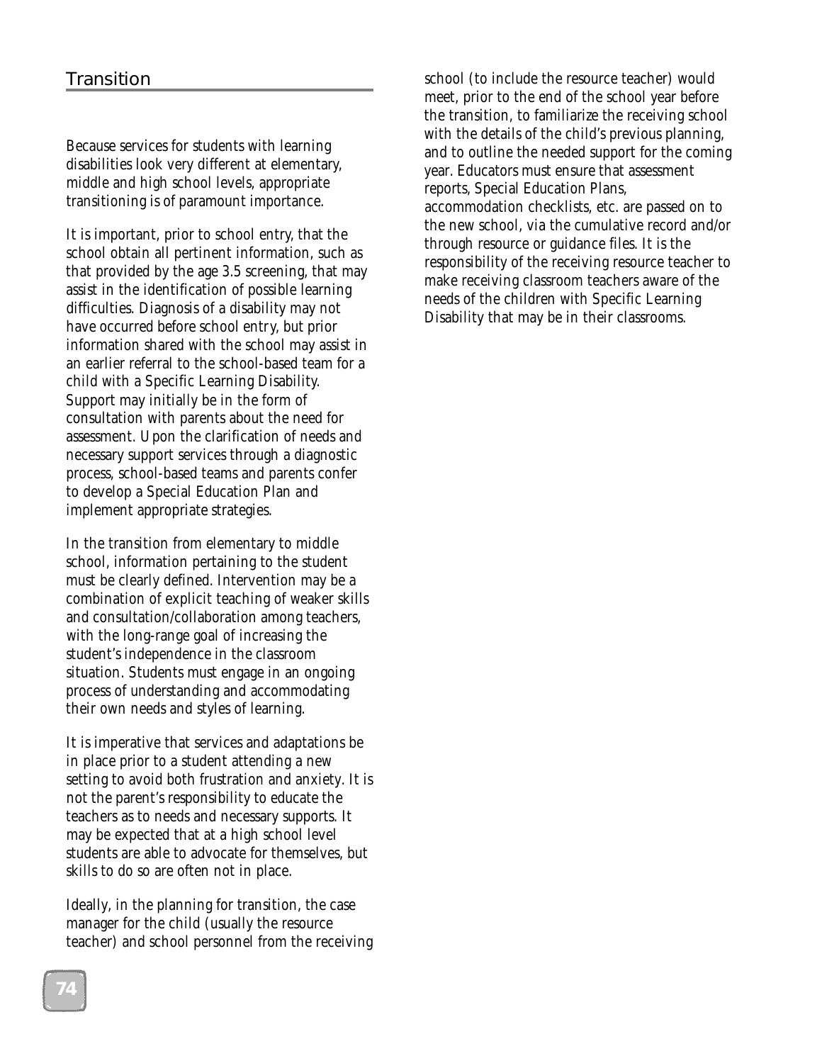## Transition

Because services for students with learning disabilities look very different at elementary, middle and high school levels, appropriate transitioning is of paramount importance.

It is important, prior to school entry, that the school obtain all pertinent information, such as that provided by the age 3.5 screening, that may assist in the identification of possible learning difficulties. Diagnosis of a disability may not have occurred before school entry, but prior information shared with the school may assist in an earlier referral to the school-based team for a child with a Specific Learning Disability. Support may initially be in the form of consultation with parents about the need for assessment. Upon the clarification of needs and necessary support services through a diagnostic process, school-based teams and parents confer to develop a Special Education Plan and implement appropriate strategies.

In the transition from elementary to middle school, information pertaining to the student must be clearly defined. Intervention may be a combination of explicit teaching of weaker skills and consultation/collaboration among teachers, with the long-range goal of increasing the student's independence in the classroom situation. Students must engage in an ongoing process of understanding and accommodating their own needs and styles of learning.

It is imperative that services and adaptations be in place prior to a student attending a new setting to avoid both frustration and anxiety. It is not the parent's responsibility to educate the teachers as to needs and necessary supports. It may be expected that at a high school level students are able to advocate for themselves, but skills to do so are often not in place.

Ideally, in the planning for transition, the case manager for the child (usually the resource teacher) and school personnel from the receiving school (to include the resource teacher) would meet, prior to the end of the school year before the transition, to familiarize the receiving school with the details of the child's previous planning, and to outline the needed support for the coming year. Educators must ensure that assessment reports, Special Education Plans, accommodation checklists, etc. are passed on to the new school, via the cumulative record and/or through resource or guidance files. It is the responsibility of the receiving resource teacher to make receiving classroom teachers aware of the needs of the children with Specific Learning Disability that may be in their classrooms.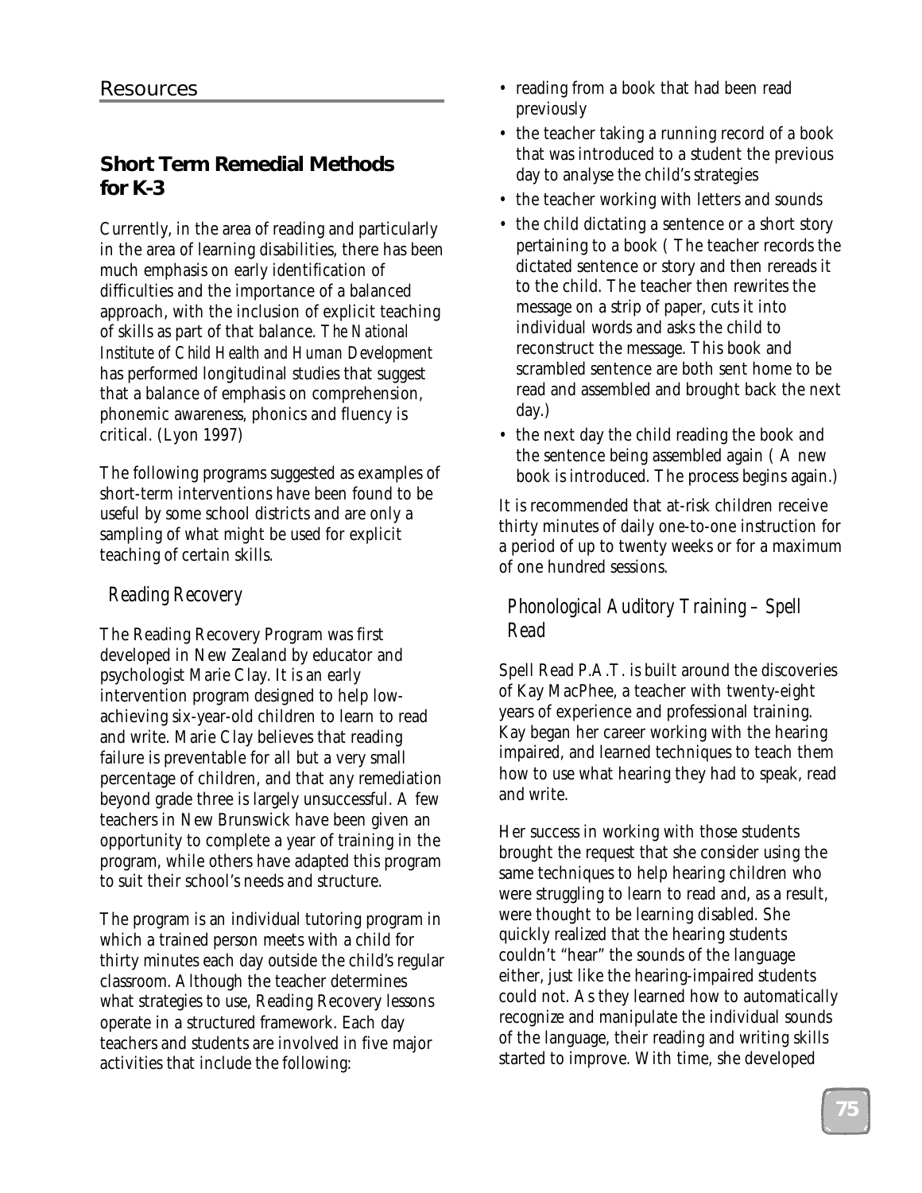## Resources

### Short Term Remedial Methods for K-3

Currently, in the area of reading and particularly in the area of learning disabilities, there has been much emphasis on early identification of difficulties and the importance of a balanced approach, with the inclusion of explicit teaching of skills as part of that balance. *The National Institute of Child Health and Human Development* has performed longitudinal studies that suggest that a balance of emphasis on comprehension, phonemic awareness, phonics and fluency is critical. (Lyon 1997)

The following programs suggested as examples of short-term interventions have been found to be useful by some school districts and are only a sampling of what might be used for explicit teaching of certain skills.

#### Reading Recovery

The Reading Recovery Program was first developed in New Zealand by educator and psychologist Marie Clay. It is an early intervention program designed to help low-achieving six-year-old children to learn to read and write. Marie Clay believes that reading failure is preventable for all but a very small percentage of children, and that any remediation beyond grade three is largely unsuccessful. A few teachers in New Brunswick have been given an opportunity to complete a year of training in the program, while others have adapted this program to suit their school's needs and structure.

The program is an individual tutoring program in which a trained person meets with a child for thirty minutes each day outside the child's regular classroom. Although the teacher determines what strategies to use, Reading Recovery lessons operate in a structured framework. Each day teachers and students are involved in five major activities that include the following:

- reading from a book that had been read previously
- the teacher taking a running record of a book that was introduced to a student the previous day to analyse the child's strategies
- the teacher working with letters and sounds
- the child dictating a sentence or a short story pertaining to a book ( The teacher records the dictated sentence or story and then rereads it to the child. The teacher then rewrites the message on a strip of paper, cuts it into individual words and asks the child to reconstruct the message. This book and scrambled sentence are both sent home to be read and assembled and brought back the next day.)
- the next day the child reading the book and the sentence being assembled again ( A new book is introduced. The process begins again.)

It is recommended that at-risk children receive thirty minutes of daily one-to-one instruction for a period of up to twenty weeks or for a maximum of one hundred sessions.

#### Phonological Auditory Training – Spell Read

Spell Read P.A.T. is built around the discoveries of Kay MacPhee, a teacher with twenty-eight years of experience and professional training. Kay began her career working with the hearing impaired, and learned techniques to teach them how to use what hearing they had to speak, read and write.

Her success in working with those students brought the request that she consider using the same techniques to help hearing children who were struggling to learn to read and, as a result, were thought to be learning disabled. She quickly realized that the hearing students couldn't "hear" the sounds of the language either, just like the hearing-impaired students could not. As they learned how to automatically recognize and manipulate the individual sounds of the language, their reading and writing skills started to improve. With time, she developed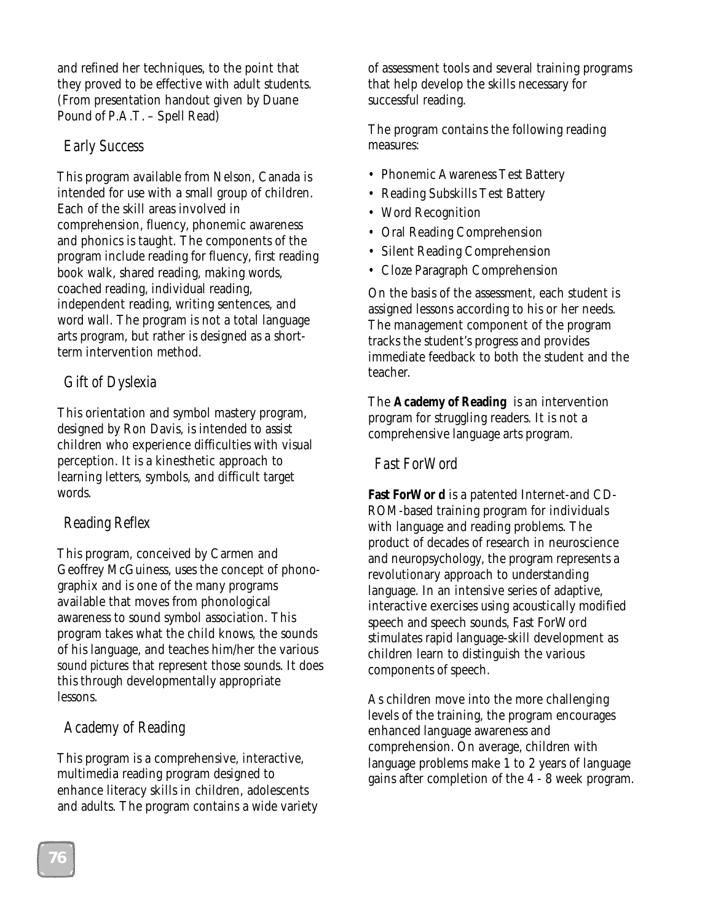and refined her techniques, to the point that they proved to be effective with adult students. (From presentation handout given by Duane Pound of P.A.T. – Spell Read)

### Early Success

This program available from Nelson, Canada is intended for use with a small group of children. Each of the skill areas involved in comprehension, fluency, phonemic awareness and phonics is taught. The components of the program include reading for fluency, first reading book walk, shared reading, making words, coached reading, individual reading, independent reading, writing sentences, and word wall. The program is not a total language arts program, but rather is designed as a short-term intervention method.

### Gift of Dyslexia

This orientation and symbol mastery program, designed by Ron Davis, is intended to assist children who experience difficulties with visual perception. It is a kinesthetic approach to learning letters, symbols, and difficult target words.

### Reading Reflex

This program, conceived by Carmen and Geoffrey McGuiness, uses the concept of phono-graphix and is one of the many programs available that moves from phonological awareness to sound symbol association. This program takes what the child knows, the sounds of his language, and teaches him/her the various *sound pictures* that represent those sounds. It does this through developmentally appropriate lessons.

### Academy of Reading

This program is a comprehensive, interactive, multimedia reading program designed to enhance literacy skills in children, adolescents and adults. The program contains a wide variety of assessment tools and several training programs that help develop the skills necessary for successful reading.

The program contains the following reading measures:

- Phonemic Awareness Test Battery
- Reading Subskills Test Battery
- Word Recognition
- Oral Reading Comprehension
- Silent Reading Comprehension
- Cloze Paragraph Comprehension

On the basis of the assessment, each student is assigned lessons according to his or her needs. The management component of the program tracks the student's progress and provides immediate feedback to both the student and the teacher.

The **Academy of Reading** is an intervention program for struggling readers. It is not a comprehensive language arts program.

### Fast ForWord

**Fast ForWor d** is a patented Internet-and CD-ROM-based training program for individuals with language and reading problems. The product of decades of research in neuroscience and neuropsychology, the program represents a revolutionary approach to understanding language. In an intensive series of adaptive, interactive exercises using acoustically modified speech and speech sounds, Fast ForWord stimulates rapid language-skill development as children learn to distinguish the various components of speech.

As children move into the more challenging levels of the training, the program encourages enhanced language awareness and comprehension. On average, children with language problems make 1 to 2 years of language gains after completion of the 4 - 8 week program.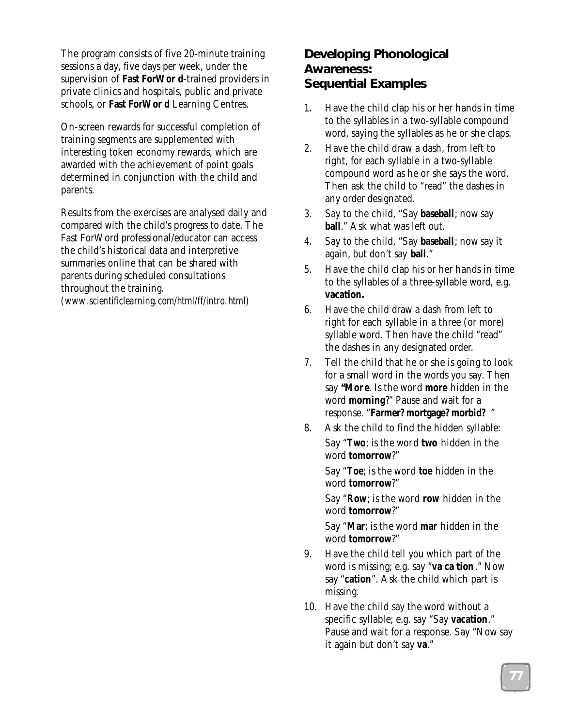The program consists of five 20-minute training sessions a day, five days per week, under the supervision of **Fast ForWord**-trained providers in private clinics and hospitals, public and private schools, or **Fast ForWord** Learning Centres.

On-screen rewards for successful completion of training segments are supplemented with interesting token economy rewards, which are awarded with the achievement of point goals determined in conjunction with the child and parents.

Results from the exercises are analysed daily and compared with the child's progress to date. The Fast ForWord professional/educator can access the child's historical data and interpretive summaries online that can be shared with parents during scheduled consultations throughout the training.
*(www.scientificlearning.com/html/ff/intro.html)*

## Developing Phonological Awareness: Sequential Examples

1. Have the child clap his or her hands in time to the syllables in a two-syllable compound word, saying the syllables as he or she claps.
2. Have the child draw a dash, from left to right, for each syllable in a two-syllable compound word as he or she says the word. Then ask the child to "read" the dashes in any order designated.
3. Say to the child, "Say **baseball**; now say **ball**." Ask what was left out.
4. Say to the child, "Say **baseball**; now say it again, but don't say **ball**."
5. Have the child clap his or her hands in time to the syllables of a three-syllable word, e.g. **vacation.**
6. Have the child draw a dash from left to right for each syllable in a three (or more) syllable word. Then have the child "read" the dashes in any designated order.
7. Tell the child that he or she is going to look for a small word in the words you say. Then say **"More**. Is the word **more** hidden in the word **morning**?" Pause and wait for a response. "**Farmer? mortgage? morbid?** "
8. Ask the child to find the hidden syllable:

   Say "**Two**; is the word **two** hidden in the word **tomorrow**?"

   Say "**Toe**; is the word **toe** hidden in the word **tomorrow**?"

   Say "**Row**; is the word **row** hidden in the word **tomorrow**?"

   Say "**Mar**; is the word **mar** hidden in the word **tomorrow**?"
9. Have the child tell you which part of the word is missing; e.g. say "**va ca tion**." Now say "**cation**". Ask the child which part is missing.
10. Have the child say the word without a specific syllable; e.g. say "Say **vacation**." Pause and wait for a response. Say "Now say it again but don't say **va**."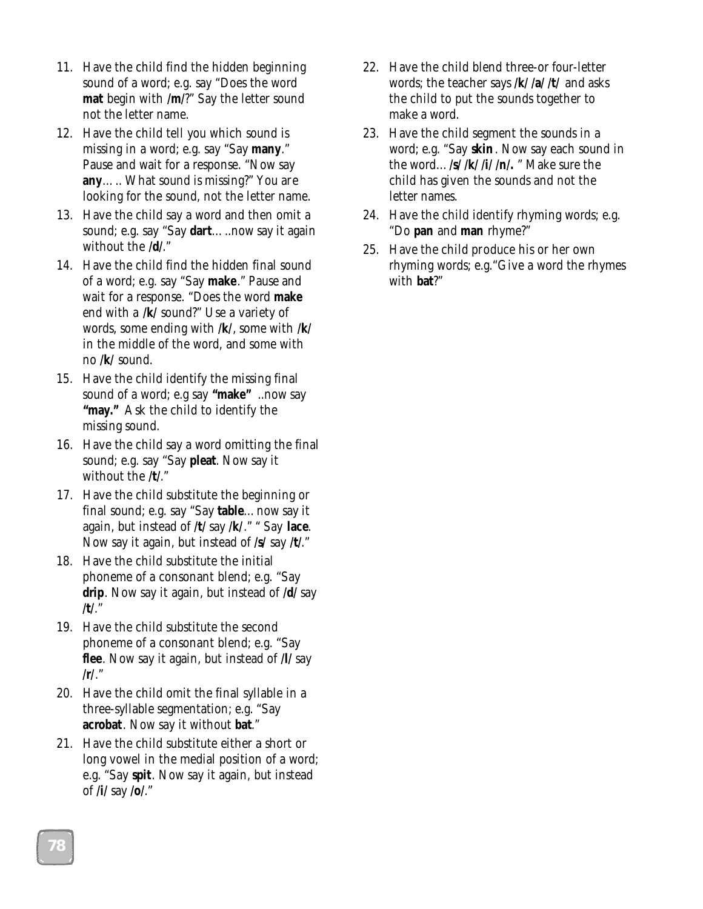11. Have the child find the hidden beginning sound of a word; e.g. say "Does the word **mat** begin with **/m/**?" Say the letter sound not the letter name.
12. Have the child tell you which sound is missing in a word; e.g. say "Say **many**." Pause and wait for a response. "Now say **any**….. What sound is missing?" You are looking for the sound, not the letter name.
13. Have the child say a word and then omit a sound; e.g. say "Say **dart**…..now say it again without the **/d/**."
14. Have the child find the hidden final sound of a word; e.g. say "Say **make**." Pause and wait for a response. "Does the word **make** end with a **/k/** sound?" Use a variety of words, some ending with **/k/**, some with **/k/** in the middle of the word, and some with no **/k/** sound.
15. Have the child identify the missing final sound of a word; e.g say **"make"** ..now say **"may."** Ask the child to identify the missing sound.
16. Have the child say a word omitting the final sound; e.g. say "Say **pleat**. Now say it without the **/t/**."
17. Have the child substitute the beginning or final sound; e.g. say "Say **table**… now say it again, but instead of **/t/** say **/k/**." " Say **lace**. Now say it again, but instead of **/s/** say **/t/**."
18. Have the child substitute the initial phoneme of a consonant blend; e.g. "Say **drip**. Now say it again, but instead of **/d/** say **/t/**."
19. Have the child substitute the second phoneme of a consonant blend; e.g. "Say **flee**. Now say it again, but instead of **/l/** say **/r/**."
20. Have the child omit the final syllable in a three-syllable segmentation; e.g. "Say **acrobat**. Now say it without **bat**."
21. Have the child substitute either a short or long vowel in the medial position of a word; e.g. "Say **spit**. Now say it again, but instead of **/i/** say **/o/**."
22. Have the child blend three-or four-letter words; the teacher says **/k/ /a/ /t/** and asks the child to put the sounds together to make a word.
23. Have the child segment the sounds in a word; e.g. "Say **skin**. Now say each sound in the word… **/s/ /k/ /i/ /n/.** " Make sure the child has given the sounds and not the letter names.
24. Have the child identify rhyming words; e.g. "Do **pan** and **man** rhyme?"
25. Have the child produce his or her own rhyming words; e.g."Give a word the rhymes with **bat**?"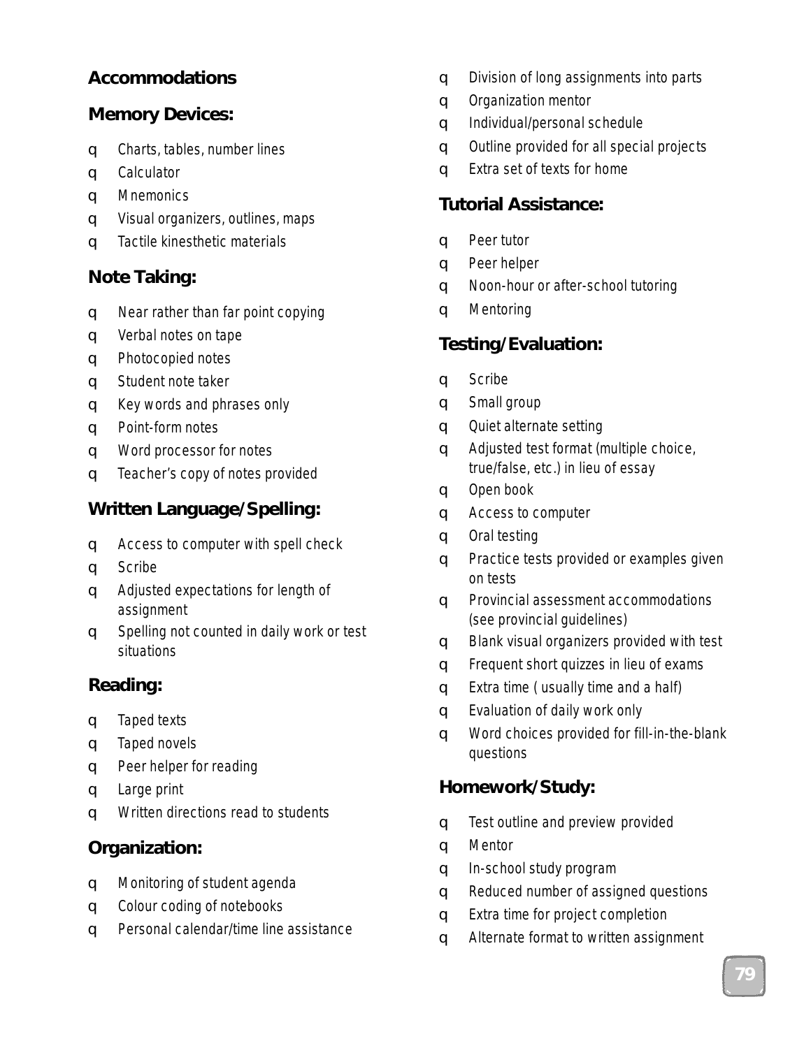## Accommodations

### Memory Devices:

- q Charts, tables, number lines
- q Calculator
- q Mnemonics
- q Visual organizers, outlines, maps
- q Tactile kinesthetic materials

### Note Taking:

- q Near rather than far point copying
- q Verbal notes on tape
- q Photocopied notes
- q Student note taker
- q Key words and phrases only
- q Point-form notes
- q Word processor for notes
- q Teacher's copy of notes provided

### Written Language/Spelling:

- q Access to computer with spell check
- q Scribe
- q Adjusted expectations for length of assignment
- q Spelling not counted in daily work or test situations

### Reading:

- q Taped texts
- q Taped novels
- q Peer helper for reading
- q Large print
- q Written directions read to students

### Organization:

- q Monitoring of student agenda
- q Colour coding of notebooks
- q Personal calendar/time line assistance
- q Division of long assignments into parts
- q Organization mentor
- q Individual/personal schedule
- q Outline provided for all special projects
- q Extra set of texts for home

### Tutorial Assistance:

- q Peer tutor
- q Peer helper
- q Noon-hour or after-school tutoring
- q Mentoring

### Testing/Evaluation:

- q Scribe
- q Small group
- q Quiet alternate setting
- q Adjusted test format (multiple choice, true/false, etc.) in lieu of essay
- q Open book
- q Access to computer
- q Oral testing
- q Practice tests provided or examples given on tests
- q Provincial assessment accommodations (see provincial guidelines)
- q Blank visual organizers provided with test
- q Frequent short quizzes in lieu of exams
- q Extra time ( usually time and a half)
- q Evaluation of daily work only
- q Word choices provided for fill-in-the-blank questions

### Homework/Study:

- q Test outline and preview provided
- q Mentor
- q In-school study program
- q Reduced number of assigned questions
- q Extra time for project completion
- q Alternate format to written assignment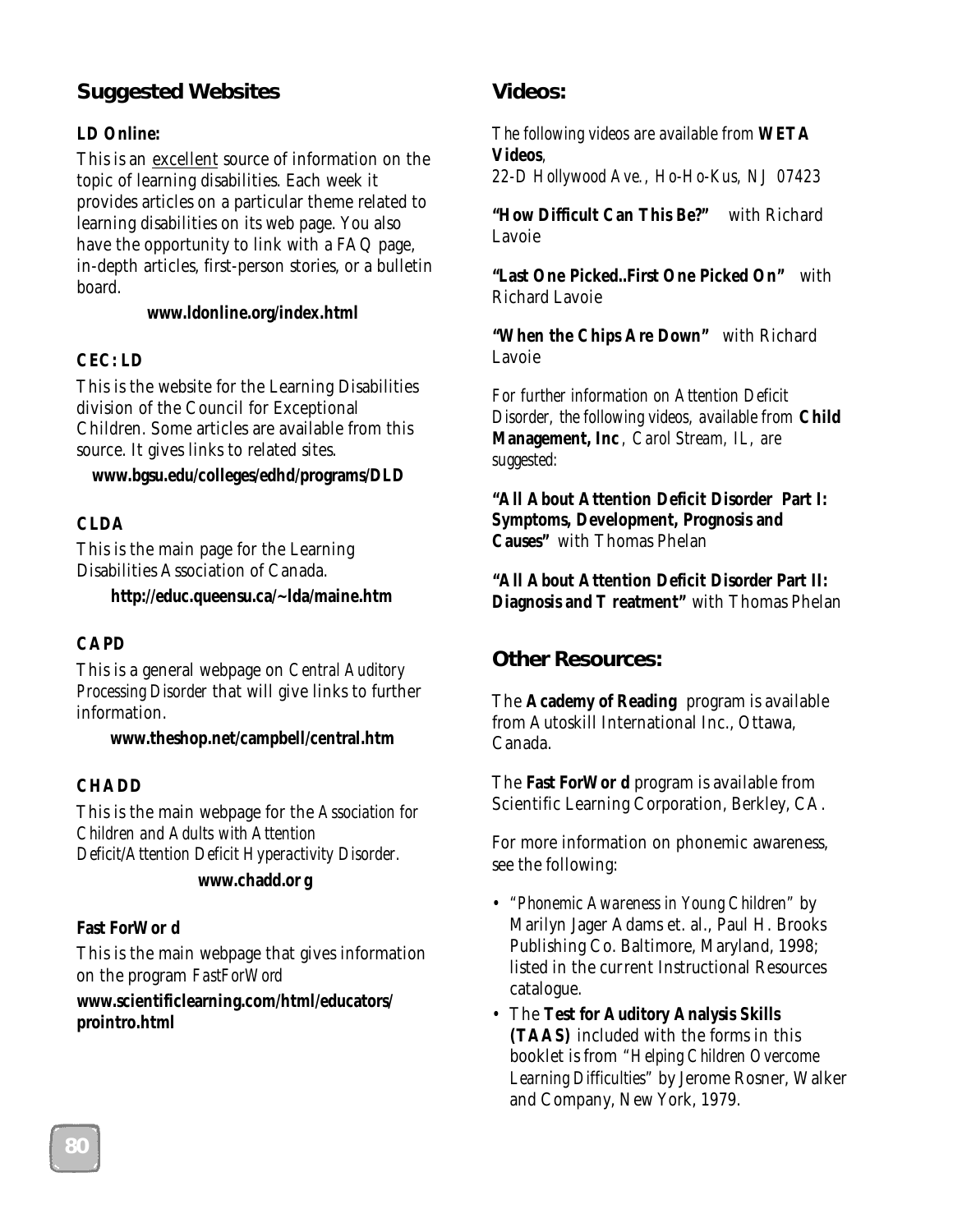## Suggested Websites

**LD Online:**

This is an excellent source of information on the topic of learning disabilities. Each week it provides articles on a particular theme related to learning disabilities on its web page. You also have the opportunity to link with a FAQ page, in-depth articles, first-person stories, or a bulletin board.

**www.ldonline.org/index.html**

**CEC: LD**

This is the website for the Learning Disabilities division of the Council for Exceptional Children. Some articles are available from this source. It gives links to related sites.

**www.bgsu.edu/colleges/edhd/programs/DLD**

**CLDA**

This is the main page for the Learning Disabilities Association of Canada.

**http://educ.queensu.ca/~lda/maine.htm**

**CAPD**

This is a general webpage on *Central Auditory Processing Disorder* that will give links to further information.

**www.theshop.net/campbell/central.htm**

**CHADD**

This is the main webpage for the *Association for Children and Adults with Attention Deficit/Attention Deficit Hyperactivity Disorder.*

**www.chadd.org**

**Fast ForWord**

This is the main webpage that gives information on the program *FastForWord*

**www.scientificlearning.com/html/educators/prointro.html**

## Videos:

*The following videos are available from* **WETA Videos**,
*22-D Hollywood Ave., Ho-Ho-Kus, NJ 07423*

**"How Difficult Can This Be?"** with Richard Lavoie

**"Last One Picked..First One Picked On"** with Richard Lavoie

**"When the Chips Are Down"** with Richard Lavoie

*For further information on Attention Deficit Disorder, the following videos, available from* **Child Management, Inc**, *Carol Stream, IL, are suggested:*

**"All About Attention Deficit Disorder Part I: Symptoms, Development, Prognosis and Causes"** with Thomas Phelan

**"All About Attention Deficit Disorder Part II: Diagnosis and Treatment"** with Thomas Phelan

## Other Resources:

The **Academy of Reading** program is available from Autoskill International Inc., Ottawa, Canada.

The **Fast ForWord** program is available from Scientific Learning Corporation, Berkley, CA.

For more information on phonemic awareness, see the following:

- *"Phonemic Awareness in Young Children"* by Marilyn Jager Adams et. al., Paul H. Brooks Publishing Co. Baltimore, Maryland, 1998; listed in the current Instructional Resources catalogue.
- The **Test for Auditory Analysis Skills (TAAS)** included with the forms in this booklet is from *"Helping Children Overcome Learning Difficulties"* by Jerome Rosner, Walker and Company, New York, 1979.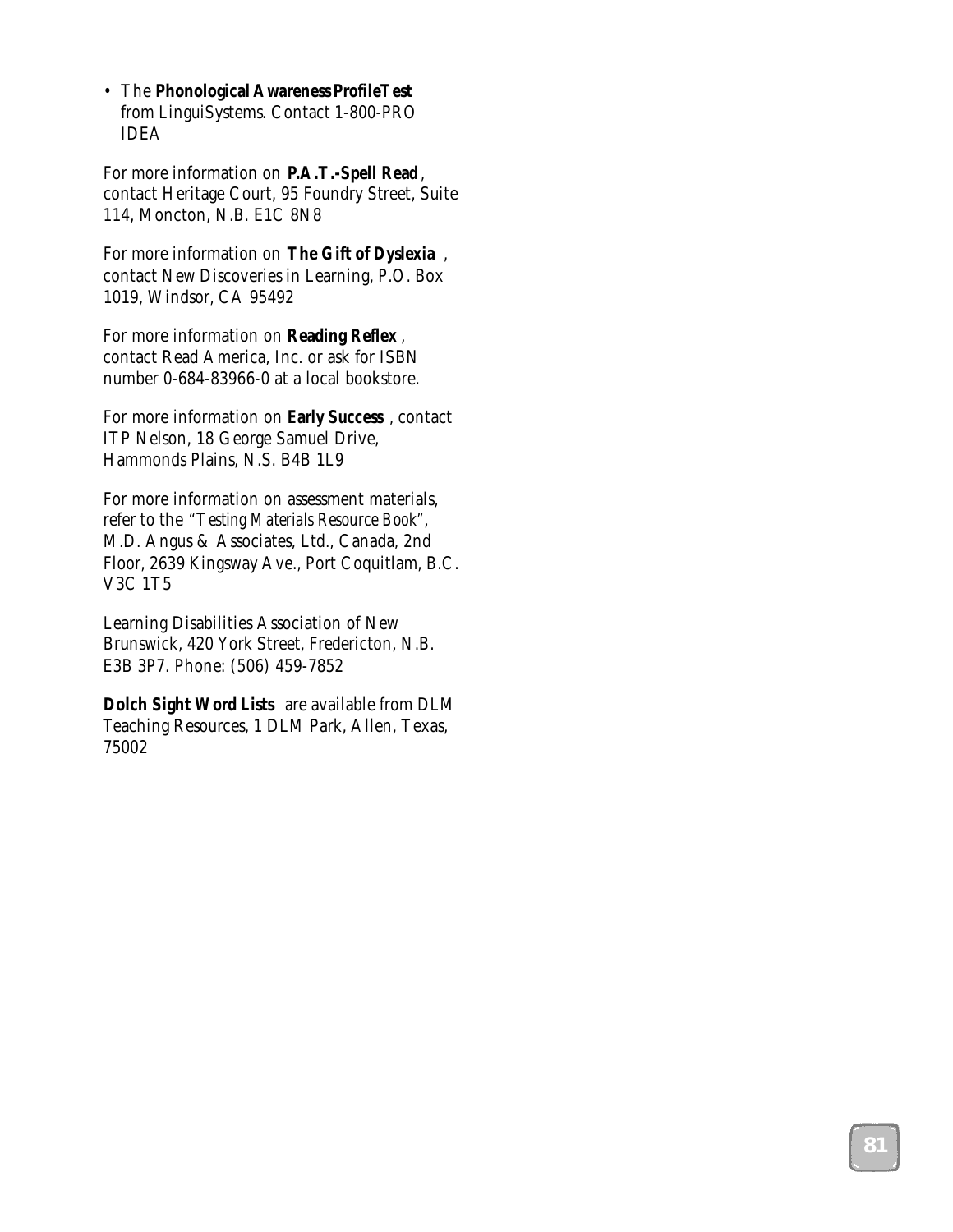- The **Phonological Awareness ProfileTest** from LinguiSystems. Contact 1-800-PRO IDEA

For more information on **P.A.T.-Spell Read**, contact Heritage Court, 95 Foundry Street, Suite 114, Moncton, N.B. E1C 8N8

For more information on **The Gift of Dyslexia** , contact New Discoveries in Learning, P.O. Box 1019, Windsor, CA 95492

For more information on **Reading Reflex** , contact Read America, Inc. or ask for ISBN number 0-684-83966-0 at a local bookstore.

For more information on **Early Success** , contact ITP Nelson, 18 George Samuel Drive, Hammonds Plains, N.S. B4B 1L9

For more information on assessment materials, refer to the *"Testing Materials Resource Book"*, M.D. Angus & Associates, Ltd., Canada, 2nd Floor, 2639 Kingsway Ave., Port Coquitlam, B.C. V3C 1T5

Learning Disabilities Association of New Brunswick, 420 York Street, Fredericton, N.B. E3B 3P7. Phone: (506) 459-7852

**Dolch Sight Word Lists** are available from DLM Teaching Resources, 1 DLM Park, Allen, Texas, 75002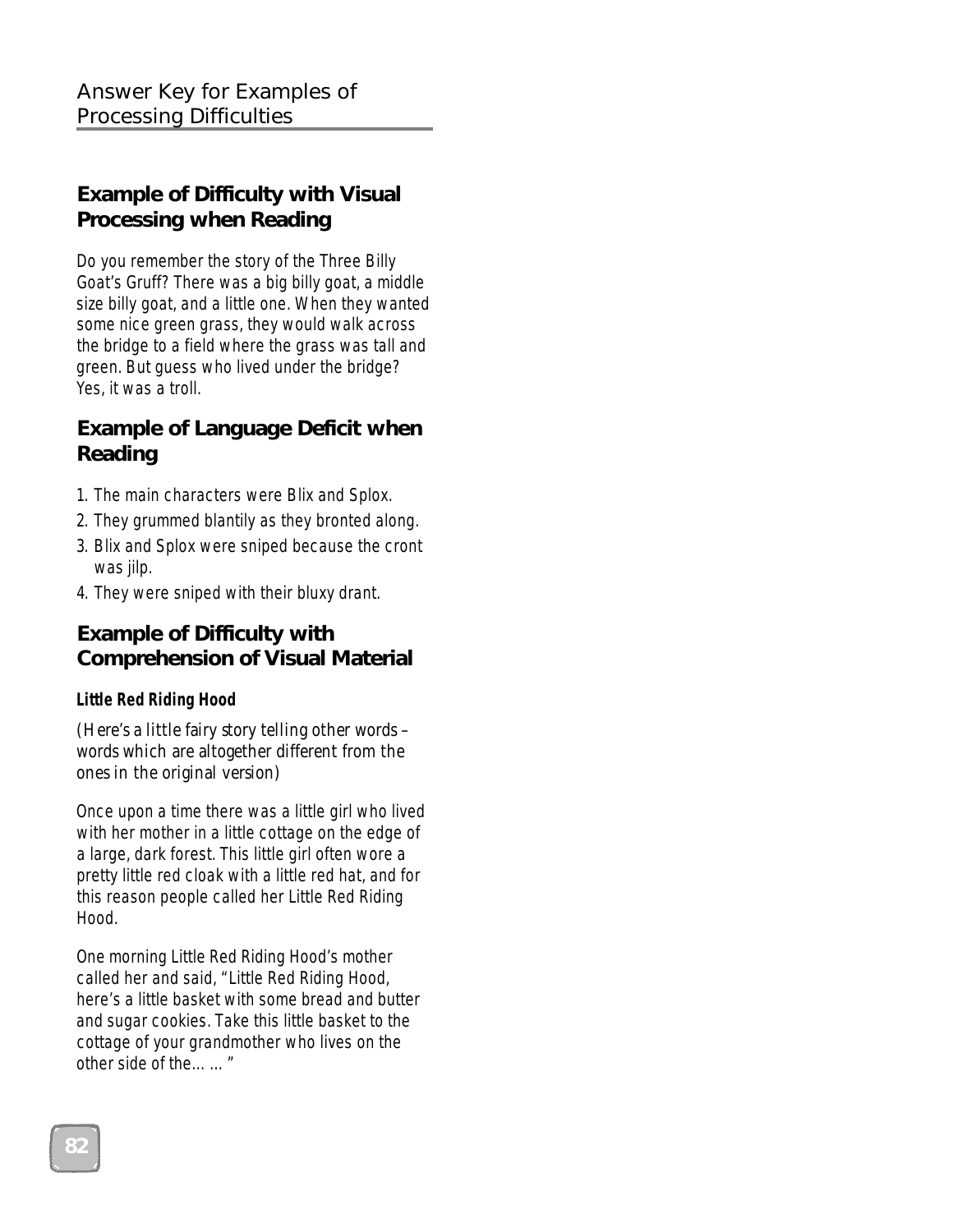# Answer Key for Examples of Processing Difficulties

## Example of Difficulty with Visual Processing when Reading

*Do you remember the story of the Three Billy Goat's Gruff? There was a big billy goat, a middle size billy goat, and a little one. When they wanted some nice green grass, they would walk across the bridge to a field where the grass was tall and green. But guess who lived under the bridge? Yes, it was a troll.*

## Example of Language Deficit when Reading

1. *The main characters were Blix and Splox.*
2. *They grummed blantily as they bronted along.*
3. *Blix and Splox were sniped because the cront was jilp.*
4. *They were sniped with their bluxy drant.*

## Example of Difficulty with Comprehension of Visual Material

**Little Red Riding Hood**

*(Here's a little fairy story telling other words – words which are altogether different from the ones in the original version)*

*Once upon a time there was a little girl who lived with her mother in a little cottage on the edge of a large, dark forest. This little girl often wore a pretty little red cloak with a little red hat, and for this reason people called her Little Red Riding Hood.*

*One morning Little Red Riding Hood's mother called her and said, "Little Red Riding Hood, here's a little basket with some bread and butter and sugar cookies. Take this little basket to the cottage of your grandmother who lives on the other side of the… … "*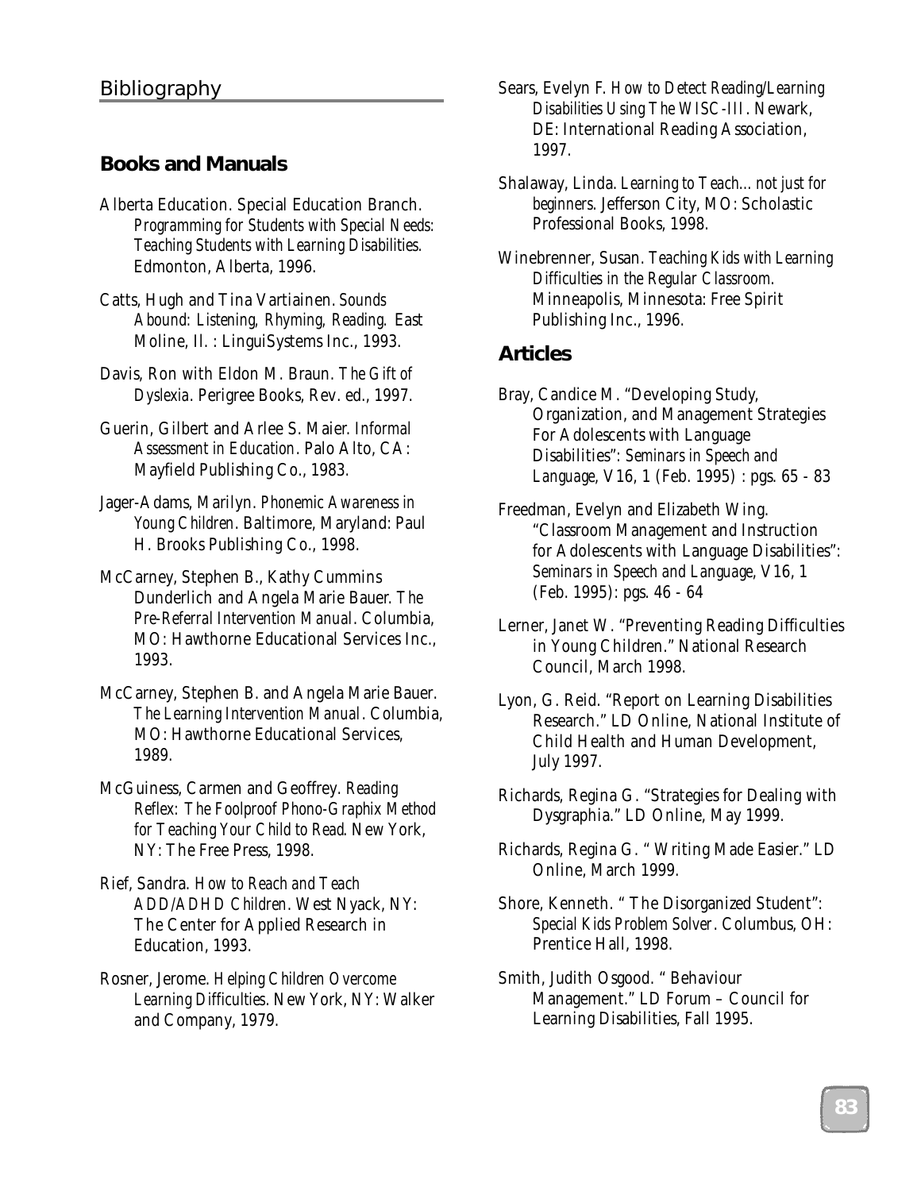## Bibliography

### Books and Manuals

Alberta Education. Special Education Branch. *Programming for Students with Special Needs: Teaching Students with Learning Disabilities.* Edmonton, Alberta, 1996.

Catts, Hugh and Tina Vartiainen. *Sounds Abound: Listening, Rhyming, Reading.* East Moline, Il. : LinguiSystems Inc., 1993.

Davis, Ron with Eldon M. Braun. *The Gift of Dyslexia.* Perigree Books, Rev. ed., 1997.

Guerin, Gilbert and Arlee S. Maier. *Informal Assessment in Education.* Palo Alto, CA: Mayfield Publishing Co., 1983.

Jager-Adams, Marilyn. *Phonemic Awareness in Young Children.* Baltimore, Maryland: Paul H. Brooks Publishing Co., 1998.

McCarney, Stephen B., Kathy Cummins Dunderlich and Angela Marie Bauer. *The Pre-Referral Intervention Manual.* Columbia, MO: Hawthorne Educational Services Inc., 1993.

McCarney, Stephen B. and Angela Marie Bauer. *The Learning Intervention Manual.* Columbia, MO: Hawthorne Educational Services, 1989.

McGuiness, Carmen and Geoffrey. *Reading Reflex: The Foolproof Phono-Graphix Method for Teaching Your Child to Read.* New York, NY: The Free Press, 1998.

Rief, Sandra. *How to Reach and Teach ADD/ADHD Children.* West Nyack, NY: The Center for Applied Research in Education, 1993.

Rosner, Jerome. *Helping Children Overcome Learning Difficulties.* New York, NY: Walker and Company, 1979.

Sears, Evelyn F. *How to Detect Reading/Learning Disabilities Using The WISC-III.* Newark, DE: International Reading Association, 1997.

Shalaway, Linda. *Learning to Teach…not just for beginners.* Jefferson City, MO: Scholastic Professional Books, 1998.

Winebrenner, Susan. *Teaching Kids with Learning Difficulties in the Regular Classroom.* Minneapolis, Minnesota: Free Spirit Publishing Inc., 1996.

### Articles

Bray, Candice M. "Developing Study, Organization, and Management Strategies For Adolescents with Language Disabilities": *Seminars in Speech and Language,* V16, 1 (Feb. 1995) : pgs. 65 - 83

Freedman, Evelyn and Elizabeth Wing. "Classroom Management and Instruction for Adolescents with Language Disabilities": *Seminars in Speech and Language,* V16, 1 (Feb. 1995): pgs. 46 - 64

Lerner, Janet W. "Preventing Reading Difficulties in Young Children." National Research Council, March 1998.

Lyon, G. Reid. "Report on Learning Disabilities Research." LD Online, National Institute of Child Health and Human Development, July 1997.

Richards, Regina G. "Strategies for Dealing with Dysgraphia." LD Online, May 1999.

Richards, Regina G. " Writing Made Easier." LD Online, March 1999.

Shore, Kenneth. " The Disorganized Student": *Special Kids Problem Solver.* Columbus, OH: Prentice Hall, 1998.

Smith, Judith Osgood. " Behaviour Management." LD Forum – Council for Learning Disabilities, Fall 1995.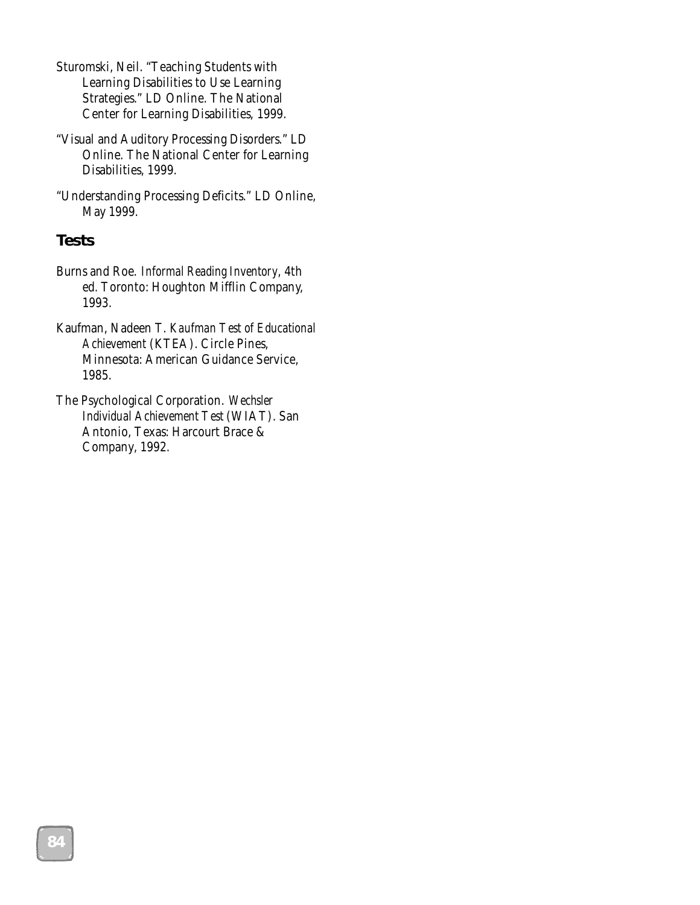Sturomski, Neil. "Teaching Students with Learning Disabilities to Use Learning Strategies." LD Online. The National Center for Learning Disabilities, 1999.

"Visual and Auditory Processing Disorders." LD Online. The National Center for Learning Disabilities, 1999.

"Understanding Processing Deficits." LD Online, May 1999.

## Tests

Burns and Roe. *Informal Reading Inventory*, 4th ed. Toronto: Houghton Mifflin Company, 1993.

Kaufman, Nadeen T. *Kaufman Test of Educational Achievement* (KTEA). Circle Pines, Minnesota: American Guidance Service, 1985.

The Psychological Corporation. *Wechsler Individual Achievement Test* (WIAT). San Antonio, Texas: Harcourt Brace & Company, 1992.